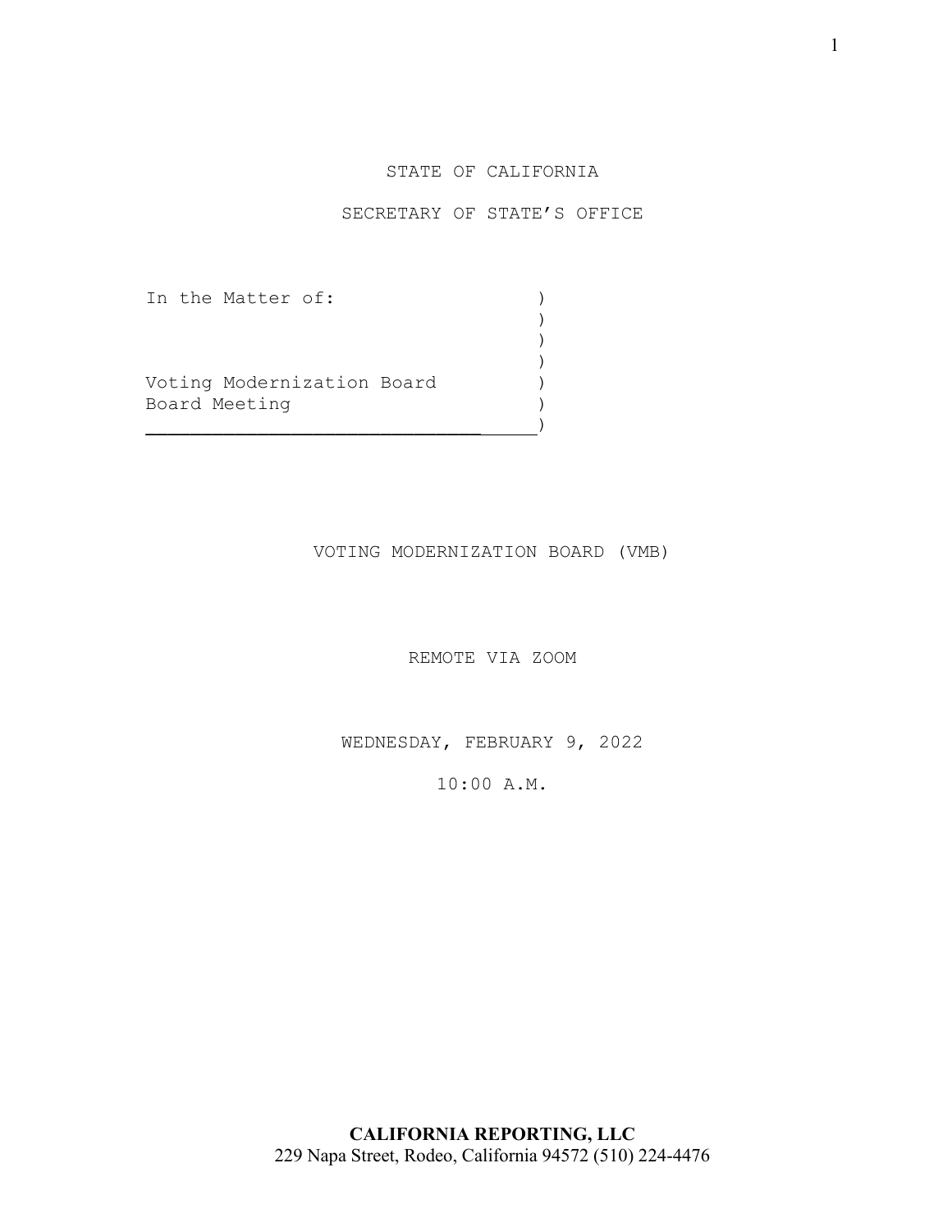STATE OF CALIFORNIA

SECRETARY OF STATE'S OFFICE

In the Matter of:

Voting Modernization Board
Board Meeting

VOTING MODERNIZATION BOARD (VMB)

REMOTE VIA ZOOM

WEDNESDAY, FEBRUARY 9, 2022

10:00 A.M.

**CALIFORNIA REPORTING, LLC**
229 Napa Street, Rodeo, California 94572 (510) 224-4476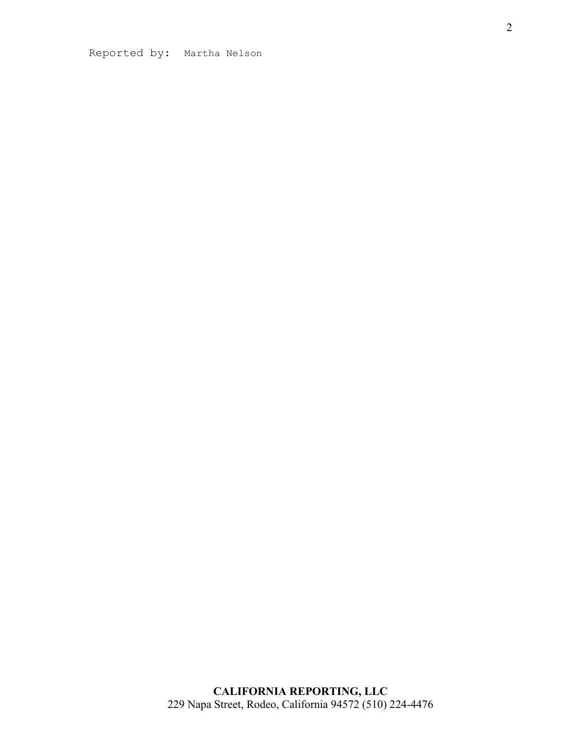Reported by: Martha Nelson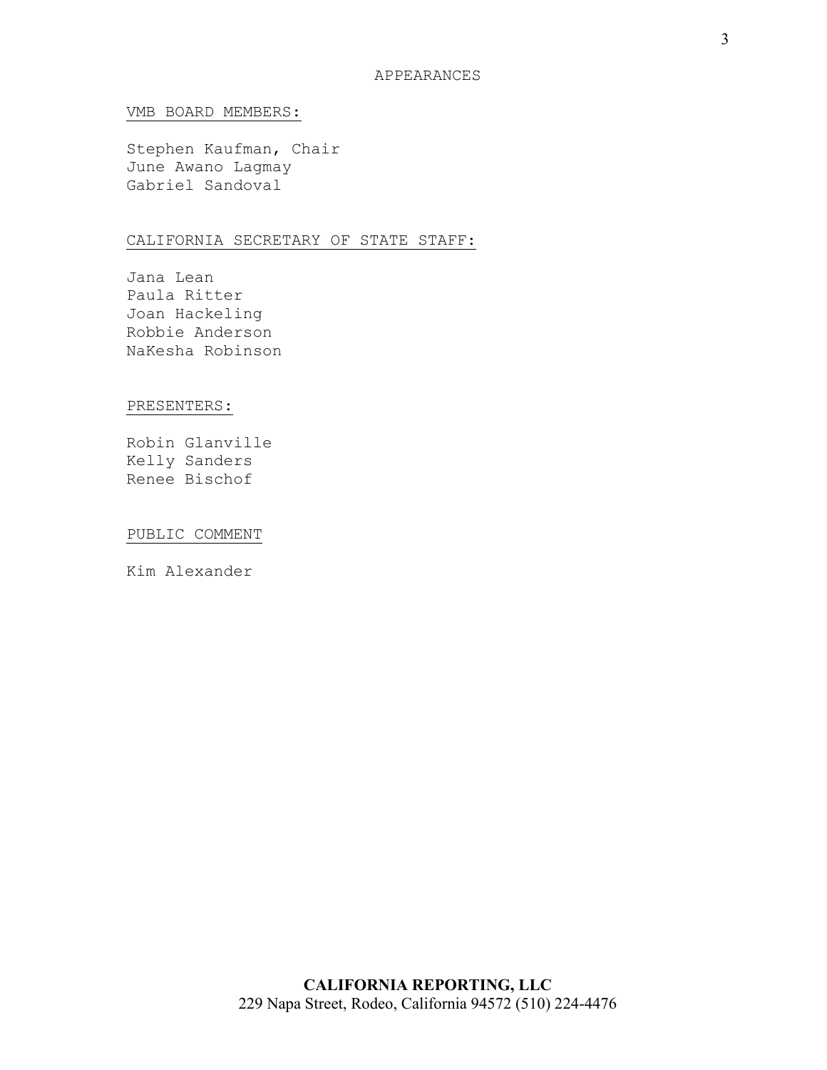# APPEARANCES

## VMB BOARD MEMBERS:

Stephen Kaufman, Chair
June Awano Lagmay
Gabriel Sandoval

## CALIFORNIA SECRETARY OF STATE STAFF:

Jana Lean
Paula Ritter
Joan Hackeling
Robbie Anderson
NaKesha Robinson

## PRESENTERS:

Robin Glanville
Kelly Sanders
Renee Bischof

## PUBLIC COMMENT

Kim Alexander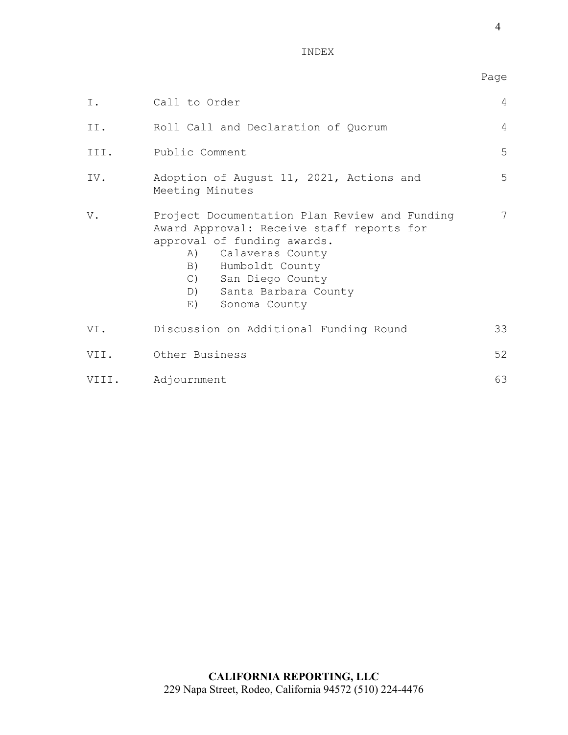# INDEX

| | | Page |
|---|---|---|
| I. | Call to Order | 4 |
| II. | Roll Call and Declaration of Quorum | 4 |
| III. | Public Comment | 5 |
| IV. | Adoption of August 11, 2021, Actions and Meeting Minutes | 5 |
| V. | Project Documentation Plan Review and Funding Award Approval: Receive staff reports for approval of funding awards.<br>A) Calaveras County<br>B) Humboldt County<br>C) San Diego County<br>D) Santa Barbara County<br>E) Sonoma County | 7 |
| VI. | Discussion on Additional Funding Round | 33 |
| VII. | Other Business | 52 |
| VIII. | Adjournment | 63 |

**CALIFORNIA REPORTING, LLC**
229 Napa Street, Rodeo, California 94572 (510) 224-4476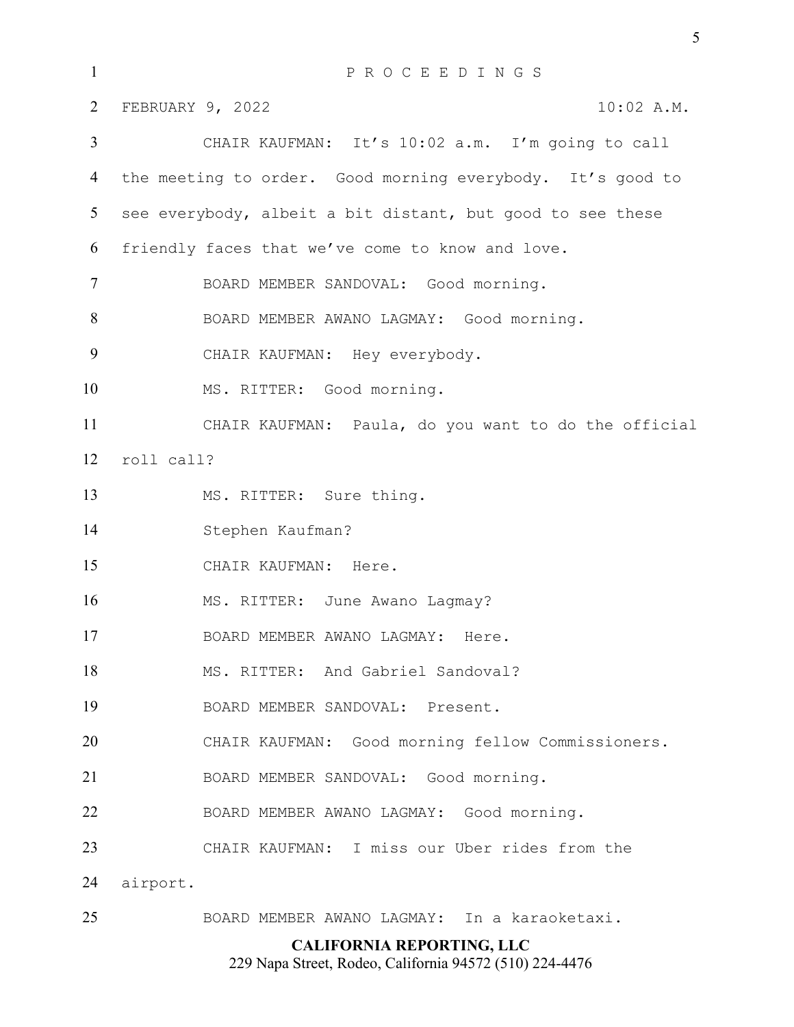P R O C E E D I N G S

FEBRUARY 9, 2022 10:02 A.M.

CHAIR KAUFMAN: It's 10:02 a.m. I'm going to call the meeting to order. Good morning everybody. It's good to see everybody, albeit a bit distant, but good to see these friendly faces that we've come to know and love.

BOARD MEMBER SANDOVAL: Good morning.

BOARD MEMBER AWANO LAGMAY: Good morning.

CHAIR KAUFMAN: Hey everybody.

MS. RITTER: Good morning.

CHAIR KAUFMAN: Paula, do you want to do the official roll call?

MS. RITTER: Sure thing.

Stephen Kaufman?

CHAIR KAUFMAN: Here.

MS. RITTER: June Awano Lagmay?

BOARD MEMBER AWANO LAGMAY: Here.

MS. RITTER: And Gabriel Sandoval?

BOARD MEMBER SANDOVAL: Present.

CHAIR KAUFMAN: Good morning fellow Commissioners.

BOARD MEMBER SANDOVAL: Good morning.

BOARD MEMBER AWANO LAGMAY: Good morning.

CHAIR KAUFMAN: I miss our Uber rides from the airport.

BOARD MEMBER AWANO LAGMAY: In a karaoketaxi.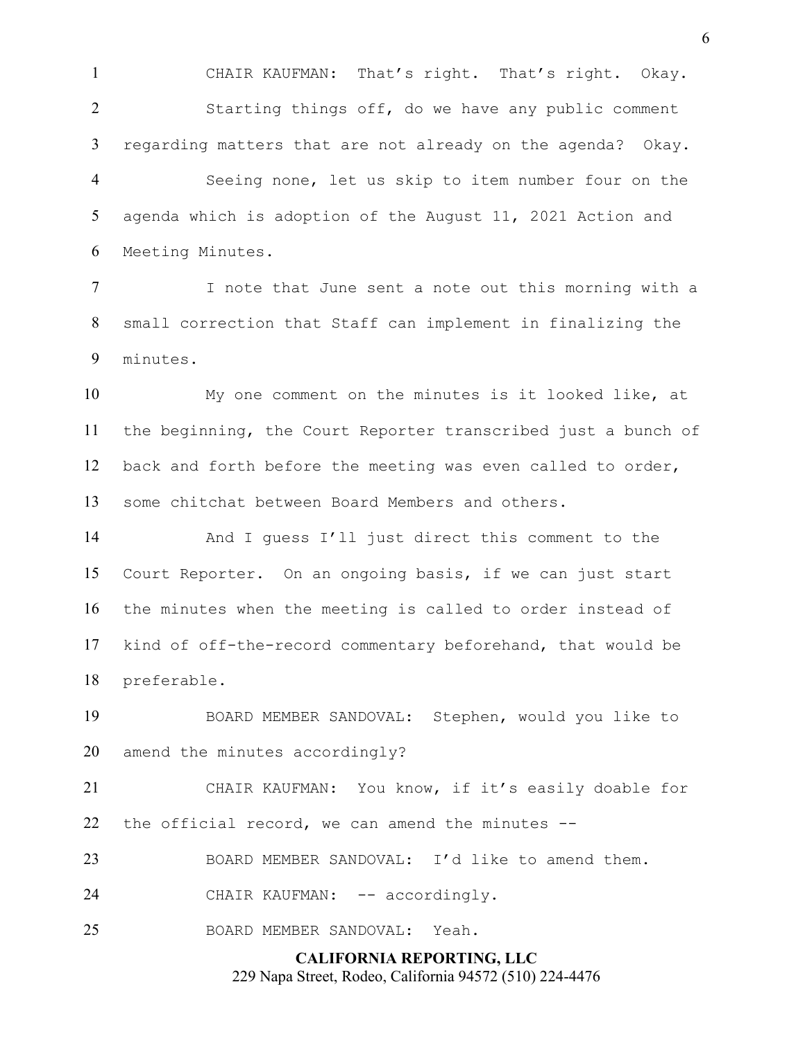CHAIR KAUFMAN: That's right. That's right. Okay.

Starting things off, do we have any public comment regarding matters that are not already on the agenda? Okay.

Seeing none, let us skip to item number four on the agenda which is adoption of the August 11, 2021 Action and Meeting Minutes.

I note that June sent a note out this morning with a small correction that Staff can implement in finalizing the minutes.

My one comment on the minutes is it looked like, at the beginning, the Court Reporter transcribed just a bunch of back and forth before the meeting was even called to order, some chitchat between Board Members and others.

And I guess I'll just direct this comment to the Court Reporter. On an ongoing basis, if we can just start the minutes when the meeting is called to order instead of kind of off-the-record commentary beforehand, that would be preferable.

BOARD MEMBER SANDOVAL: Stephen, would you like to amend the minutes accordingly?

CHAIR KAUFMAN: You know, if it's easily doable for the official record, we can amend the minutes --

BOARD MEMBER SANDOVAL: I'd like to amend them.

CHAIR KAUFMAN: -- accordingly.

BOARD MEMBER SANDOVAL: Yeah.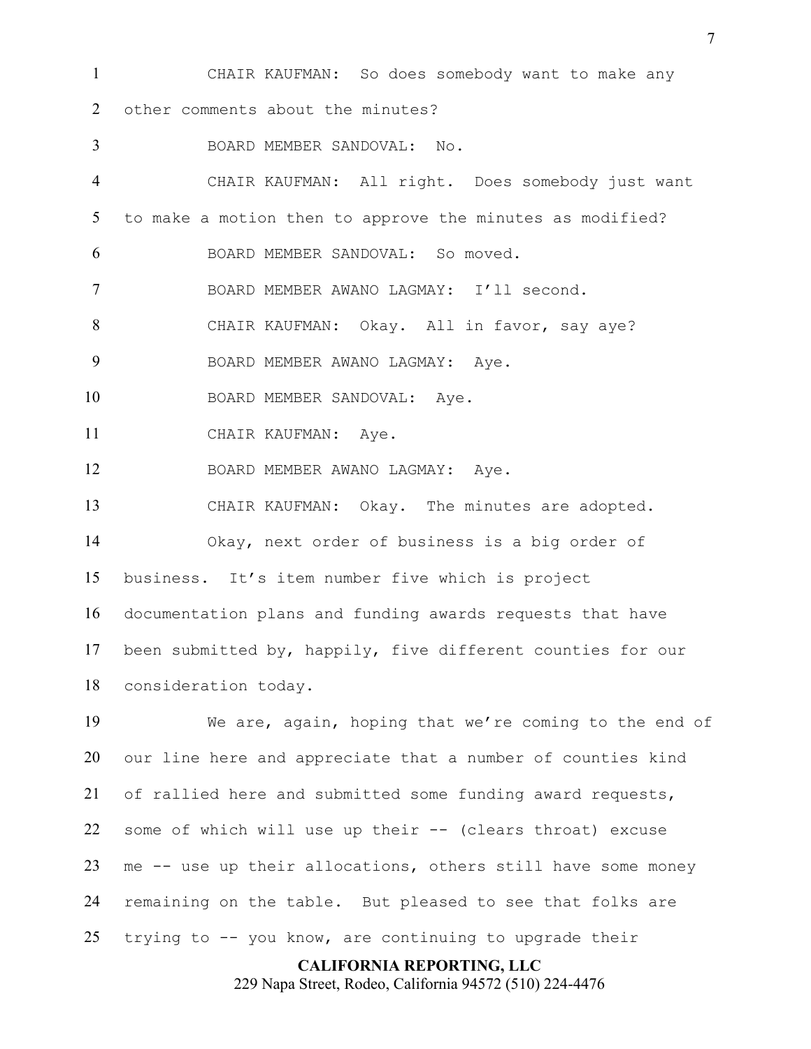CHAIR KAUFMAN: So does somebody want to make any other comments about the minutes?

BOARD MEMBER SANDOVAL: No.

CHAIR KAUFMAN: All right. Does somebody just want to make a motion then to approve the minutes as modified?

BOARD MEMBER SANDOVAL: So moved.

BOARD MEMBER AWANO LAGMAY: I'll second.

CHAIR KAUFMAN: Okay. All in favor, say aye?

BOARD MEMBER AWANO LAGMAY: Aye.

BOARD MEMBER SANDOVAL: Aye.

CHAIR KAUFMAN: Aye.

BOARD MEMBER AWANO LAGMAY: Aye.

CHAIR KAUFMAN: Okay. The minutes are adopted.

Okay, next order of business is a big order of business. It's item number five which is project documentation plans and funding awards requests that have been submitted by, happily, five different counties for our consideration today.

We are, again, hoping that we're coming to the end of our line here and appreciate that a number of counties kind of rallied here and submitted some funding award requests, some of which will use up their -- (clears throat) excuse me -- use up their allocations, others still have some money remaining on the table. But pleased to see that folks are trying to -- you know, are continuing to upgrade their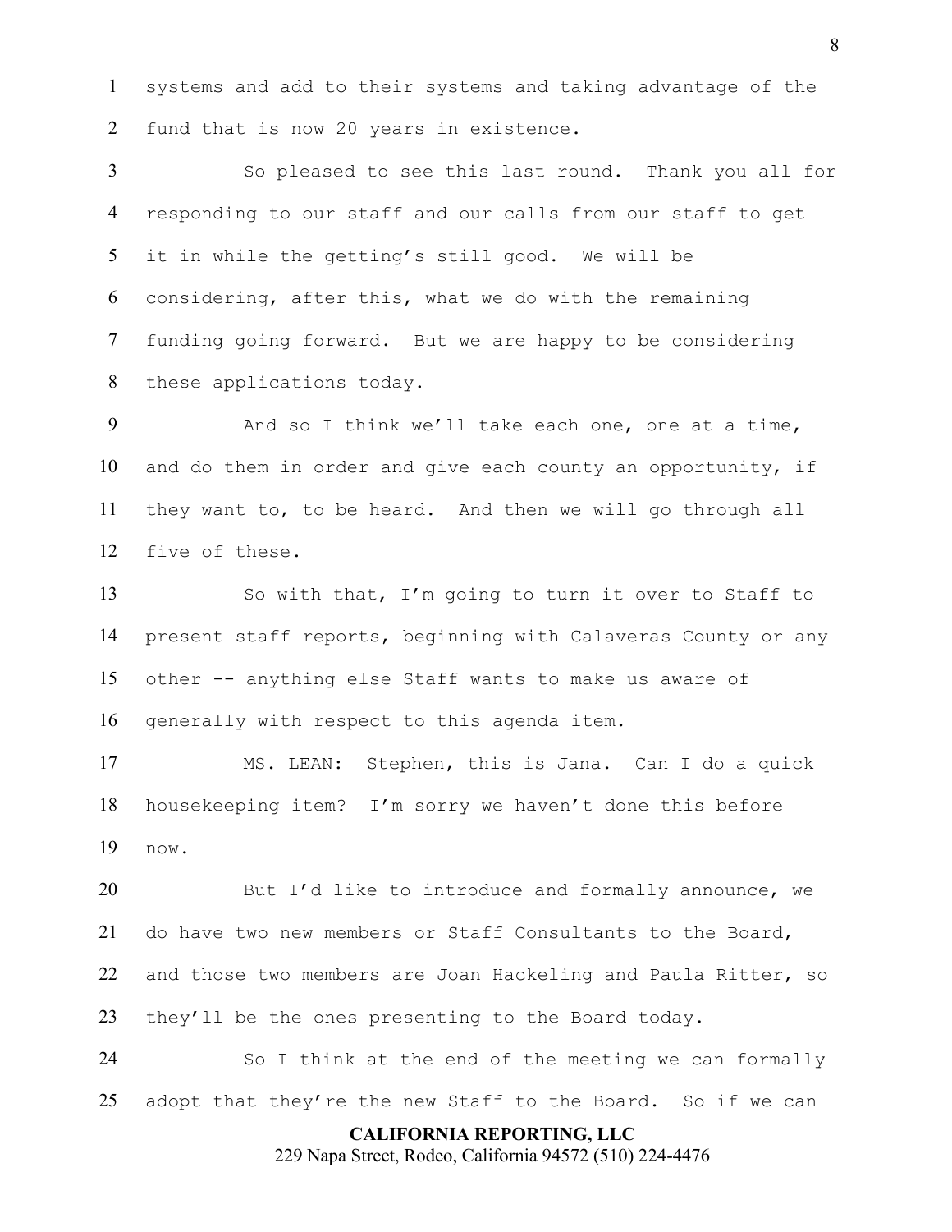systems and add to their systems and taking advantage of the fund that is now 20 years in existence.

So pleased to see this last round. Thank you all for responding to our staff and our calls from our staff to get it in while the getting's still good. We will be considering, after this, what we do with the remaining funding going forward. But we are happy to be considering these applications today.

And so I think we'll take each one, one at a time, and do them in order and give each county an opportunity, if they want to, to be heard. And then we will go through all five of these.

So with that, I'm going to turn it over to Staff to present staff reports, beginning with Calaveras County or any other -- anything else Staff wants to make us aware of generally with respect to this agenda item.

MS. LEAN: Stephen, this is Jana. Can I do a quick housekeeping item? I'm sorry we haven't done this before now.

But I'd like to introduce and formally announce, we do have two new members or Staff Consultants to the Board, and those two members are Joan Hackeling and Paula Ritter, so they'll be the ones presenting to the Board today.

So I think at the end of the meeting we can formally adopt that they're the new Staff to the Board. So if we can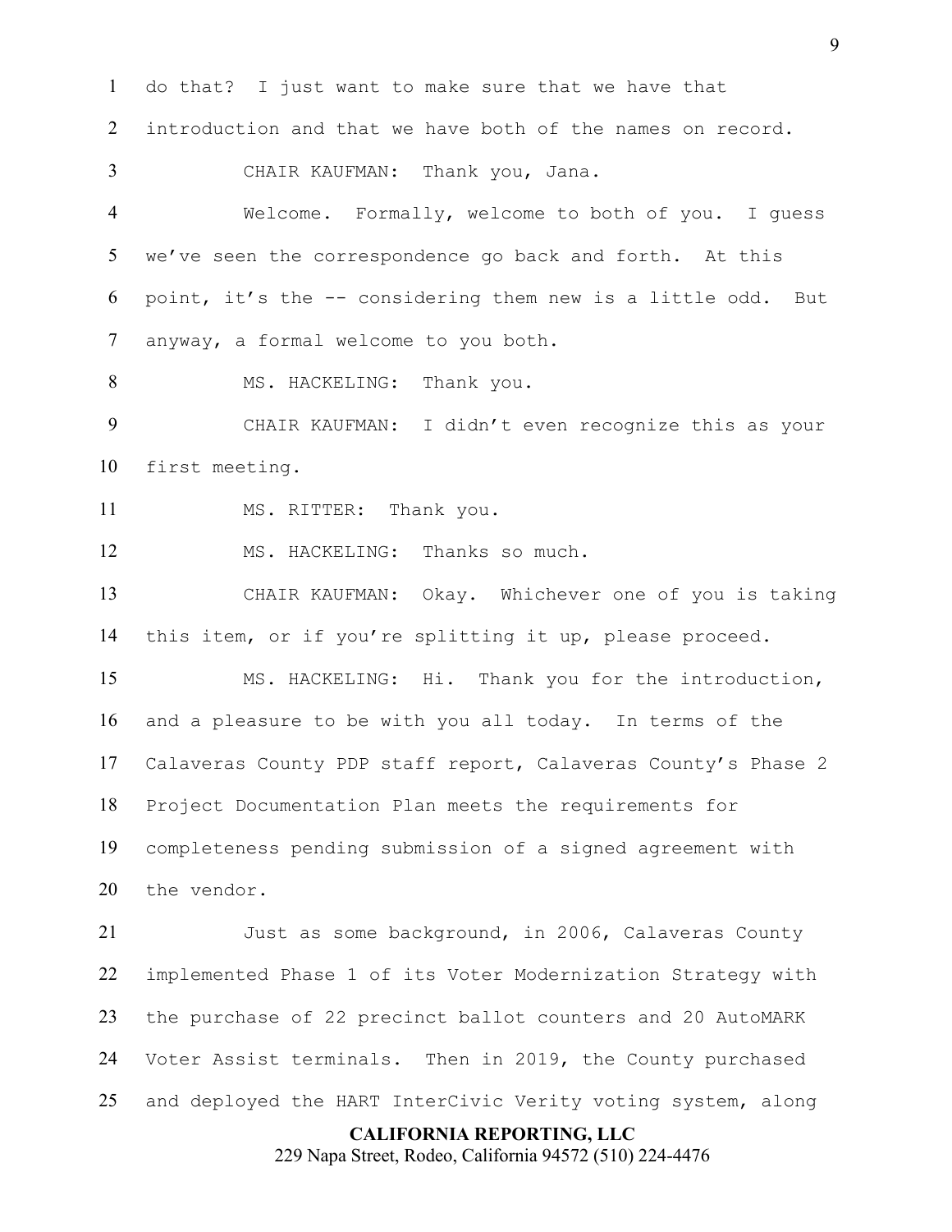do that? I just want to make sure that we have that introduction and that we have both of the names on record.

CHAIR KAUFMAN: Thank you, Jana.

Welcome. Formally, welcome to both of you. I guess we've seen the correspondence go back and forth. At this point, it's the -- considering them new is a little odd. But anyway, a formal welcome to you both.

MS. HACKELING: Thank you.

CHAIR KAUFMAN: I didn't even recognize this as your first meeting.

MS. RITTER: Thank you.

MS. HACKELING: Thanks so much.

CHAIR KAUFMAN: Okay. Whichever one of you is taking this item, or if you're splitting it up, please proceed.

MS. HACKELING: Hi. Thank you for the introduction, and a pleasure to be with you all today. In terms of the Calaveras County PDP staff report, Calaveras County's Phase 2 Project Documentation Plan meets the requirements for completeness pending submission of a signed agreement with the vendor.

Just as some background, in 2006, Calaveras County implemented Phase 1 of its Voter Modernization Strategy with the purchase of 22 precinct ballot counters and 20 AutoMARK Voter Assist terminals. Then in 2019, the County purchased and deployed the HART InterCivic Verity voting system, along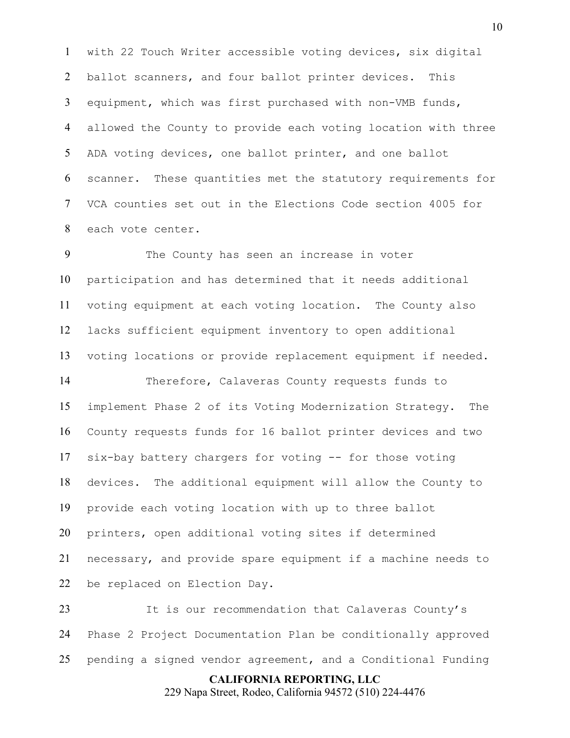with 22 Touch Writer accessible voting devices, six digital ballot scanners, and four ballot printer devices. This equipment, which was first purchased with non-VMB funds, allowed the County to provide each voting location with three ADA voting devices, one ballot printer, and one ballot scanner. These quantities met the statutory requirements for VCA counties set out in the Elections Code section 4005 for each vote center.

The County has seen an increase in voter participation and has determined that it needs additional voting equipment at each voting location. The County also lacks sufficient equipment inventory to open additional voting locations or provide replacement equipment if needed.

Therefore, Calaveras County requests funds to implement Phase 2 of its Voting Modernization Strategy. The County requests funds for 16 ballot printer devices and two six-bay battery chargers for voting -- for those voting devices. The additional equipment will allow the County to provide each voting location with up to three ballot printers, open additional voting sites if determined necessary, and provide spare equipment if a machine needs to be replaced on Election Day.

It is our recommendation that Calaveras County's Phase 2 Project Documentation Plan be conditionally approved pending a signed vendor agreement, and a Conditional Funding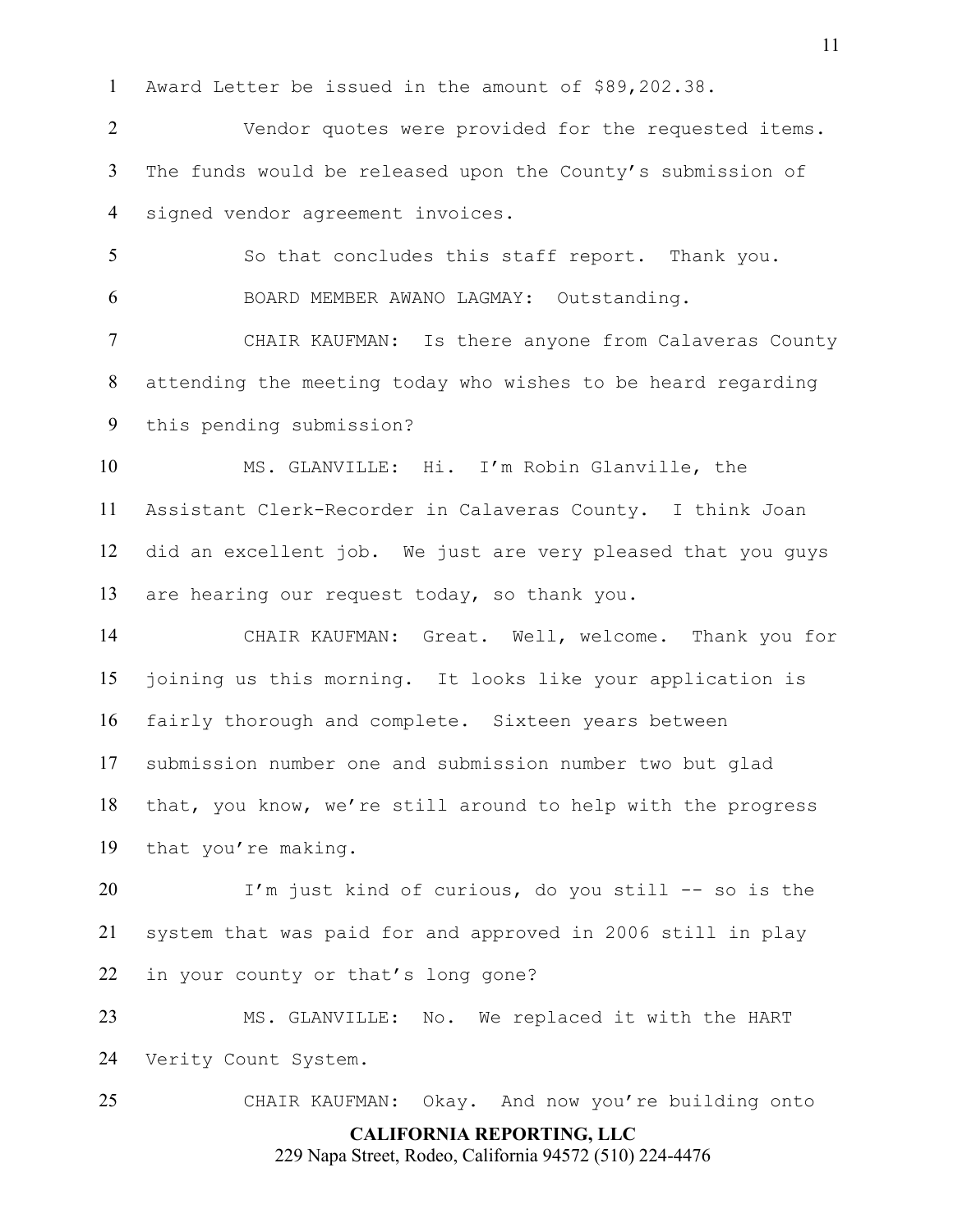Award Letter be issued in the amount of $89,202.38.

Vendor quotes were provided for the requested items. The funds would be released upon the County's submission of signed vendor agreement invoices.

So that concludes this staff report. Thank you.

BOARD MEMBER AWANO LAGMAY: Outstanding.

CHAIR KAUFMAN: Is there anyone from Calaveras County attending the meeting today who wishes to be heard regarding this pending submission?

MS. GLANVILLE: Hi. I'm Robin Glanville, the Assistant Clerk-Recorder in Calaveras County. I think Joan did an excellent job. We just are very pleased that you guys are hearing our request today, so thank you.

CHAIR KAUFMAN: Great. Well, welcome. Thank you for joining us this morning. It looks like your application is fairly thorough and complete. Sixteen years between submission number one and submission number two but glad that, you know, we're still around to help with the progress that you're making.

I'm just kind of curious, do you still -- so is the system that was paid for and approved in 2006 still in play in your county or that's long gone?

MS. GLANVILLE: No. We replaced it with the HART Verity Count System.

CHAIR KAUFMAN: Okay. And now you're building onto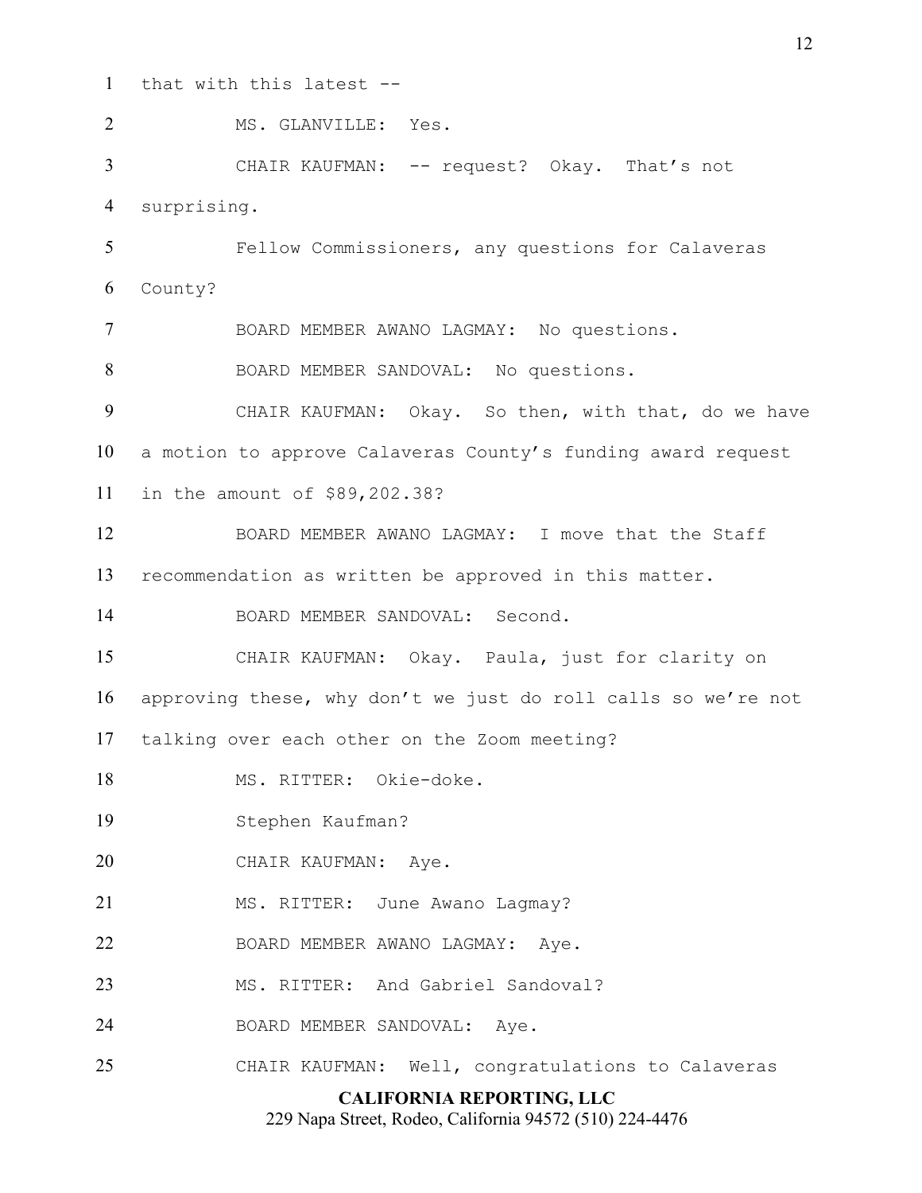that with this latest --

MS. GLANVILLE: Yes.

CHAIR KAUFMAN: -- request? Okay. That's not surprising.

Fellow Commissioners, any questions for Calaveras County?

BOARD MEMBER AWANO LAGMAY: No questions.

BOARD MEMBER SANDOVAL: No questions.

CHAIR KAUFMAN: Okay. So then, with that, do we have a motion to approve Calaveras County's funding award request in the amount of $89,202.38?

BOARD MEMBER AWANO LAGMAY: I move that the Staff recommendation as written be approved in this matter.

BOARD MEMBER SANDOVAL: Second.

CHAIR KAUFMAN: Okay. Paula, just for clarity on approving these, why don't we just do roll calls so we're not talking over each other on the Zoom meeting?

MS. RITTER: Okie-doke.

Stephen Kaufman?

CHAIR KAUFMAN: Aye.

MS. RITTER: June Awano Lagmay?

BOARD MEMBER AWANO LAGMAY: Aye.

MS. RITTER: And Gabriel Sandoval?

BOARD MEMBER SANDOVAL: Aye.

CHAIR KAUFMAN: Well, congratulations to Calaveras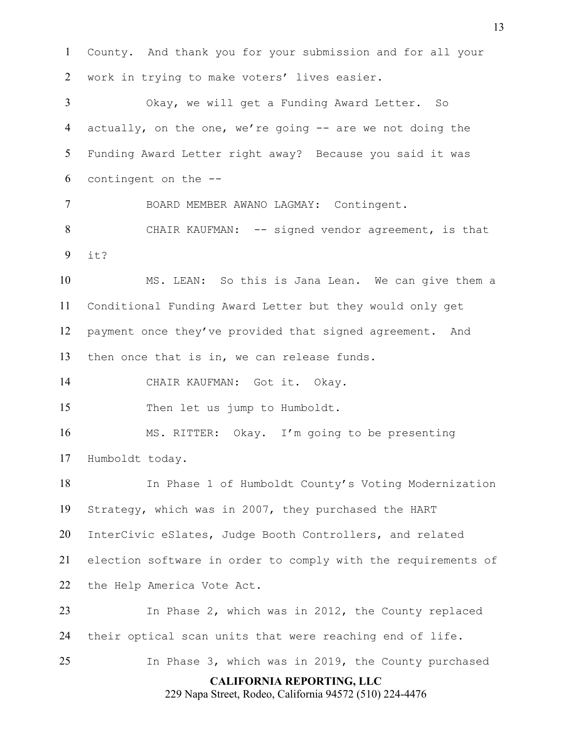County. And thank you for your submission and for all your work in trying to make voters' lives easier.

Okay, we will get a Funding Award Letter. So actually, on the one, we're going -- are we not doing the Funding Award Letter right away? Because you said it was contingent on the --

BOARD MEMBER AWANO LAGMAY: Contingent.

CHAIR KAUFMAN: -- signed vendor agreement, is that it?

MS. LEAN: So this is Jana Lean. We can give them a Conditional Funding Award Letter but they would only get payment once they've provided that signed agreement. And then once that is in, we can release funds.

CHAIR KAUFMAN: Got it. Okay.

Then let us jump to Humboldt.

MS. RITTER: Okay. I'm going to be presenting Humboldt today.

In Phase 1 of Humboldt County's Voting Modernization Strategy, which was in 2007, they purchased the HART InterCivic eSlates, Judge Booth Controllers, and related election software in order to comply with the requirements of the Help America Vote Act.

In Phase 2, which was in 2012, the County replaced their optical scan units that were reaching end of life.

In Phase 3, which was in 2019, the County purchased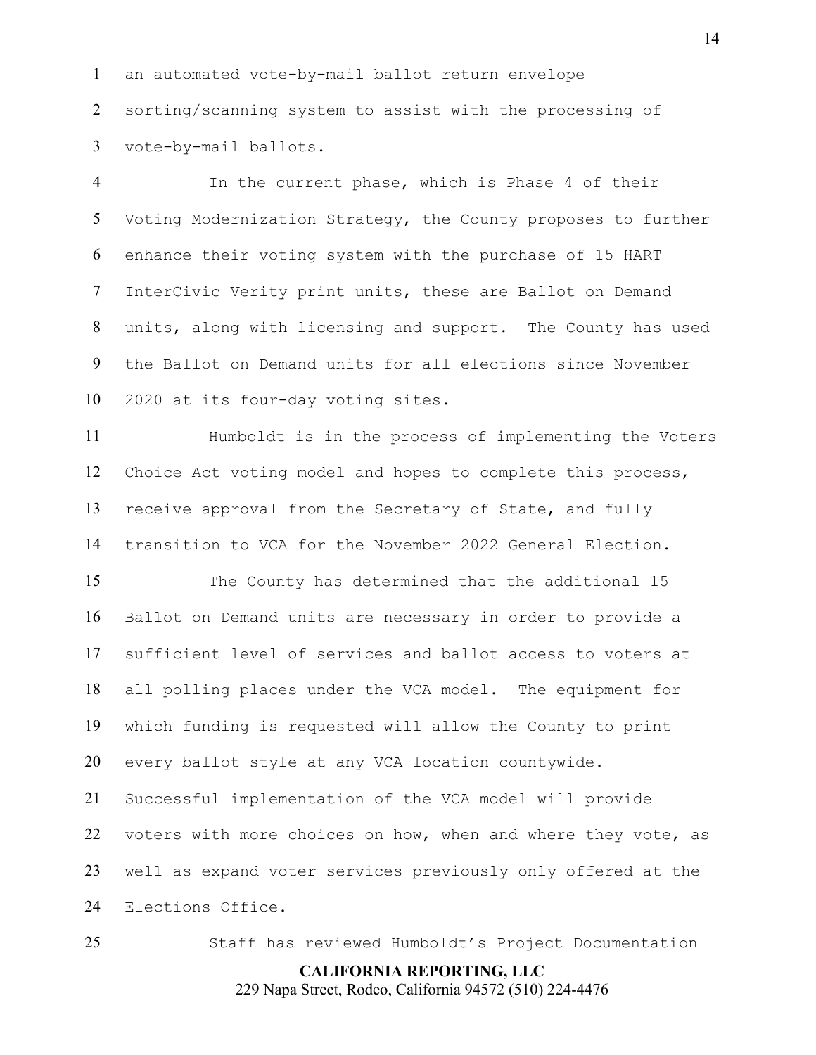an automated vote-by-mail ballot return envelope sorting/scanning system to assist with the processing of vote-by-mail ballots.

In the current phase, which is Phase 4 of their Voting Modernization Strategy, the County proposes to further enhance their voting system with the purchase of 15 HART InterCivic Verity print units, these are Ballot on Demand units, along with licensing and support. The County has used the Ballot on Demand units for all elections since November 2020 at its four-day voting sites.

Humboldt is in the process of implementing the Voters Choice Act voting model and hopes to complete this process, receive approval from the Secretary of State, and fully transition to VCA for the November 2022 General Election.

The County has determined that the additional 15 Ballot on Demand units are necessary in order to provide a sufficient level of services and ballot access to voters at all polling places under the VCA model. The equipment for which funding is requested will allow the County to print every ballot style at any VCA location countywide. Successful implementation of the VCA model will provide voters with more choices on how, when and where they vote, as well as expand voter services previously only offered at the Elections Office.

Staff has reviewed Humboldt's Project Documentation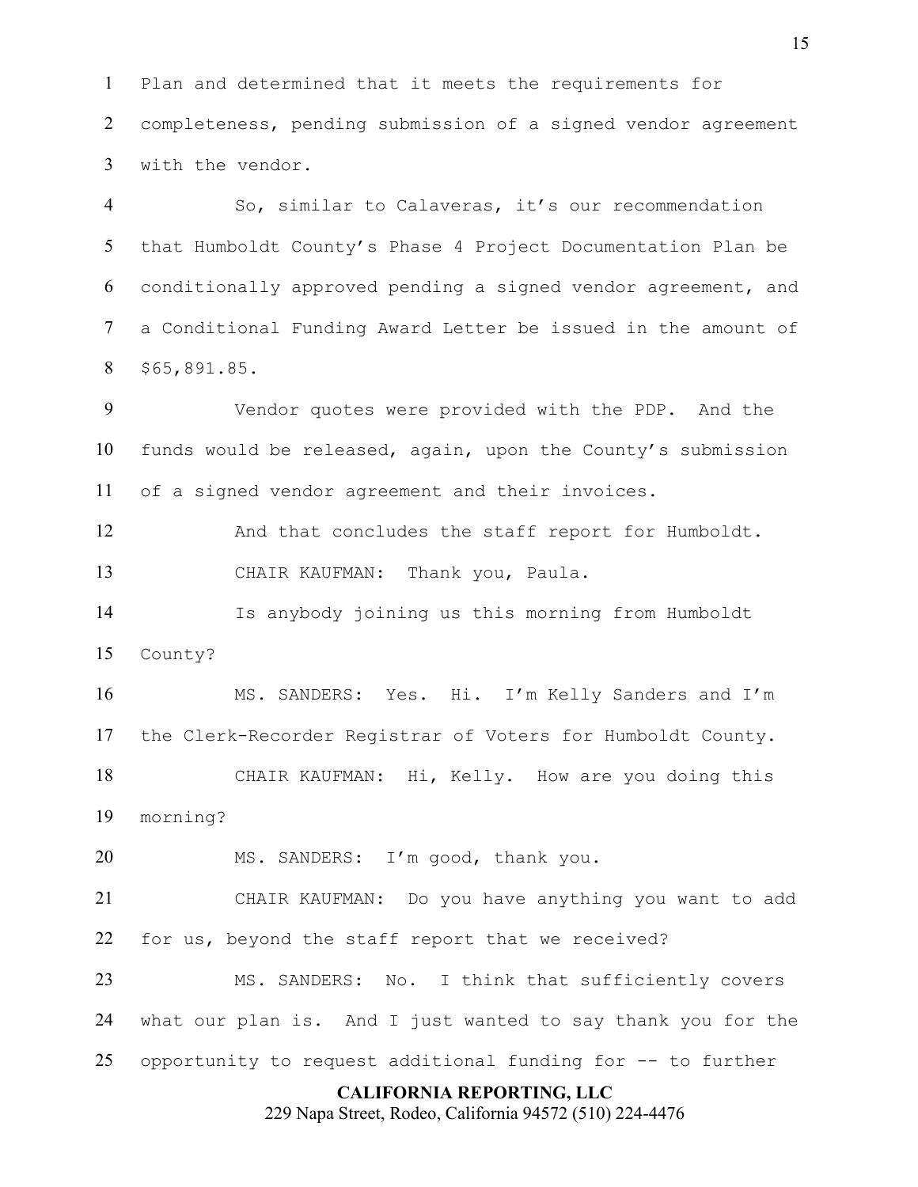Plan and determined that it meets the requirements for completeness, pending submission of a signed vendor agreement with the vendor.

So, similar to Calaveras, it's our recommendation that Humboldt County's Phase 4 Project Documentation Plan be conditionally approved pending a signed vendor agreement, and a Conditional Funding Award Letter be issued in the amount of $65,891.85.

Vendor quotes were provided with the PDP. And the funds would be released, again, upon the County's submission of a signed vendor agreement and their invoices.

And that concludes the staff report for Humboldt.

CHAIR KAUFMAN: Thank you, Paula.

Is anybody joining us this morning from Humboldt County?

MS. SANDERS: Yes. Hi. I'm Kelly Sanders and I'm the Clerk-Recorder Registrar of Voters for Humboldt County.

CHAIR KAUFMAN: Hi, Kelly. How are you doing this morning?

MS. SANDERS: I'm good, thank you.

CHAIR KAUFMAN: Do you have anything you want to add for us, beyond the staff report that we received?

MS. SANDERS: No. I think that sufficiently covers what our plan is. And I just wanted to say thank you for the opportunity to request additional funding for -- to further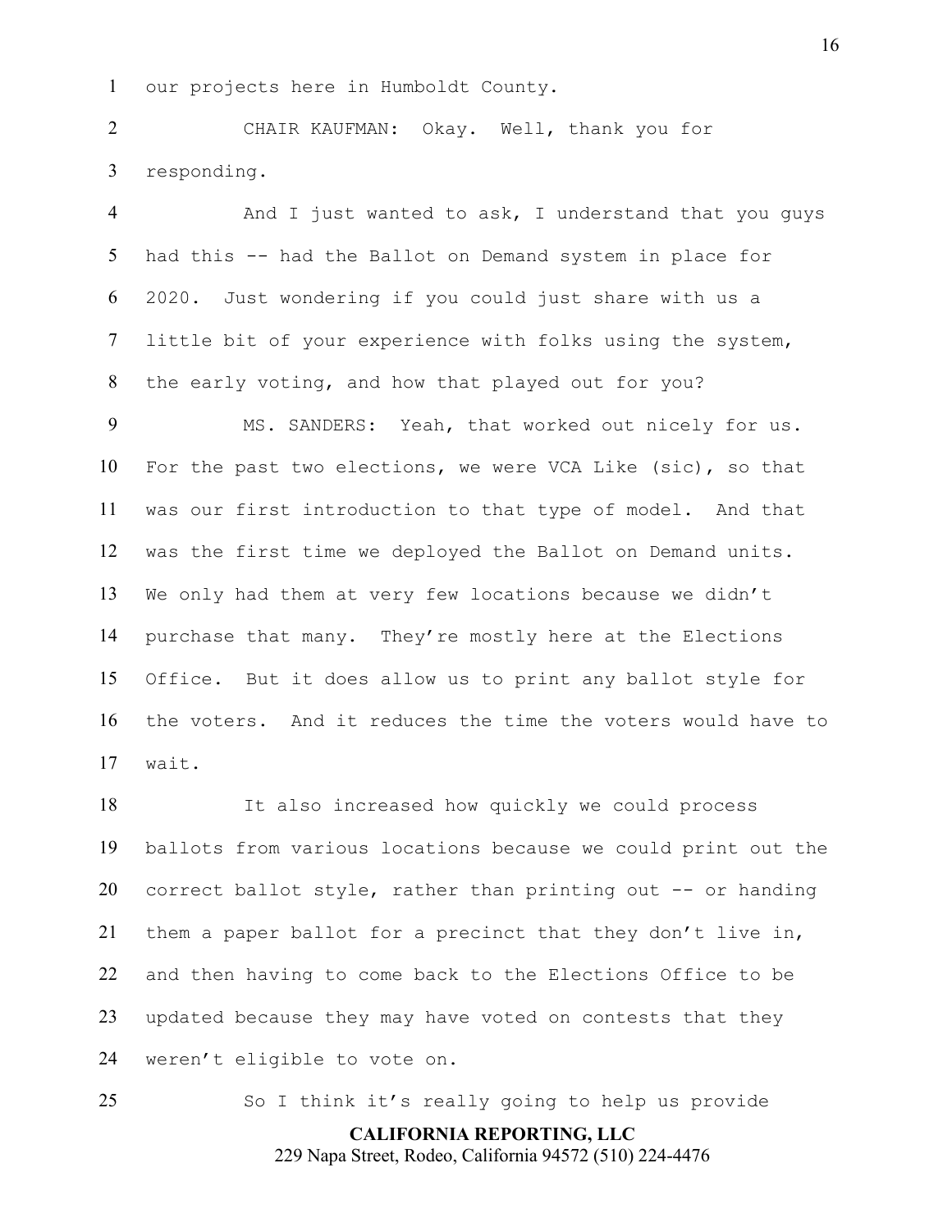our projects here in Humboldt County.

CHAIR KAUFMAN: Okay. Well, thank you for responding.

And I just wanted to ask, I understand that you guys had this -- had the Ballot on Demand system in place for 2020. Just wondering if you could just share with us a little bit of your experience with folks using the system, the early voting, and how that played out for you?

MS. SANDERS: Yeah, that worked out nicely for us. For the past two elections, we were VCA Like (sic), so that was our first introduction to that type of model. And that was the first time we deployed the Ballot on Demand units. We only had them at very few locations because we didn't purchase that many. They're mostly here at the Elections Office. But it does allow us to print any ballot style for the voters. And it reduces the time the voters would have to wait.

It also increased how quickly we could process ballots from various locations because we could print out the correct ballot style, rather than printing out -- or handing them a paper ballot for a precinct that they don't live in, and then having to come back to the Elections Office to be updated because they may have voted on contests that they weren't eligible to vote on.

So I think it's really going to help us provide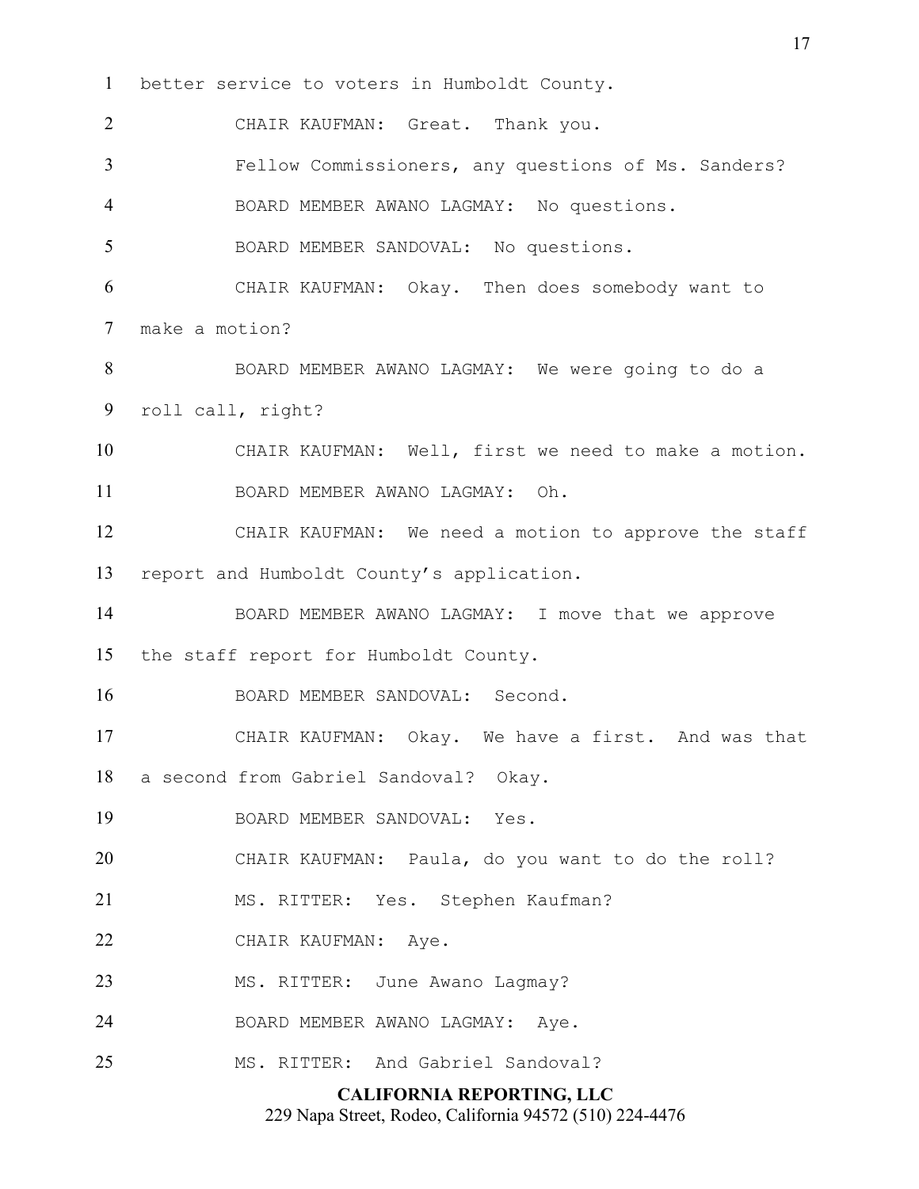better service to voters in Humboldt County.

CHAIR KAUFMAN: Great. Thank you.

Fellow Commissioners, any questions of Ms. Sanders?

BOARD MEMBER AWANO LAGMAY: No questions.

BOARD MEMBER SANDOVAL: No questions.

CHAIR KAUFMAN: Okay. Then does somebody want to make a motion?

BOARD MEMBER AWANO LAGMAY: We were going to do a roll call, right?

CHAIR KAUFMAN: Well, first we need to make a motion.

BOARD MEMBER AWANO LAGMAY: Oh.

CHAIR KAUFMAN: We need a motion to approve the staff report and Humboldt County's application.

BOARD MEMBER AWANO LAGMAY: I move that we approve the staff report for Humboldt County.

BOARD MEMBER SANDOVAL: Second.

CHAIR KAUFMAN: Okay. We have a first. And was that a second from Gabriel Sandoval? Okay.

BOARD MEMBER SANDOVAL: Yes.

CHAIR KAUFMAN: Paula, do you want to do the roll?

MS. RITTER: Yes. Stephen Kaufman?

CHAIR KAUFMAN: Aye.

MS. RITTER: June Awano Lagmay?

BOARD MEMBER AWANO LAGMAY: Aye.

MS. RITTER: And Gabriel Sandoval?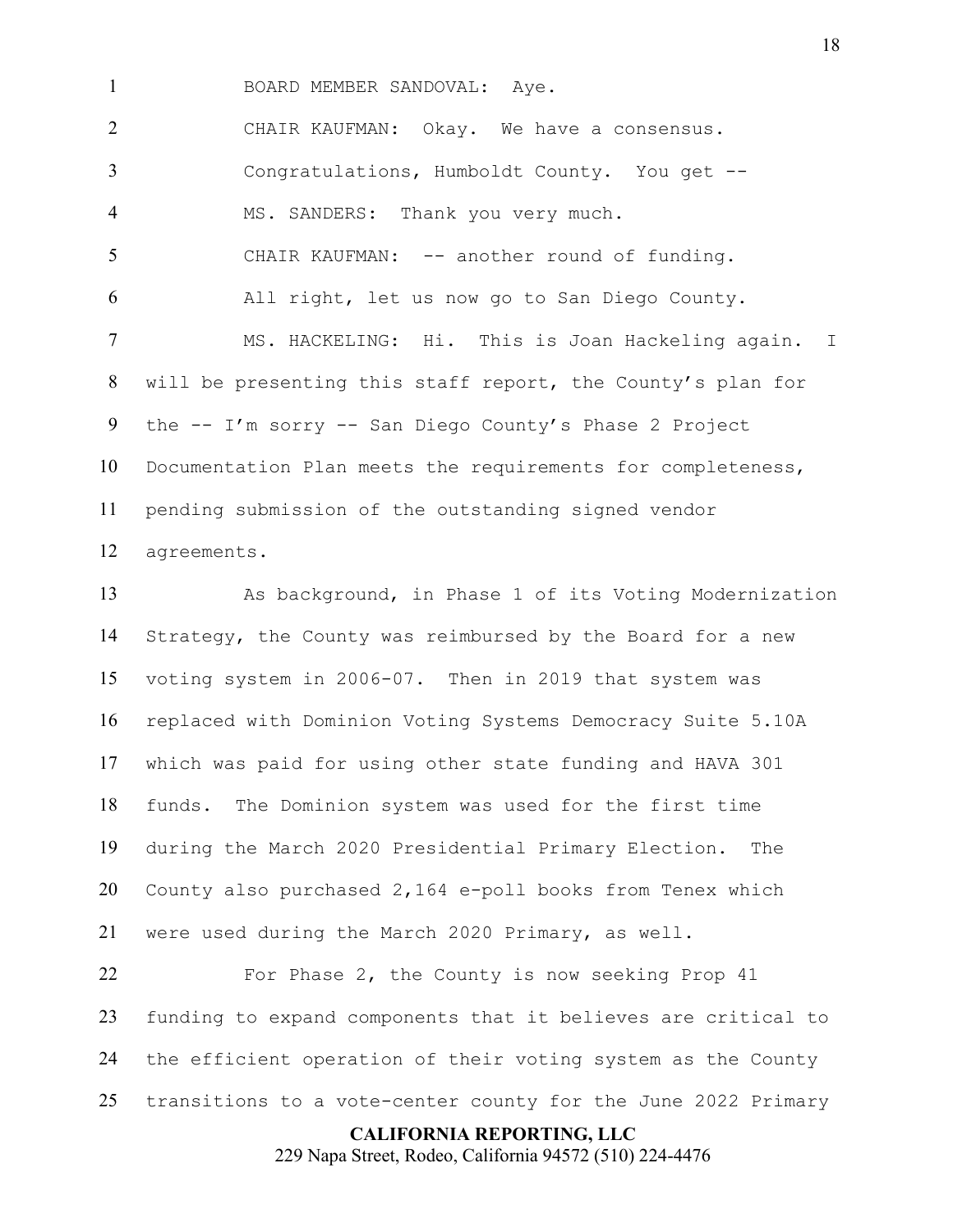BOARD MEMBER SANDOVAL: Aye.

CHAIR KAUFMAN: Okay. We have a consensus. Congratulations, Humboldt County. You get --

MS. SANDERS: Thank you very much.

CHAIR KAUFMAN: -- another round of funding. All right, let us now go to San Diego County.

MS. HACKELING: Hi. This is Joan Hackeling again. I will be presenting this staff report, the County's plan for the -- I'm sorry -- San Diego County's Phase 2 Project Documentation Plan meets the requirements for completeness, pending submission of the outstanding signed vendor agreements.

As background, in Phase 1 of its Voting Modernization Strategy, the County was reimbursed by the Board for a new voting system in 2006-07. Then in 2019 that system was replaced with Dominion Voting Systems Democracy Suite 5.10A which was paid for using other state funding and HAVA 301 funds. The Dominion system was used for the first time during the March 2020 Presidential Primary Election. The County also purchased 2,164 e-poll books from Tenex which were used during the March 2020 Primary, as well.

For Phase 2, the County is now seeking Prop 41 funding to expand components that it believes are critical to the efficient operation of their voting system as the County transitions to a vote-center county for the June 2022 Primary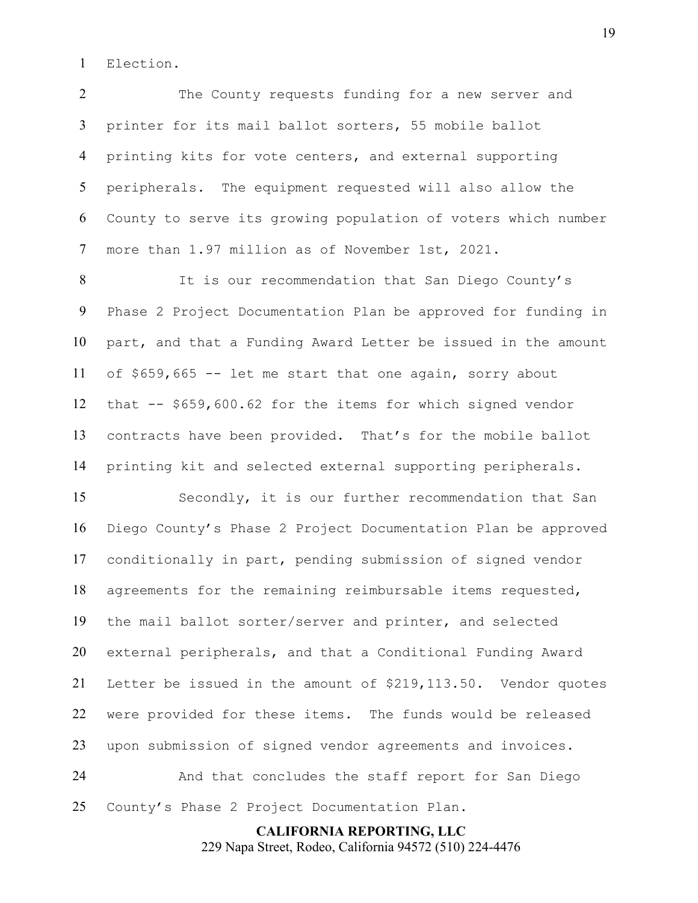Election.

The County requests funding for a new server and printer for its mail ballot sorters, 55 mobile ballot printing kits for vote centers, and external supporting peripherals. The equipment requested will also allow the County to serve its growing population of voters which number more than 1.97 million as of November 1st, 2021.

It is our recommendation that San Diego County's Phase 2 Project Documentation Plan be approved for funding in part, and that a Funding Award Letter be issued in the amount of $659,665 -- let me start that one again, sorry about that -- $659,600.62 for the items for which signed vendor contracts have been provided. That's for the mobile ballot printing kit and selected external supporting peripherals.

Secondly, it is our further recommendation that San Diego County's Phase 2 Project Documentation Plan be approved conditionally in part, pending submission of signed vendor agreements for the remaining reimbursable items requested, the mail ballot sorter/server and printer, and selected external peripherals, and that a Conditional Funding Award Letter be issued in the amount of $219,113.50. Vendor quotes were provided for these items. The funds would be released upon submission of signed vendor agreements and invoices.

And that concludes the staff report for San Diego County's Phase 2 Project Documentation Plan.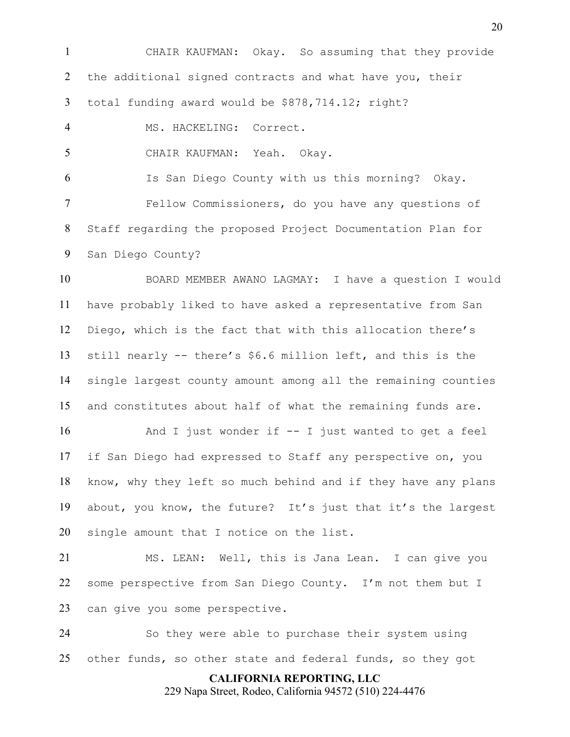CHAIR KAUFMAN: Okay. So assuming that they provide the additional signed contracts and what have you, their total funding award would be $878,714.12; right?

MS. HACKELING: Correct.

CHAIR KAUFMAN: Yeah. Okay.

Is San Diego County with us this morning? Okay.

Fellow Commissioners, do you have any questions of Staff regarding the proposed Project Documentation Plan for San Diego County?

BOARD MEMBER AWANO LAGMAY: I have a question I would have probably liked to have asked a representative from San Diego, which is the fact that with this allocation there's still nearly -- there's $6.6 million left, and this is the single largest county amount among all the remaining counties and constitutes about half of what the remaining funds are.

And I just wonder if -- I just wanted to get a feel if San Diego had expressed to Staff any perspective on, you know, why they left so much behind and if they have any plans about, you know, the future? It's just that it's the largest single amount that I notice on the list.

MS. LEAN: Well, this is Jana Lean. I can give you some perspective from San Diego County. I'm not them but I can give you some perspective.

So they were able to purchase their system using other funds, so other state and federal funds, so they got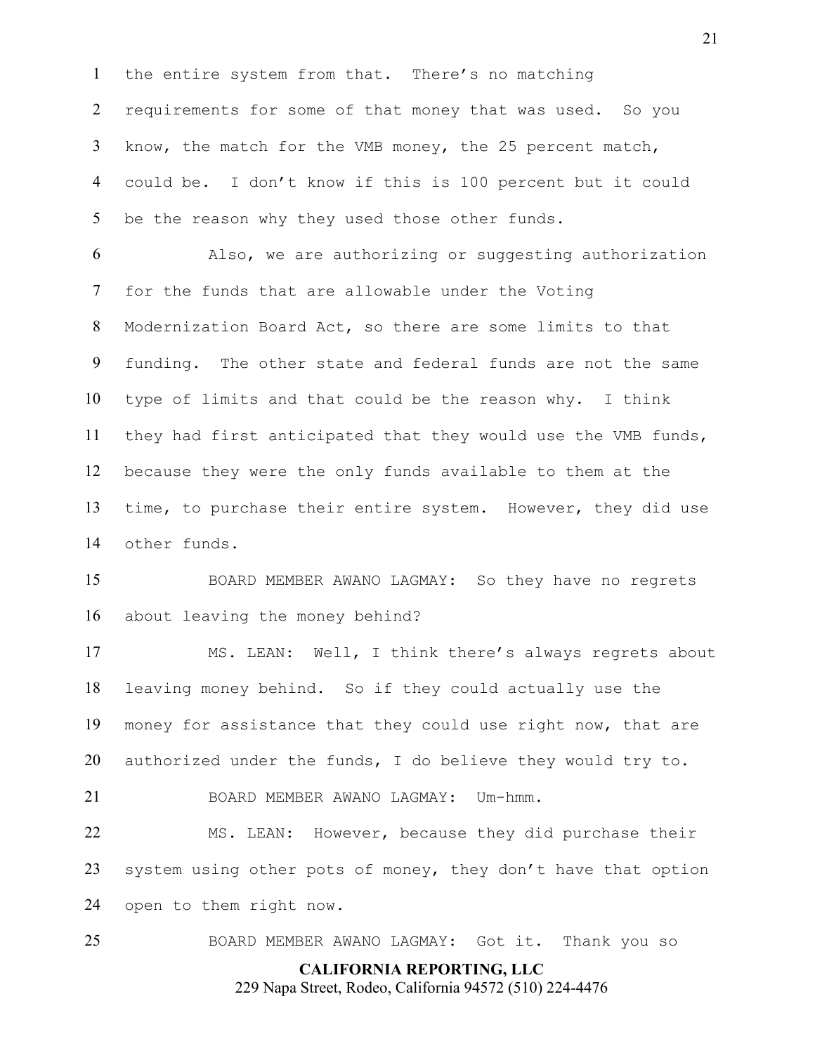the entire system from that. There's no matching requirements for some of that money that was used. So you know, the match for the VMB money, the 25 percent match, could be. I don't know if this is 100 percent but it could be the reason why they used those other funds.

Also, we are authorizing or suggesting authorization for the funds that are allowable under the Voting Modernization Board Act, so there are some limits to that funding. The other state and federal funds are not the same type of limits and that could be the reason why. I think they had first anticipated that they would use the VMB funds, because they were the only funds available to them at the time, to purchase their entire system. However, they did use other funds.

BOARD MEMBER AWANO LAGMAY: So they have no regrets about leaving the money behind?

MS. LEAN: Well, I think there's always regrets about leaving money behind. So if they could actually use the money for assistance that they could use right now, that are authorized under the funds, I do believe they would try to.

BOARD MEMBER AWANO LAGMAY: Um-hmm.

MS. LEAN: However, because they did purchase their system using other pots of money, they don't have that option open to them right now.

BOARD MEMBER AWANO LAGMAY: Got it. Thank you so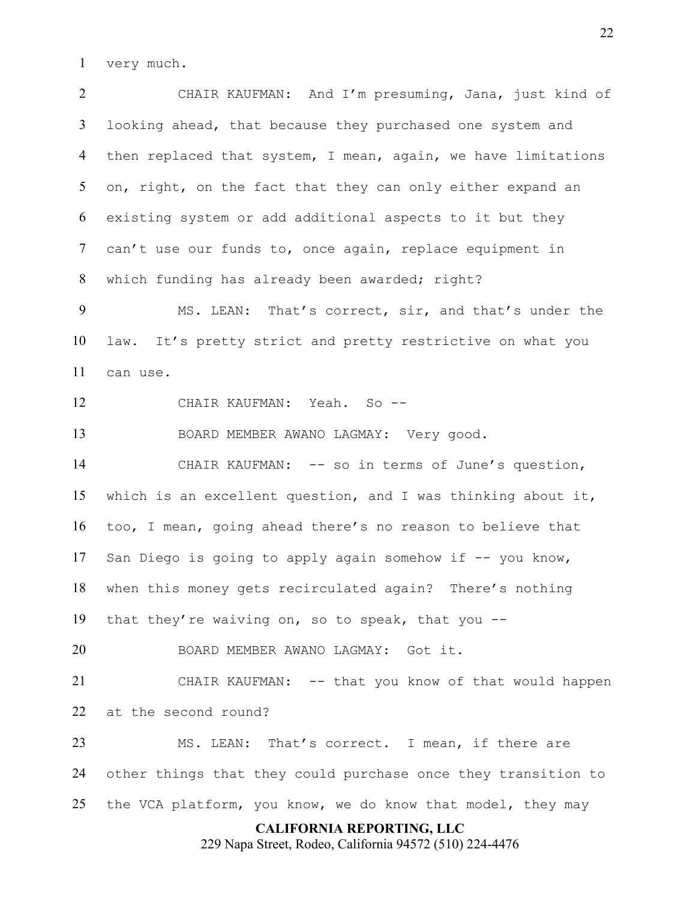very much.

CHAIR KAUFMAN: And I'm presuming, Jana, just kind of looking ahead, that because they purchased one system and then replaced that system, I mean, again, we have limitations on, right, on the fact that they can only either expand an existing system or add additional aspects to it but they can't use our funds to, once again, replace equipment in which funding has already been awarded; right?

MS. LEAN: That's correct, sir, and that's under the law. It's pretty strict and pretty restrictive on what you can use.

CHAIR KAUFMAN: Yeah. So --

BOARD MEMBER AWANO LAGMAY: Very good.

CHAIR KAUFMAN: -- so in terms of June's question, which is an excellent question, and I was thinking about it, too, I mean, going ahead there's no reason to believe that San Diego is going to apply again somehow if -- you know, when this money gets recirculated again? There's nothing that they're waiving on, so to speak, that you --

BOARD MEMBER AWANO LAGMAY: Got it.

CHAIR KAUFMAN: -- that you know of that would happen at the second round?

MS. LEAN: That's correct. I mean, if there are other things that they could purchase once they transition to the VCA platform, you know, we do know that model, they may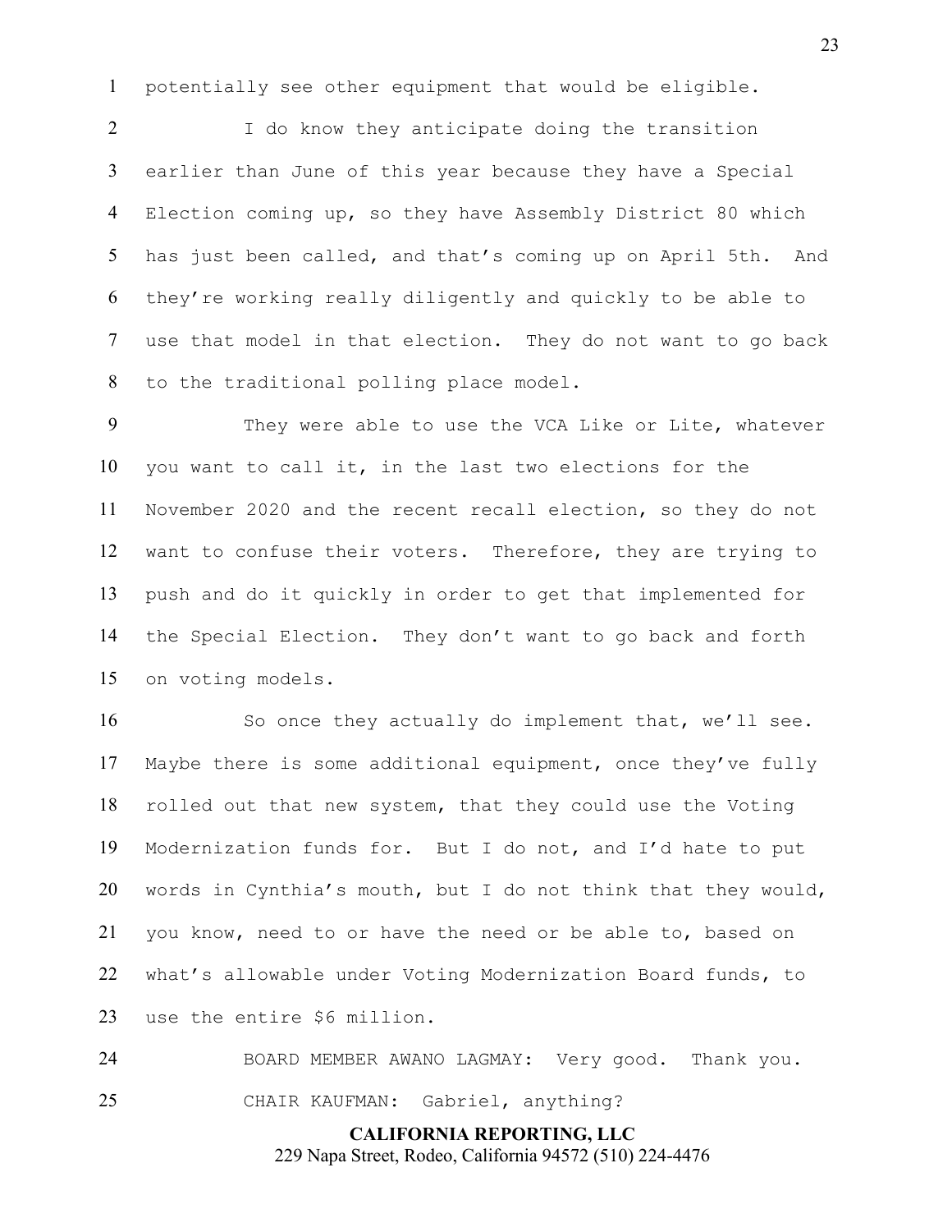potentially see other equipment that would be eligible.

I do know they anticipate doing the transition earlier than June of this year because they have a Special Election coming up, so they have Assembly District 80 which has just been called, and that's coming up on April 5th. And they're working really diligently and quickly to be able to use that model in that election. They do not want to go back to the traditional polling place model.

They were able to use the VCA Like or Lite, whatever you want to call it, in the last two elections for the November 2020 and the recent recall election, so they do not want to confuse their voters. Therefore, they are trying to push and do it quickly in order to get that implemented for the Special Election. They don't want to go back and forth on voting models.

So once they actually do implement that, we'll see. Maybe there is some additional equipment, once they've fully rolled out that new system, that they could use the Voting Modernization funds for. But I do not, and I'd hate to put words in Cynthia's mouth, but I do not think that they would, you know, need to or have the need or be able to, based on what's allowable under Voting Modernization Board funds, to use the entire $6 million.

BOARD MEMBER AWANO LAGMAY: Very good. Thank you.

CHAIR KAUFMAN: Gabriel, anything?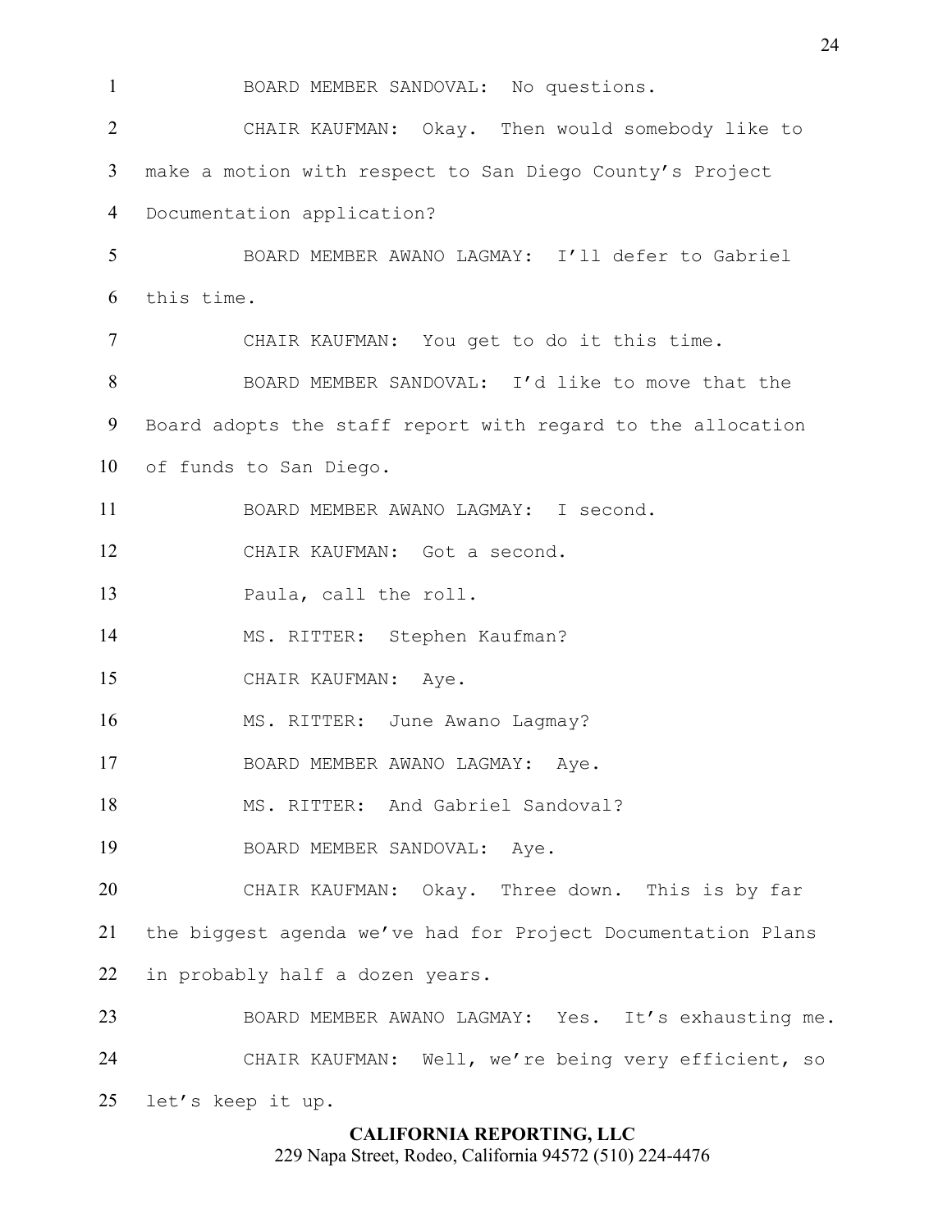BOARD MEMBER SANDOVAL: No questions.

CHAIR KAUFMAN: Okay. Then would somebody like to make a motion with respect to San Diego County's Project Documentation application?

BOARD MEMBER AWANO LAGMAY: I'll defer to Gabriel this time.

CHAIR KAUFMAN: You get to do it this time.

BOARD MEMBER SANDOVAL: I'd like to move that the Board adopts the staff report with regard to the allocation of funds to San Diego.

BOARD MEMBER AWANO LAGMAY: I second.

CHAIR KAUFMAN: Got a second.

Paula, call the roll.

MS. RITTER: Stephen Kaufman?

CHAIR KAUFMAN: Aye.

MS. RITTER: June Awano Lagmay?

BOARD MEMBER AWANO LAGMAY: Aye.

MS. RITTER: And Gabriel Sandoval?

BOARD MEMBER SANDOVAL: Aye.

CHAIR KAUFMAN: Okay. Three down. This is by far the biggest agenda we've had for Project Documentation Plans in probably half a dozen years.

BOARD MEMBER AWANO LAGMAY: Yes. It's exhausting me.

CHAIR KAUFMAN: Well, we're being very efficient, so let's keep it up.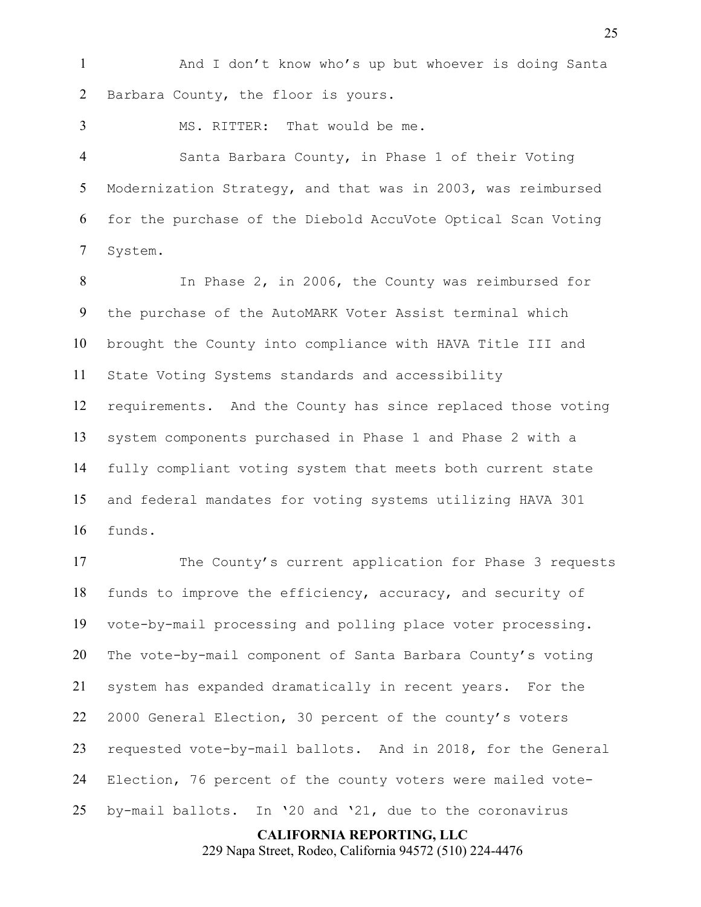And I don't know who's up but whoever is doing Santa Barbara County, the floor is yours.

MS. RITTER: That would be me.

Santa Barbara County, in Phase 1 of their Voting Modernization Strategy, and that was in 2003, was reimbursed for the purchase of the Diebold AccuVote Optical Scan Voting System.

In Phase 2, in 2006, the County was reimbursed for the purchase of the AutoMARK Voter Assist terminal which brought the County into compliance with HAVA Title III and State Voting Systems standards and accessibility requirements. And the County has since replaced those voting system components purchased in Phase 1 and Phase 2 with a fully compliant voting system that meets both current state and federal mandates for voting systems utilizing HAVA 301 funds.

The County's current application for Phase 3 requests funds to improve the efficiency, accuracy, and security of vote-by-mail processing and polling place voter processing. The vote-by-mail component of Santa Barbara County's voting system has expanded dramatically in recent years. For the 2000 General Election, 30 percent of the county's voters requested vote-by-mail ballots. And in 2018, for the General Election, 76 percent of the county voters were mailed vote-by-mail ballots. In '20 and '21, due to the coronavirus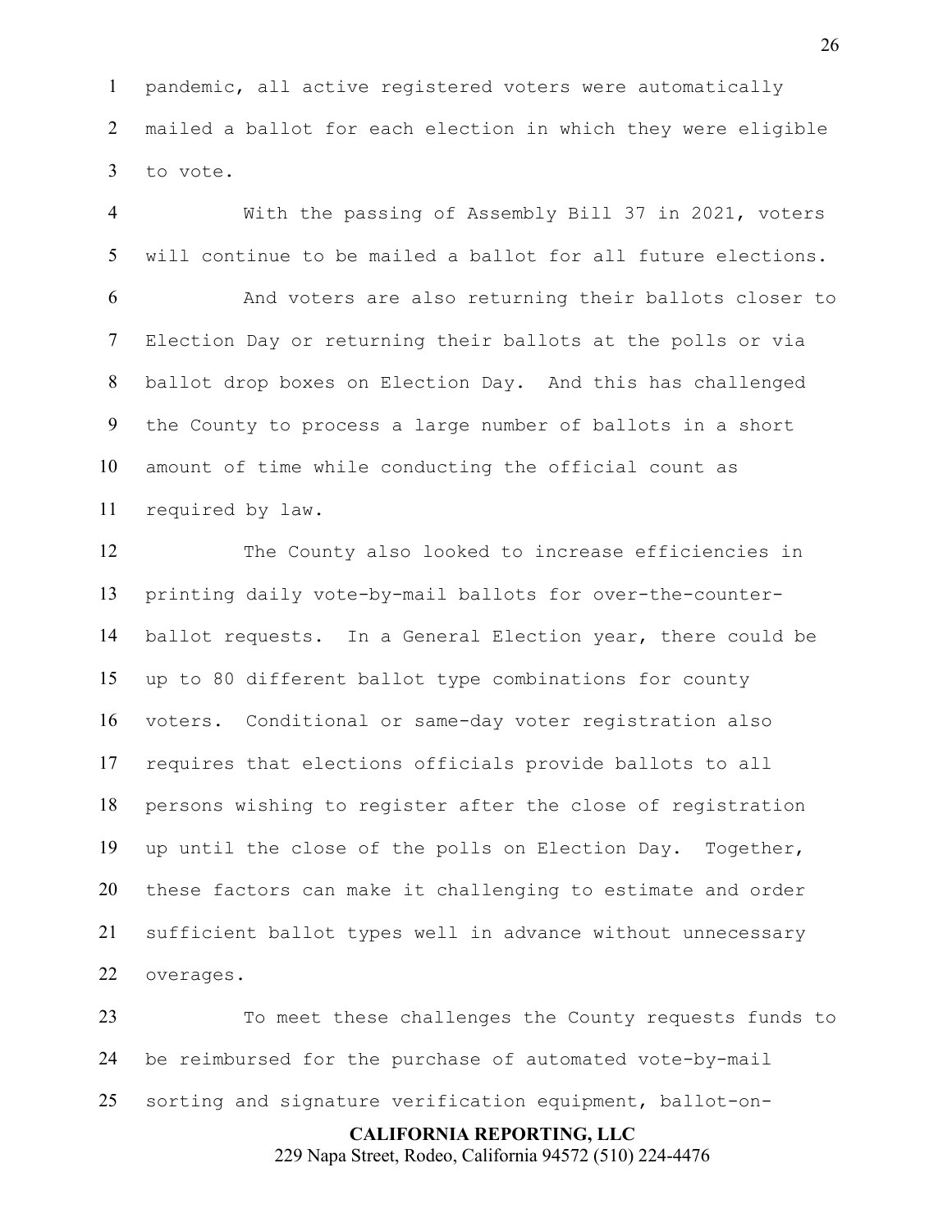pandemic, all active registered voters were automatically mailed a ballot for each election in which they were eligible to vote.

With the passing of Assembly Bill 37 in 2021, voters will continue to be mailed a ballot for all future elections.

And voters are also returning their ballots closer to Election Day or returning their ballots at the polls or via ballot drop boxes on Election Day. And this has challenged the County to process a large number of ballots in a short amount of time while conducting the official count as required by law.

The County also looked to increase efficiencies in printing daily vote-by-mail ballots for over-the-counter-ballot requests. In a General Election year, there could be up to 80 different ballot type combinations for county voters. Conditional or same-day voter registration also requires that elections officials provide ballots to all persons wishing to register after the close of registration up until the close of the polls on Election Day. Together, these factors can make it challenging to estimate and order sufficient ballot types well in advance without unnecessary overages.

To meet these challenges the County requests funds to be reimbursed for the purchase of automated vote-by-mail sorting and signature verification equipment, ballot-on-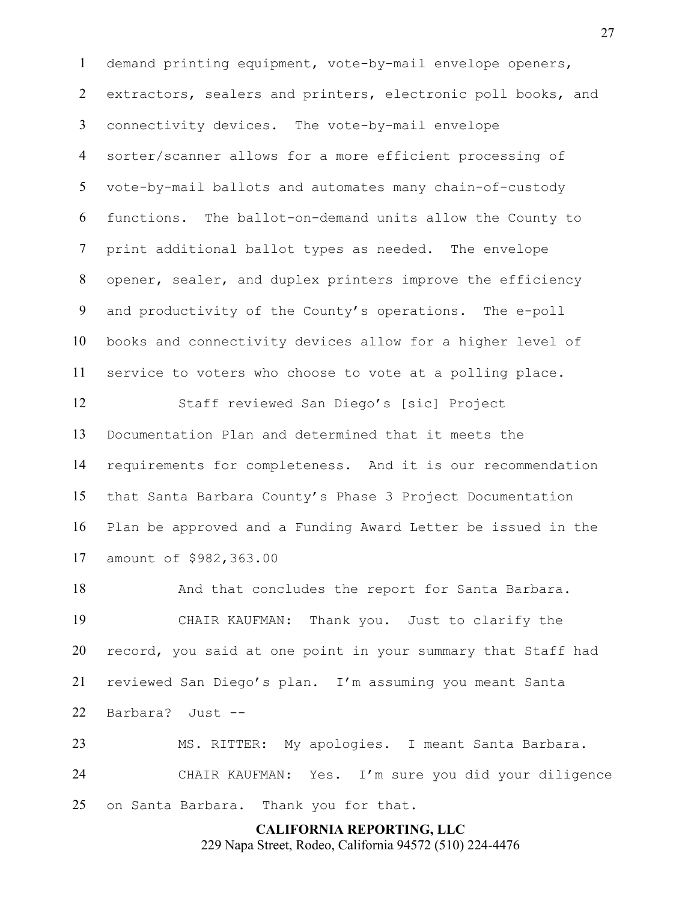demand printing equipment, vote-by-mail envelope openers, extractors, sealers and printers, electronic poll books, and connectivity devices. The vote-by-mail envelope sorter/scanner allows for a more efficient processing of vote-by-mail ballots and automates many chain-of-custody functions. The ballot-on-demand units allow the County to print additional ballot types as needed. The envelope opener, sealer, and duplex printers improve the efficiency and productivity of the County's operations. The e-poll books and connectivity devices allow for a higher level of service to voters who choose to vote at a polling place.

Staff reviewed San Diego's [sic] Project Documentation Plan and determined that it meets the requirements for completeness. And it is our recommendation that Santa Barbara County's Phase 3 Project Documentation Plan be approved and a Funding Award Letter be issued in the amount of $982,363.00

And that concludes the report for Santa Barbara.

CHAIR KAUFMAN: Thank you. Just to clarify the record, you said at one point in your summary that Staff had reviewed San Diego's plan. I'm assuming you meant Santa Barbara? Just --

MS. RITTER: My apologies. I meant Santa Barbara.

CHAIR KAUFMAN: Yes. I'm sure you did your diligence on Santa Barbara. Thank you for that.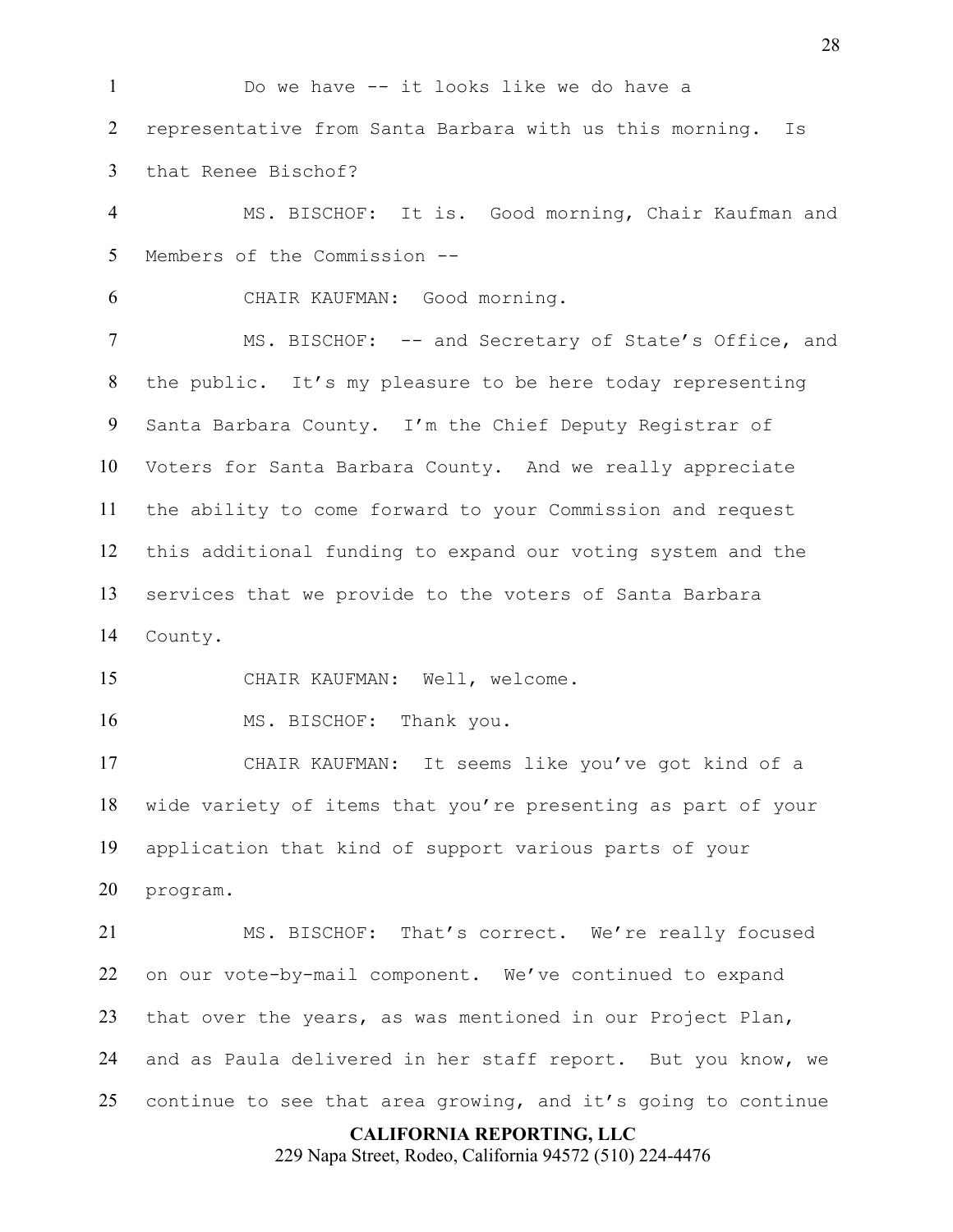Do we have -- it looks like we do have a representative from Santa Barbara with us this morning. Is that Renee Bischof?

MS. BISCHOF: It is. Good morning, Chair Kaufman and Members of the Commission --

CHAIR KAUFMAN: Good morning.

MS. BISCHOF: -- and Secretary of State's Office, and the public. It's my pleasure to be here today representing Santa Barbara County. I'm the Chief Deputy Registrar of Voters for Santa Barbara County. And we really appreciate the ability to come forward to your Commission and request this additional funding to expand our voting system and the services that we provide to the voters of Santa Barbara County.

CHAIR KAUFMAN: Well, welcome.

MS. BISCHOF: Thank you.

CHAIR KAUFMAN: It seems like you've got kind of a wide variety of items that you're presenting as part of your application that kind of support various parts of your program.

MS. BISCHOF: That's correct. We're really focused on our vote-by-mail component. We've continued to expand that over the years, as was mentioned in our Project Plan, and as Paula delivered in her staff report. But you know, we continue to see that area growing, and it's going to continue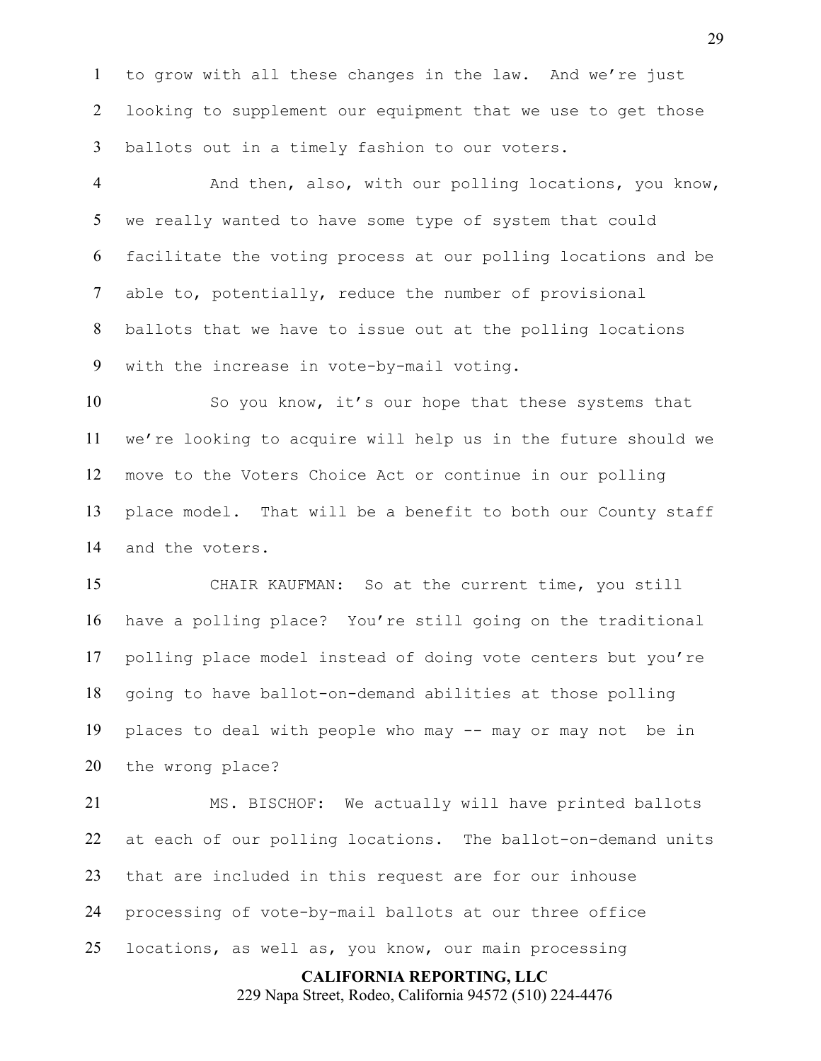to grow with all these changes in the law. And we're just looking to supplement our equipment that we use to get those ballots out in a timely fashion to our voters.

And then, also, with our polling locations, you know, we really wanted to have some type of system that could facilitate the voting process at our polling locations and be able to, potentially, reduce the number of provisional ballots that we have to issue out at the polling locations with the increase in vote-by-mail voting.

So you know, it's our hope that these systems that we're looking to acquire will help us in the future should we move to the Voters Choice Act or continue in our polling place model. That will be a benefit to both our County staff and the voters.

CHAIR KAUFMAN: So at the current time, you still have a polling place? You're still going on the traditional polling place model instead of doing vote centers but you're going to have ballot-on-demand abilities at those polling places to deal with people who may -- may or may not be in the wrong place?

MS. BISCHOF: We actually will have printed ballots at each of our polling locations. The ballot-on-demand units that are included in this request are for our inhouse processing of vote-by-mail ballots at our three office locations, as well as, you know, our main processing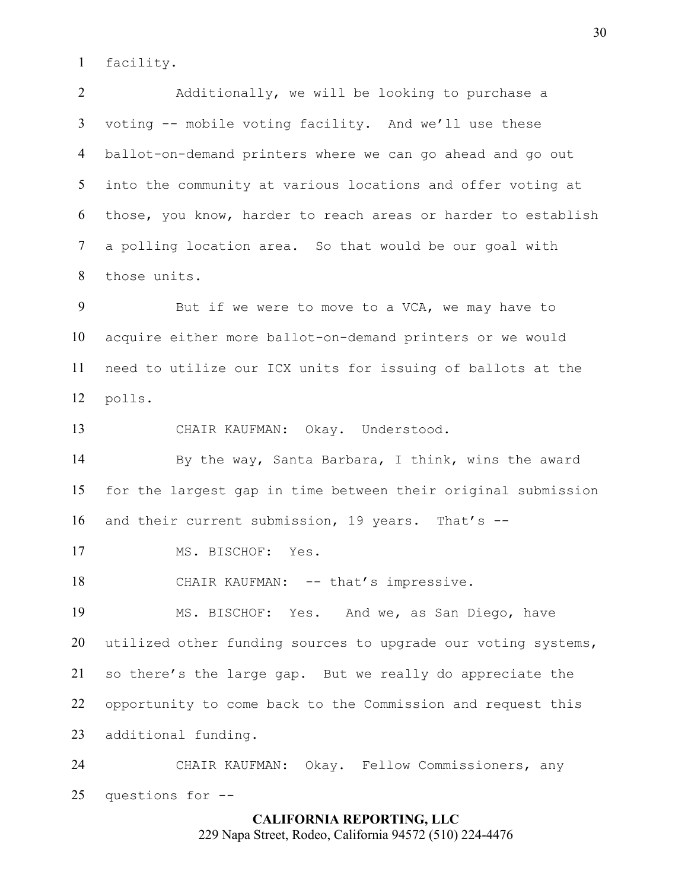facility.

Additionally, we will be looking to purchase a voting -- mobile voting facility. And we'll use these ballot-on-demand printers where we can go ahead and go out into the community at various locations and offer voting at those, you know, harder to reach areas or harder to establish a polling location area. So that would be our goal with those units.

But if we were to move to a VCA, we may have to acquire either more ballot-on-demand printers or we would need to utilize our ICX units for issuing of ballots at the polls.

CHAIR KAUFMAN: Okay. Understood.

By the way, Santa Barbara, I think, wins the award for the largest gap in time between their original submission and their current submission, 19 years. That's --

MS. BISCHOF: Yes.

CHAIR KAUFMAN: -- that's impressive.

MS. BISCHOF: Yes. And we, as San Diego, have utilized other funding sources to upgrade our voting systems, so there's the large gap. But we really do appreciate the opportunity to come back to the Commission and request this additional funding.

CHAIR KAUFMAN: Okay. Fellow Commissioners, any questions for --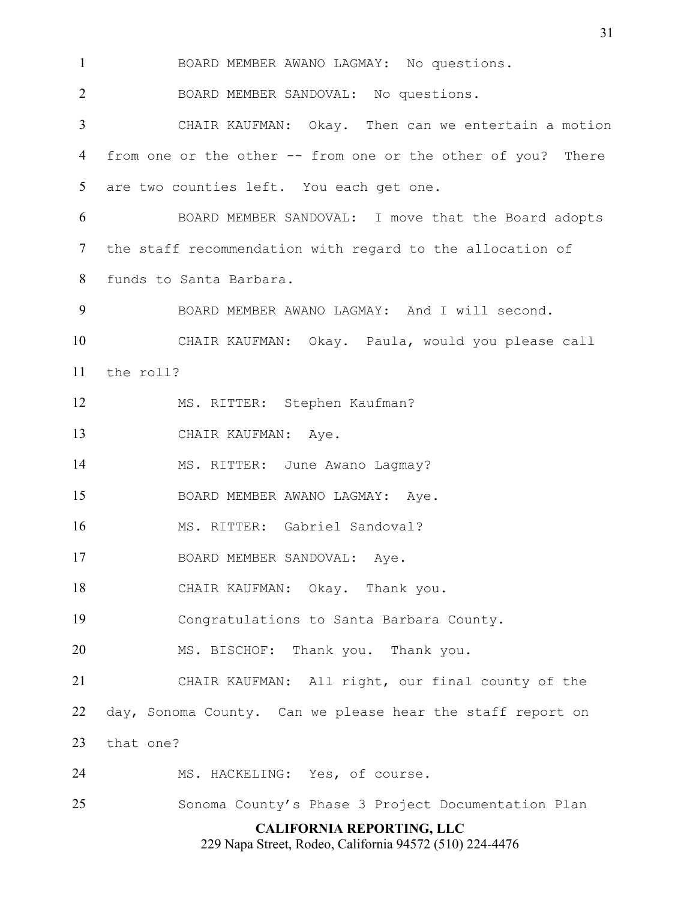1 BOARD MEMBER AWANO LAGMAY: No questions.

2 BOARD MEMBER SANDOVAL: No questions.

3 CHAIR KAUFMAN: Okay. Then can we entertain a motion

4 from one or the other -- from one or the other of you? There

5 are two counties left. You each get one.

6 BOARD MEMBER SANDOVAL: I move that the Board adopts

7 the staff recommendation with regard to the allocation of

8 funds to Santa Barbara.

9 BOARD MEMBER AWANO LAGMAY: And I will second.

10 CHAIR KAUFMAN: Okay. Paula, would you please call

11 the roll?

12 MS. RITTER: Stephen Kaufman?

13 CHAIR KAUFMAN: Aye.

14 MS. RITTER: June Awano Lagmay?

15 BOARD MEMBER AWANO LAGMAY: Aye.

16 MS. RITTER: Gabriel Sandoval?

17 BOARD MEMBER SANDOVAL: Aye.

18 CHAIR KAUFMAN: Okay. Thank you.

19 Congratulations to Santa Barbara County.

20 MS. BISCHOF: Thank you. Thank you.

21 CHAIR KAUFMAN: All right, our final county of the

22 day, Sonoma County. Can we please hear the staff report on

23 that one?

24 MS. HACKELING: Yes, of course.

25 Sonoma County's Phase 3 Project Documentation Plan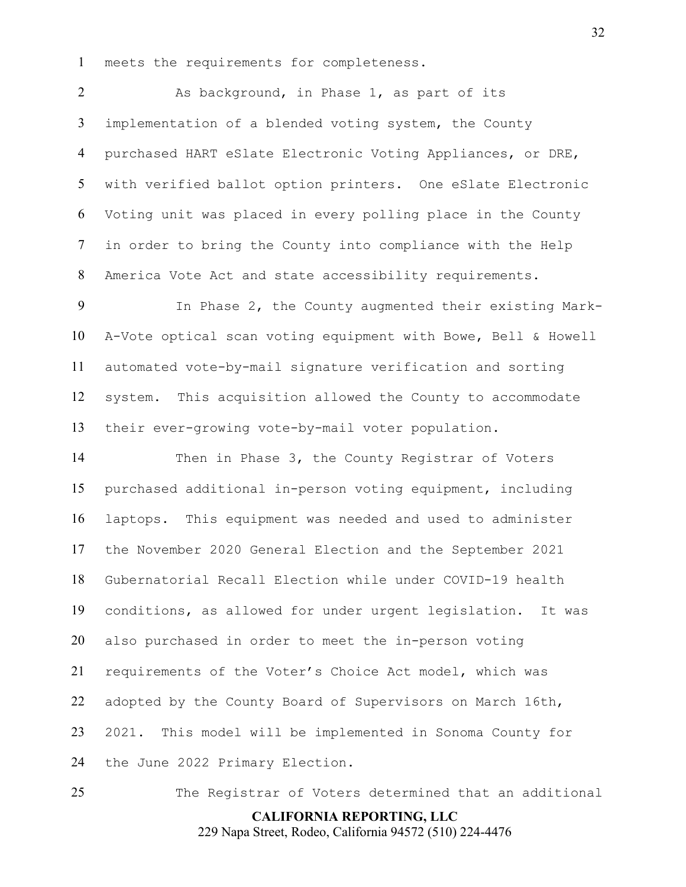meets the requirements for completeness.

As background, in Phase 1, as part of its implementation of a blended voting system, the County purchased HART eSlate Electronic Voting Appliances, or DRE, with verified ballot option printers. One eSlate Electronic Voting unit was placed in every polling place in the County in order to bring the County into compliance with the Help America Vote Act and state accessibility requirements.

In Phase 2, the County augmented their existing Mark-A-Vote optical scan voting equipment with Bowe, Bell & Howell automated vote-by-mail signature verification and sorting system. This acquisition allowed the County to accommodate their ever-growing vote-by-mail voter population.

Then in Phase 3, the County Registrar of Voters purchased additional in-person voting equipment, including laptops. This equipment was needed and used to administer the November 2020 General Election and the September 2021 Gubernatorial Recall Election while under COVID-19 health conditions, as allowed for under urgent legislation. It was also purchased in order to meet the in-person voting requirements of the Voter's Choice Act model, which was adopted by the County Board of Supervisors on March 16th, 2021. This model will be implemented in Sonoma County for the June 2022 Primary Election.

The Registrar of Voters determined that an additional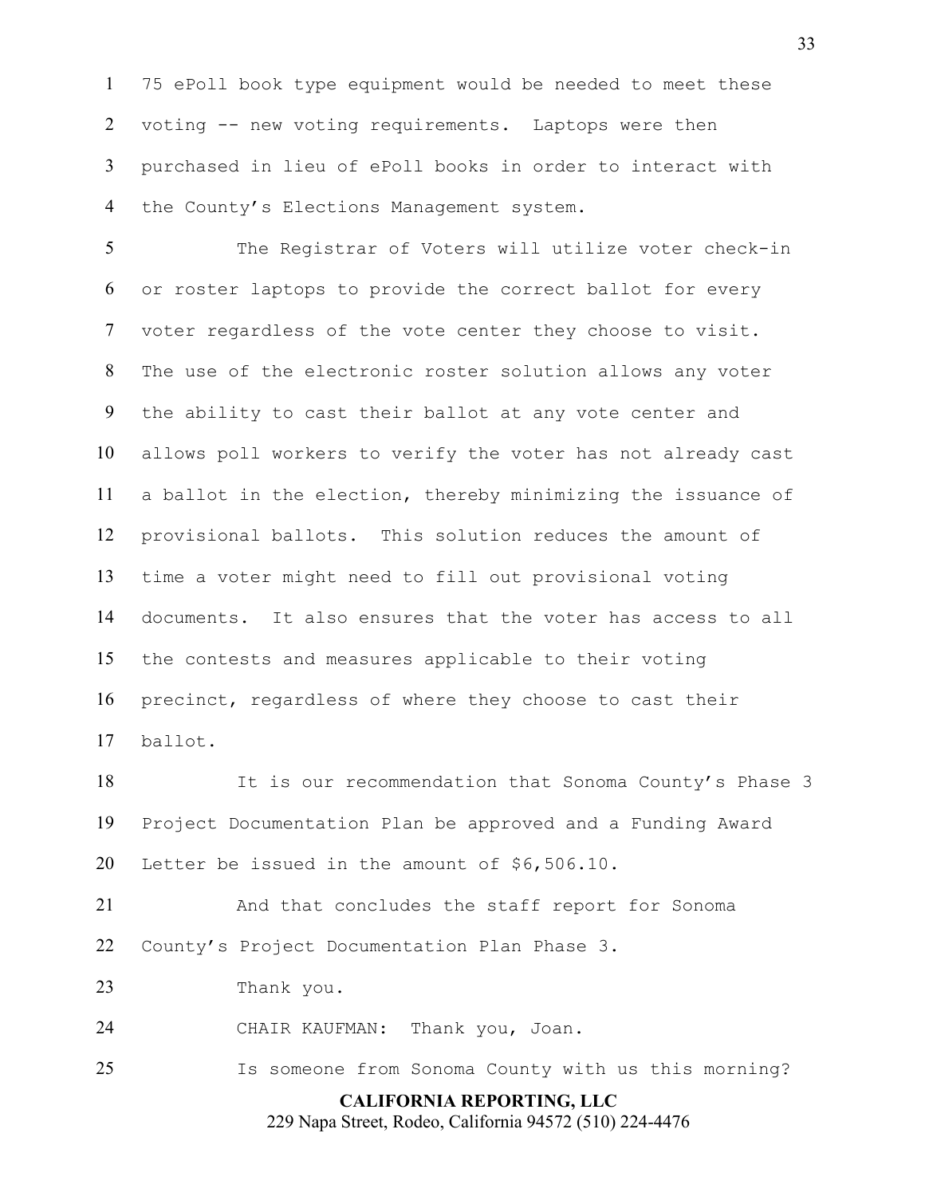75 ePoll book type equipment would be needed to meet these voting -- new voting requirements. Laptops were then purchased in lieu of ePoll books in order to interact with the County's Elections Management system.

The Registrar of Voters will utilize voter check-in or roster laptops to provide the correct ballot for every voter regardless of the vote center they choose to visit. The use of the electronic roster solution allows any voter the ability to cast their ballot at any vote center and allows poll workers to verify the voter has not already cast a ballot in the election, thereby minimizing the issuance of provisional ballots. This solution reduces the amount of time a voter might need to fill out provisional voting documents. It also ensures that the voter has access to all the contests and measures applicable to their voting precinct, regardless of where they choose to cast their ballot.

It is our recommendation that Sonoma County's Phase 3 Project Documentation Plan be approved and a Funding Award Letter be issued in the amount of $6,506.10.

And that concludes the staff report for Sonoma County's Project Documentation Plan Phase 3.

Thank you.

CHAIR KAUFMAN: Thank you, Joan.

Is someone from Sonoma County with us this morning?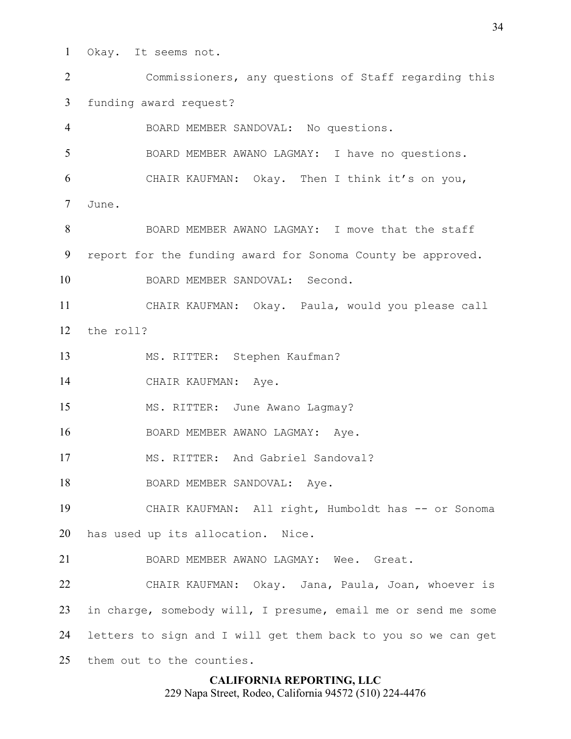Okay. It seems not.

Commissioners, any questions of Staff regarding this funding award request?

BOARD MEMBER SANDOVAL: No questions.

BOARD MEMBER AWANO LAGMAY: I have no questions.

CHAIR KAUFMAN: Okay. Then I think it's on you, June.

BOARD MEMBER AWANO LAGMAY: I move that the staff report for the funding award for Sonoma County be approved.

BOARD MEMBER SANDOVAL: Second.

CHAIR KAUFMAN: Okay. Paula, would you please call the roll?

MS. RITTER: Stephen Kaufman?

CHAIR KAUFMAN: Aye.

MS. RITTER: June Awano Lagmay?

BOARD MEMBER AWANO LAGMAY: Aye.

MS. RITTER: And Gabriel Sandoval?

BOARD MEMBER SANDOVAL: Aye.

CHAIR KAUFMAN: All right, Humboldt has -- or Sonoma has used up its allocation. Nice.

BOARD MEMBER AWANO LAGMAY: Wee. Great.

CHAIR KAUFMAN: Okay. Jana, Paula, Joan, whoever is in charge, somebody will, I presume, email me or send me some letters to sign and I will get them back to you so we can get them out to the counties.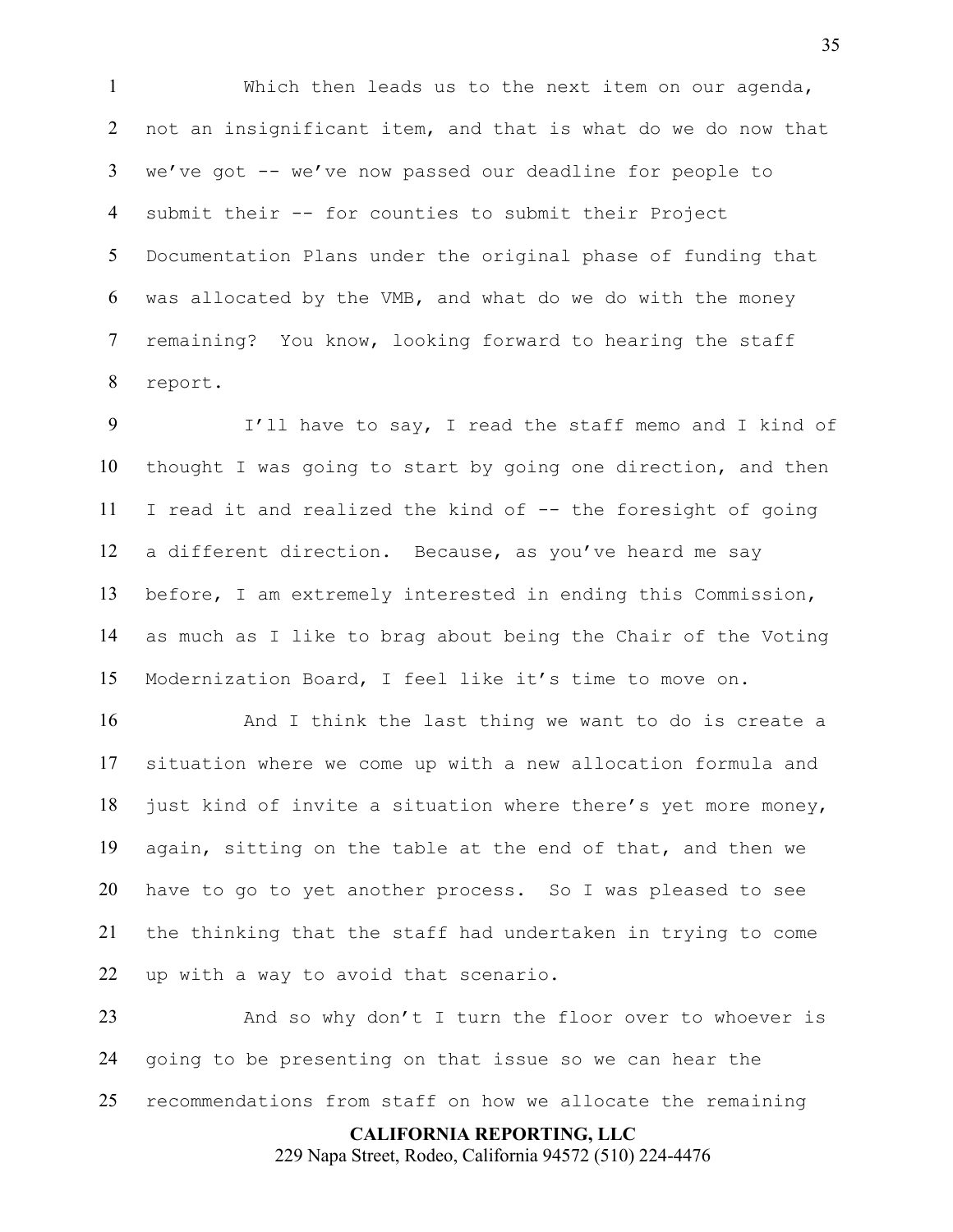Which then leads us to the next item on our agenda, not an insignificant item, and that is what do we do now that we've got -- we've now passed our deadline for people to submit their -- for counties to submit their Project Documentation Plans under the original phase of funding that was allocated by the VMB, and what do we do with the money remaining? You know, looking forward to hearing the staff report.

I'll have to say, I read the staff memo and I kind of thought I was going to start by going one direction, and then I read it and realized the kind of -- the foresight of going a different direction. Because, as you've heard me say before, I am extremely interested in ending this Commission, as much as I like to brag about being the Chair of the Voting Modernization Board, I feel like it's time to move on.

And I think the last thing we want to do is create a situation where we come up with a new allocation formula and just kind of invite a situation where there's yet more money, again, sitting on the table at the end of that, and then we have to go to yet another process. So I was pleased to see the thinking that the staff had undertaken in trying to come up with a way to avoid that scenario.

And so why don't I turn the floor over to whoever is going to be presenting on that issue so we can hear the recommendations from staff on how we allocate the remaining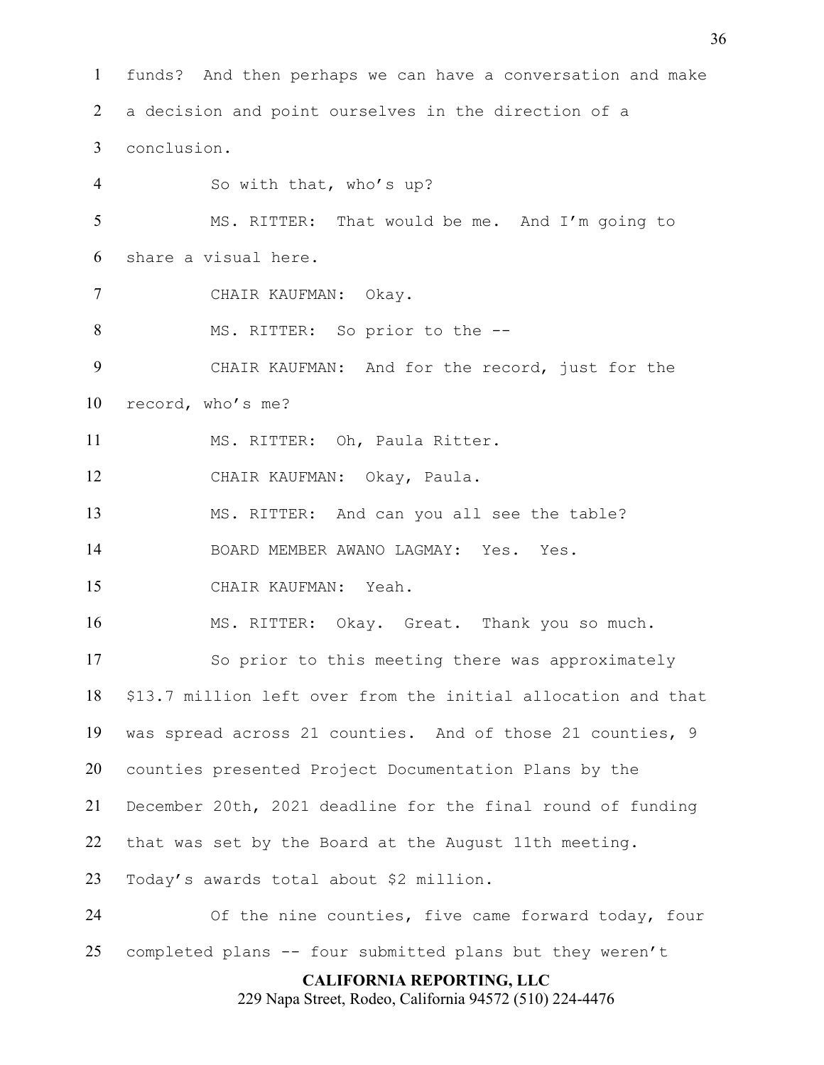funds? And then perhaps we can have a conversation and make a decision and point ourselves in the direction of a conclusion.

So with that, who's up?

MS. RITTER: That would be me. And I'm going to share a visual here.

CHAIR KAUFMAN: Okay.

MS. RITTER: So prior to the --

CHAIR KAUFMAN: And for the record, just for the record, who's me?

MS. RITTER: Oh, Paula Ritter.

CHAIR KAUFMAN: Okay, Paula.

MS. RITTER: And can you all see the table?

BOARD MEMBER AWANO LAGMAY: Yes. Yes.

CHAIR KAUFMAN: Yeah.

MS. RITTER: Okay. Great. Thank you so much.

So prior to this meeting there was approximately $13.7 million left over from the initial allocation and that was spread across 21 counties. And of those 21 counties, 9 counties presented Project Documentation Plans by the December 20th, 2021 deadline for the final round of funding that was set by the Board at the August 11th meeting. Today's awards total about $2 million.

Of the nine counties, five came forward today, four completed plans -- four submitted plans but they weren't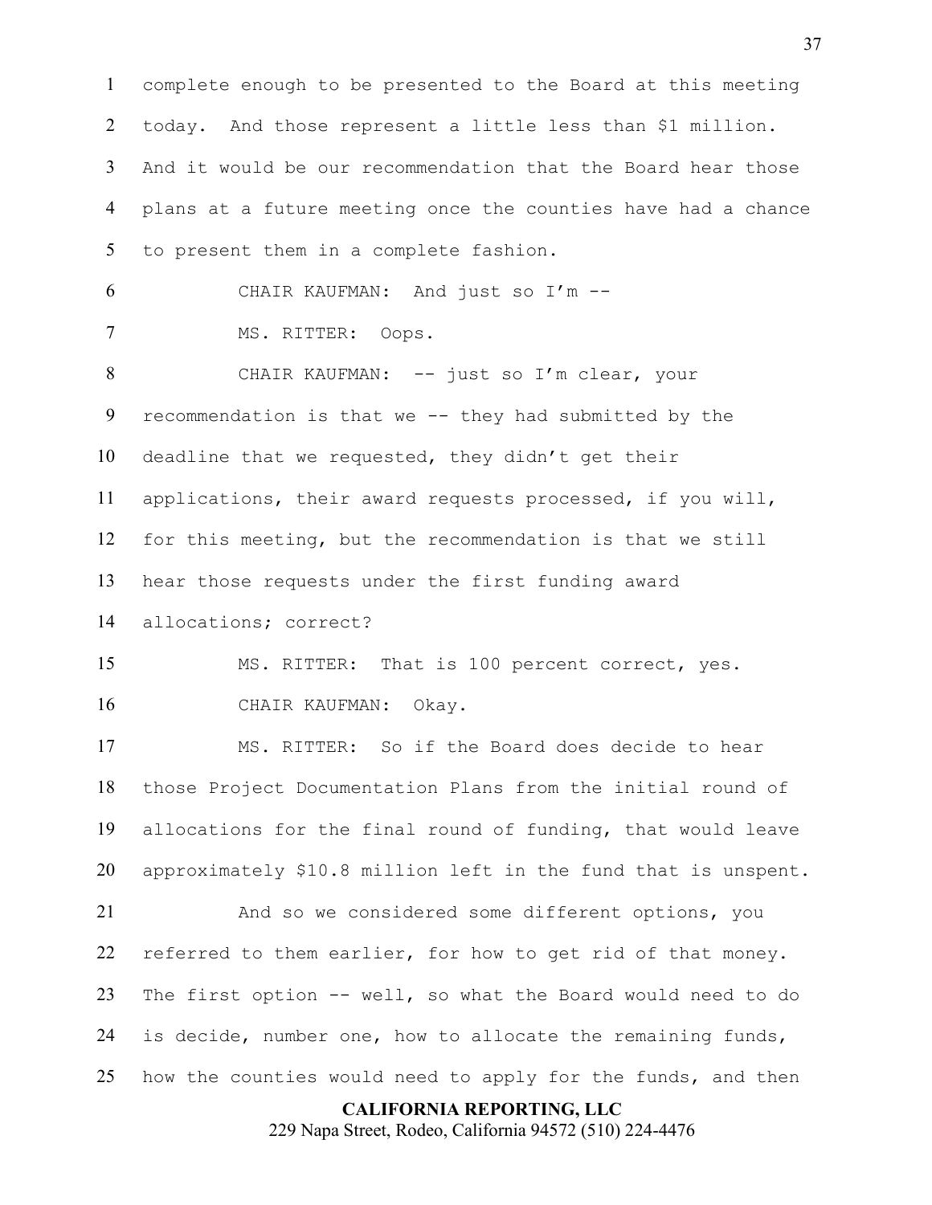complete enough to be presented to the Board at this meeting today. And those represent a little less than $1 million. And it would be our recommendation that the Board hear those plans at a future meeting once the counties have had a chance to present them in a complete fashion.

CHAIR KAUFMAN: And just so I'm --

MS. RITTER: Oops.

CHAIR KAUFMAN: -- just so I'm clear, your recommendation is that we -- they had submitted by the deadline that we requested, they didn't get their applications, their award requests processed, if you will, for this meeting, but the recommendation is that we still hear those requests under the first funding award allocations; correct?

MS. RITTER: That is 100 percent correct, yes.

CHAIR KAUFMAN: Okay.

MS. RITTER: So if the Board does decide to hear those Project Documentation Plans from the initial round of allocations for the final round of funding, that would leave approximately $10.8 million left in the fund that is unspent.

And so we considered some different options, you referred to them earlier, for how to get rid of that money. The first option -- well, so what the Board would need to do is decide, number one, how to allocate the remaining funds, how the counties would need to apply for the funds, and then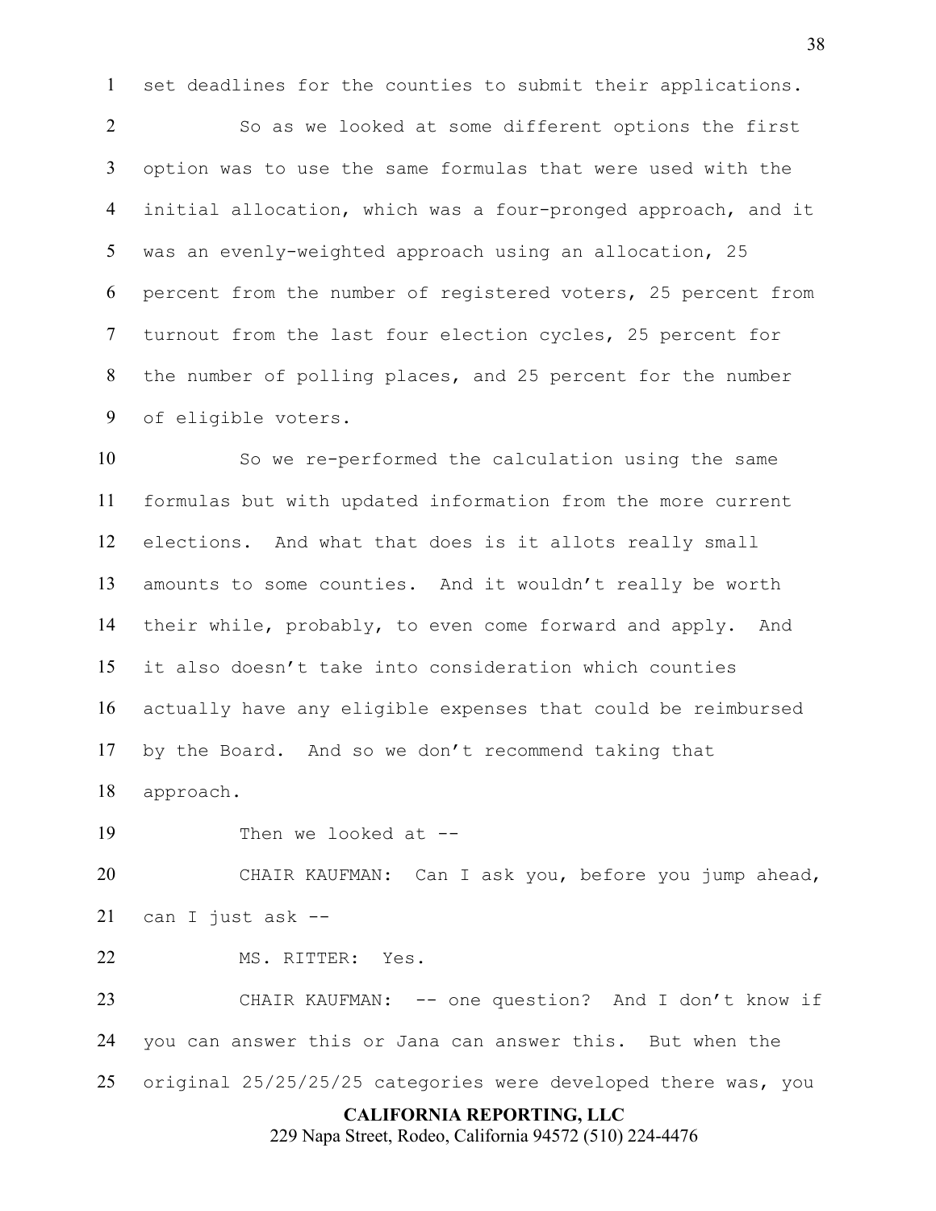set deadlines for the counties to submit their applications.

So as we looked at some different options the first option was to use the same formulas that were used with the initial allocation, which was a four-pronged approach, and it was an evenly-weighted approach using an allocation, 25 percent from the number of registered voters, 25 percent from turnout from the last four election cycles, 25 percent for the number of polling places, and 25 percent for the number of eligible voters.

So we re-performed the calculation using the same formulas but with updated information from the more current elections. And what that does is it allots really small amounts to some counties. And it wouldn't really be worth their while, probably, to even come forward and apply. And it also doesn't take into consideration which counties actually have any eligible expenses that could be reimbursed by the Board. And so we don't recommend taking that approach.

Then we looked at --

CHAIR KAUFMAN: Can I ask you, before you jump ahead, can I just ask --

MS. RITTER: Yes.

CHAIR KAUFMAN: -- one question? And I don't know if you can answer this or Jana can answer this. But when the original 25/25/25/25 categories were developed there was, you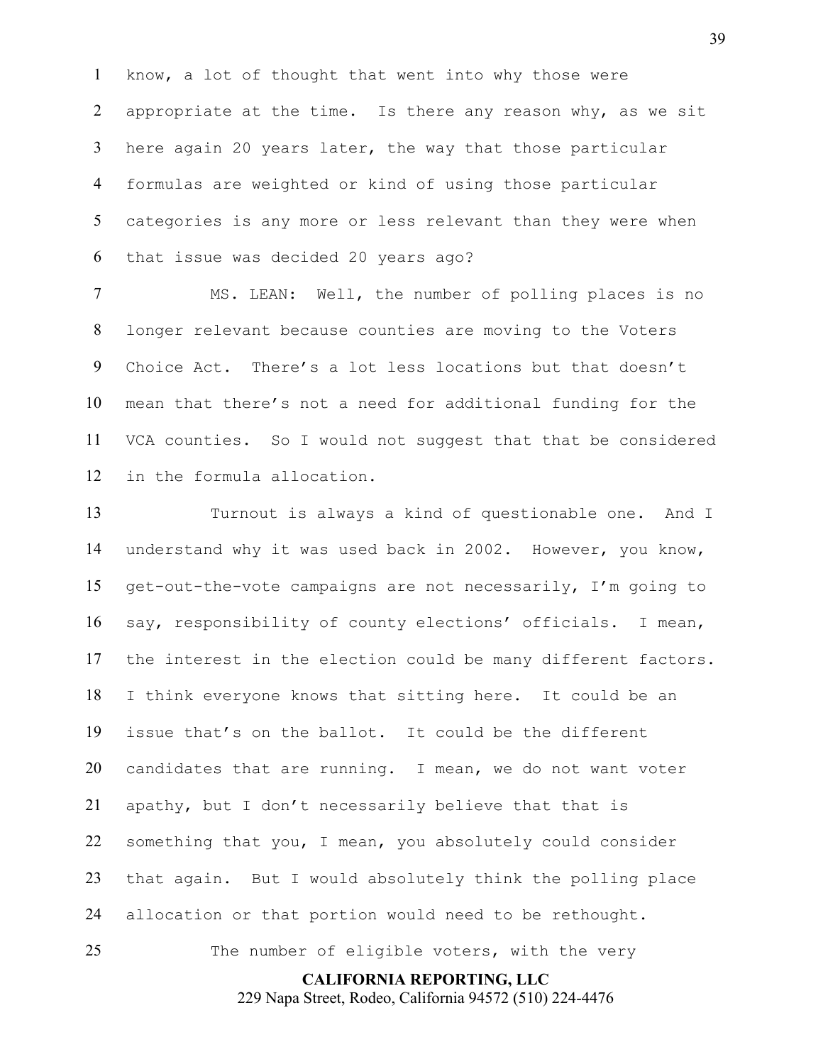know, a lot of thought that went into why those were appropriate at the time. Is there any reason why, as we sit here again 20 years later, the way that those particular formulas are weighted or kind of using those particular categories is any more or less relevant than they were when that issue was decided 20 years ago?

MS. LEAN: Well, the number of polling places is no longer relevant because counties are moving to the Voters Choice Act. There's a lot less locations but that doesn't mean that there's not a need for additional funding for the VCA counties. So I would not suggest that that be considered in the formula allocation.

Turnout is always a kind of questionable one. And I understand why it was used back in 2002. However, you know, get-out-the-vote campaigns are not necessarily, I'm going to say, responsibility of county elections' officials. I mean, the interest in the election could be many different factors. I think everyone knows that sitting here. It could be an issue that's on the ballot. It could be the different candidates that are running. I mean, we do not want voter apathy, but I don't necessarily believe that that is something that you, I mean, you absolutely could consider that again. But I would absolutely think the polling place allocation or that portion would need to be rethought.

The number of eligible voters, with the very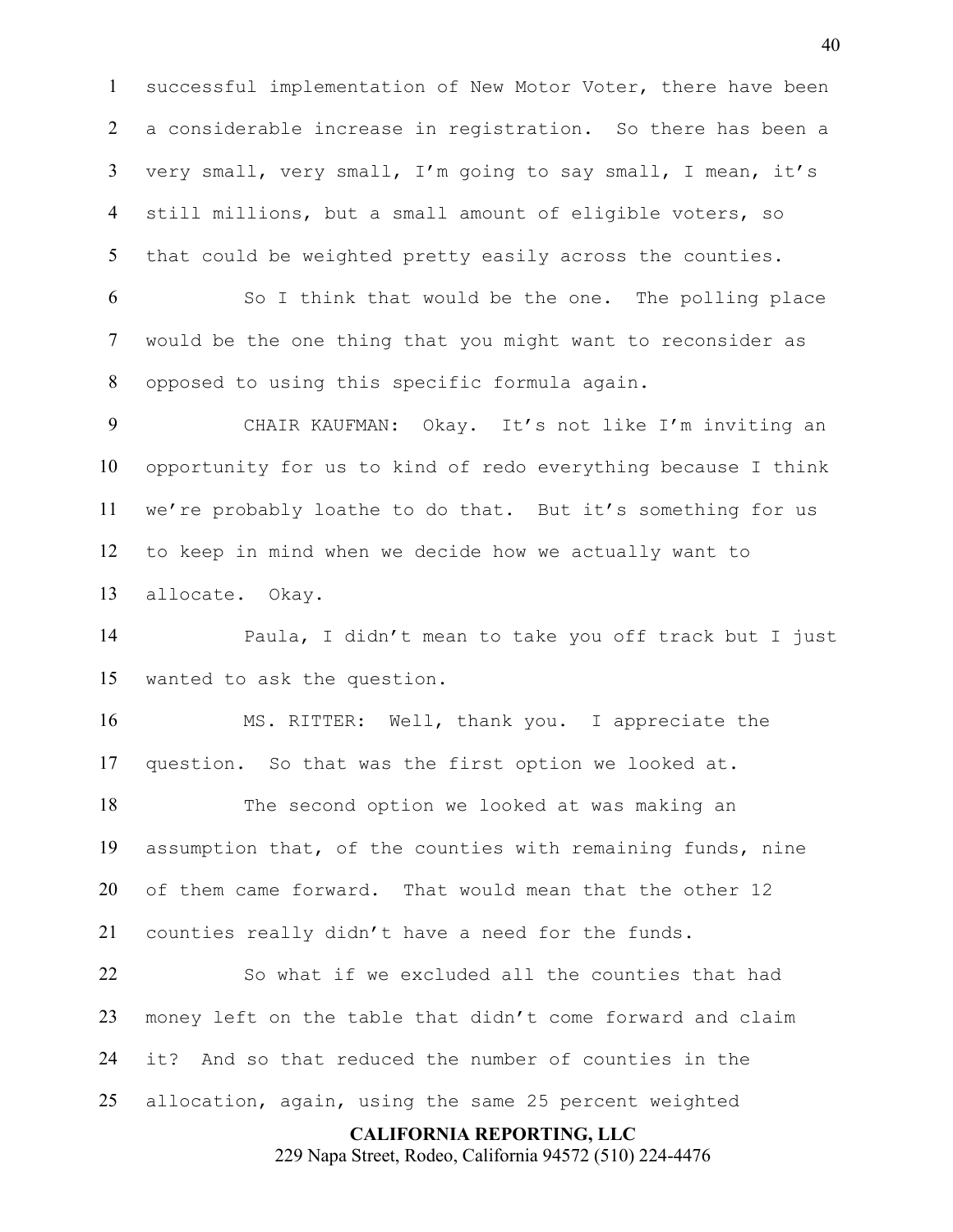successful implementation of New Motor Voter, there have been a considerable increase in registration. So there has been a very small, very small, I'm going to say small, I mean, it's still millions, but a small amount of eligible voters, so that could be weighted pretty easily across the counties.

So I think that would be the one. The polling place would be the one thing that you might want to reconsider as opposed to using this specific formula again.

CHAIR KAUFMAN: Okay. It's not like I'm inviting an opportunity for us to kind of redo everything because I think we're probably loathe to do that. But it's something for us to keep in mind when we decide how we actually want to allocate. Okay.

Paula, I didn't mean to take you off track but I just wanted to ask the question.

MS. RITTER: Well, thank you. I appreciate the question. So that was the first option we looked at.

The second option we looked at was making an assumption that, of the counties with remaining funds, nine of them came forward. That would mean that the other 12 counties really didn't have a need for the funds.

So what if we excluded all the counties that had money left on the table that didn't come forward and claim it? And so that reduced the number of counties in the allocation, again, using the same 25 percent weighted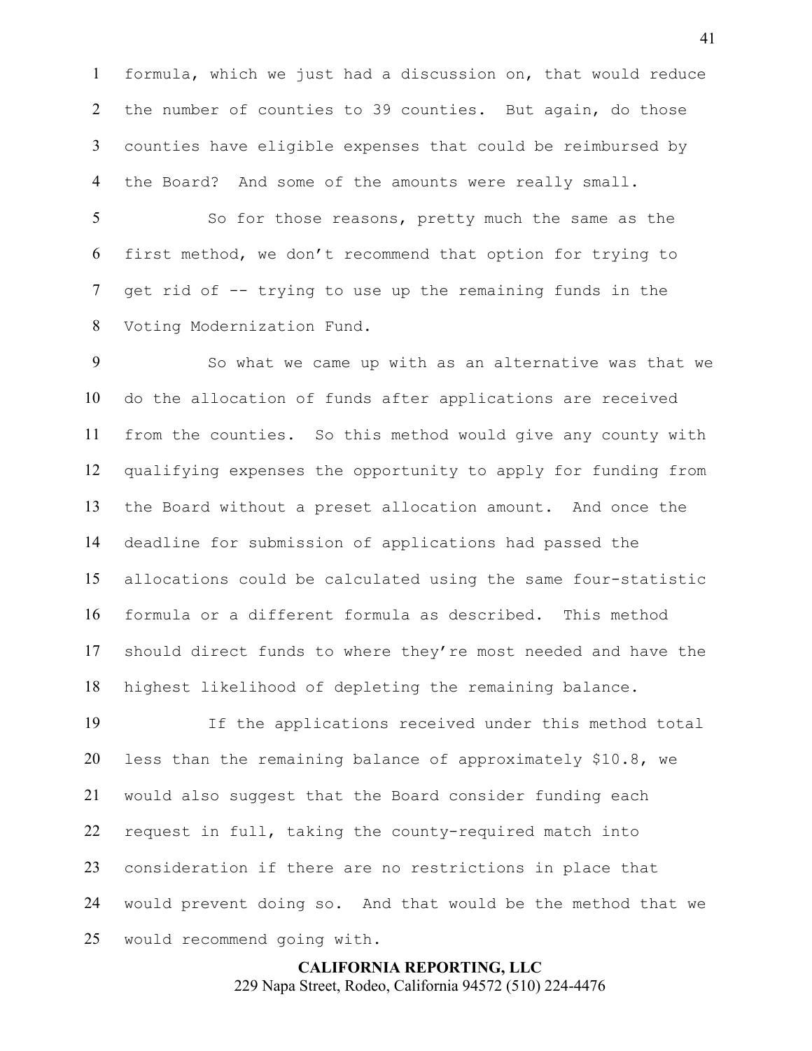formula, which we just had a discussion on, that would reduce the number of counties to 39 counties. But again, do those counties have eligible expenses that could be reimbursed by the Board? And some of the amounts were really small.

So for those reasons, pretty much the same as the first method, we don't recommend that option for trying to get rid of -- trying to use up the remaining funds in the Voting Modernization Fund.

So what we came up with as an alternative was that we do the allocation of funds after applications are received from the counties. So this method would give any county with qualifying expenses the opportunity to apply for funding from the Board without a preset allocation amount. And once the deadline for submission of applications had passed the allocations could be calculated using the same four-statistic formula or a different formula as described. This method should direct funds to where they're most needed and have the highest likelihood of depleting the remaining balance.

If the applications received under this method total less than the remaining balance of approximately $10.8, we would also suggest that the Board consider funding each request in full, taking the county-required match into consideration if there are no restrictions in place that would prevent doing so. And that would be the method that we would recommend going with.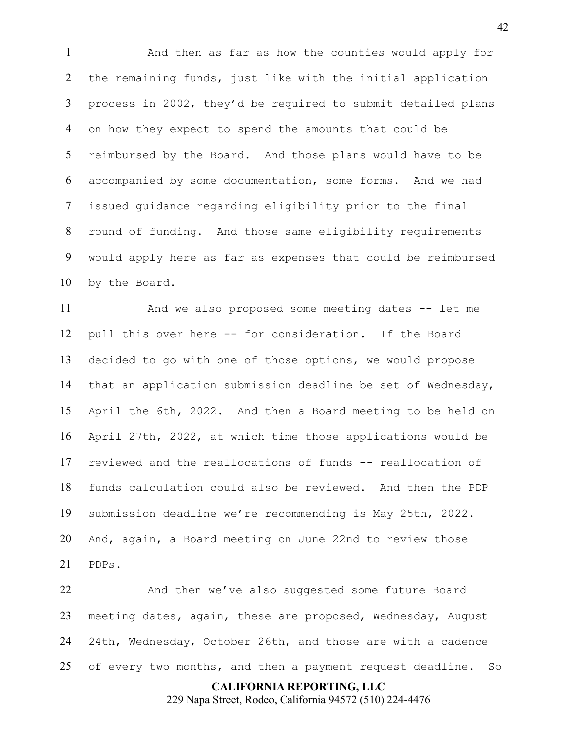And then as far as how the counties would apply for the remaining funds, just like with the initial application process in 2002, they'd be required to submit detailed plans on how they expect to spend the amounts that could be reimbursed by the Board. And those plans would have to be accompanied by some documentation, some forms. And we had issued guidance regarding eligibility prior to the final round of funding. And those same eligibility requirements would apply here as far as expenses that could be reimbursed by the Board.

And we also proposed some meeting dates -- let me pull this over here -- for consideration. If the Board decided to go with one of those options, we would propose that an application submission deadline be set of Wednesday, April the 6th, 2022. And then a Board meeting to be held on April 27th, 2022, at which time those applications would be reviewed and the reallocations of funds -- reallocation of funds calculation could also be reviewed. And then the PDP submission deadline we're recommending is May 25th, 2022. And, again, a Board meeting on June 22nd to review those PDPs.

And then we've also suggested some future Board meeting dates, again, these are proposed, Wednesday, August 24th, Wednesday, October 26th, and those are with a cadence of every two months, and then a payment request deadline. So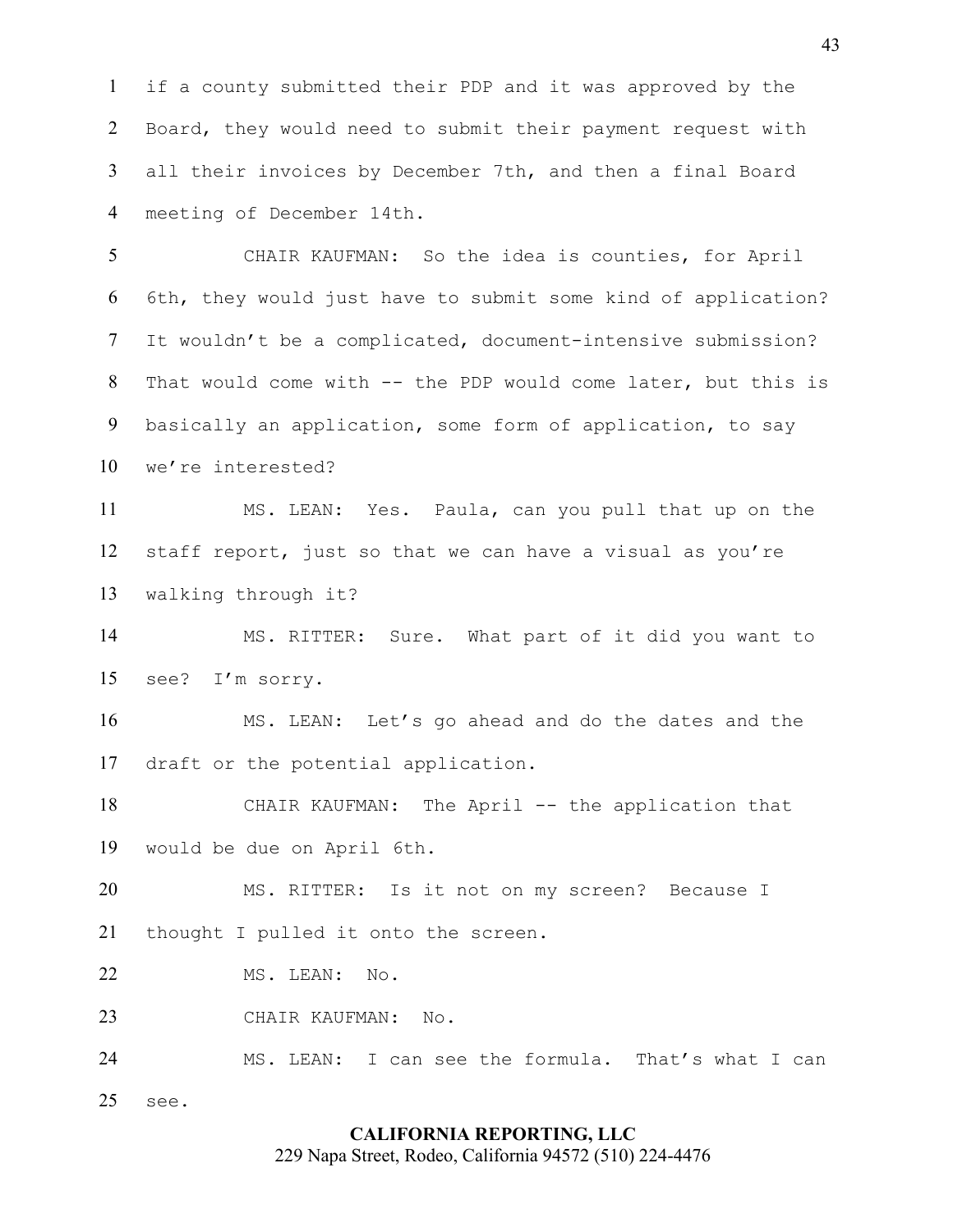if a county submitted their PDP and it was approved by the Board, they would need to submit their payment request with all their invoices by December 7th, and then a final Board meeting of December 14th.

CHAIR KAUFMAN: So the idea is counties, for April 6th, they would just have to submit some kind of application? It wouldn't be a complicated, document-intensive submission? That would come with -- the PDP would come later, but this is basically an application, some form of application, to say we're interested?

MS. LEAN: Yes. Paula, can you pull that up on the staff report, just so that we can have a visual as you're walking through it?

MS. RITTER: Sure. What part of it did you want to see? I'm sorry.

MS. LEAN: Let's go ahead and do the dates and the draft or the potential application.

CHAIR KAUFMAN: The April -- the application that would be due on April 6th.

MS. RITTER: Is it not on my screen? Because I thought I pulled it onto the screen.

MS. LEAN: No.

CHAIR KAUFMAN: No.

MS. LEAN: I can see the formula. That's what I can see.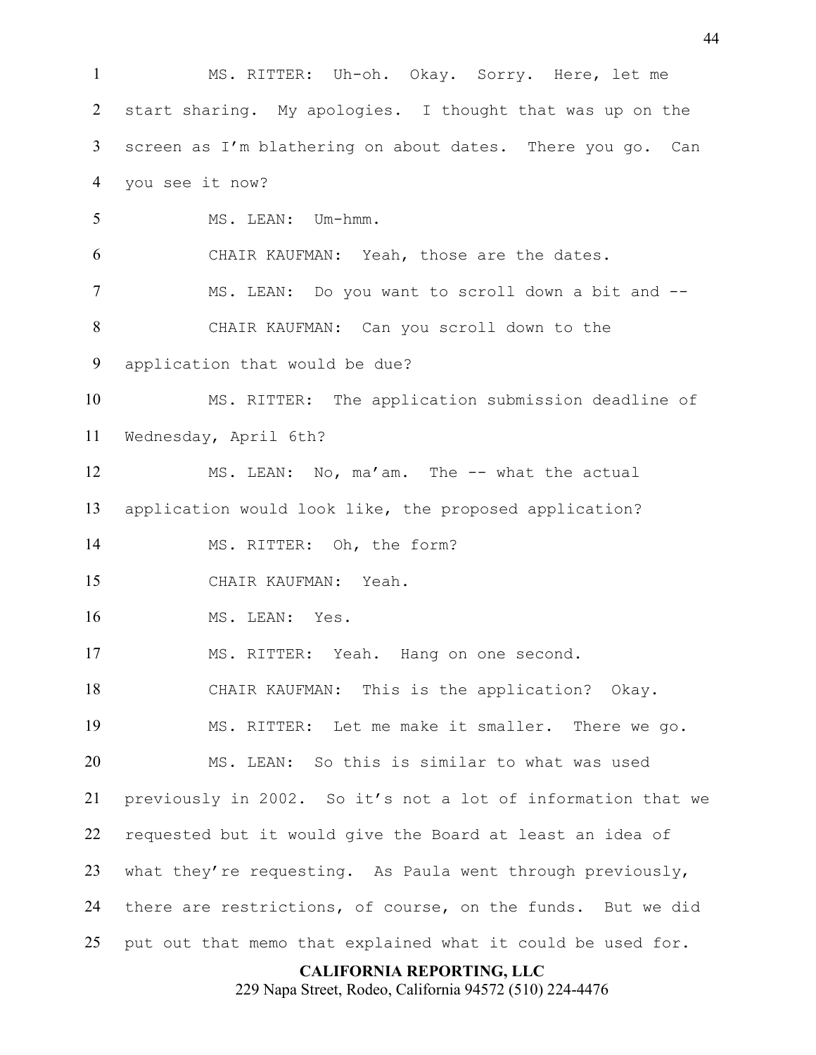MS. RITTER: Uh-oh. Okay. Sorry. Here, let me start sharing. My apologies. I thought that was up on the screen as I'm blathering on about dates. There you go. Can you see it now?

MS. LEAN: Um-hmm.

CHAIR KAUFMAN: Yeah, those are the dates.

MS. LEAN: Do you want to scroll down a bit and --

CHAIR KAUFMAN: Can you scroll down to the application that would be due?

MS. RITTER: The application submission deadline of Wednesday, April 6th?

MS. LEAN: No, ma'am. The -- what the actual application would look like, the proposed application?

MS. RITTER: Oh, the form?

CHAIR KAUFMAN: Yeah.

MS. LEAN: Yes.

MS. RITTER: Yeah. Hang on one second.

CHAIR KAUFMAN: This is the application? Okay.

MS. RITTER: Let me make it smaller. There we go.

MS. LEAN: So this is similar to what was used previously in 2002. So it's not a lot of information that we requested but it would give the Board at least an idea of what they're requesting. As Paula went through previously, there are restrictions, of course, on the funds. But we did put out that memo that explained what it could be used for.

**CALIFORNIA REPORTING, LLC**
229 Napa Street, Rodeo, California 94572 (510) 224-4476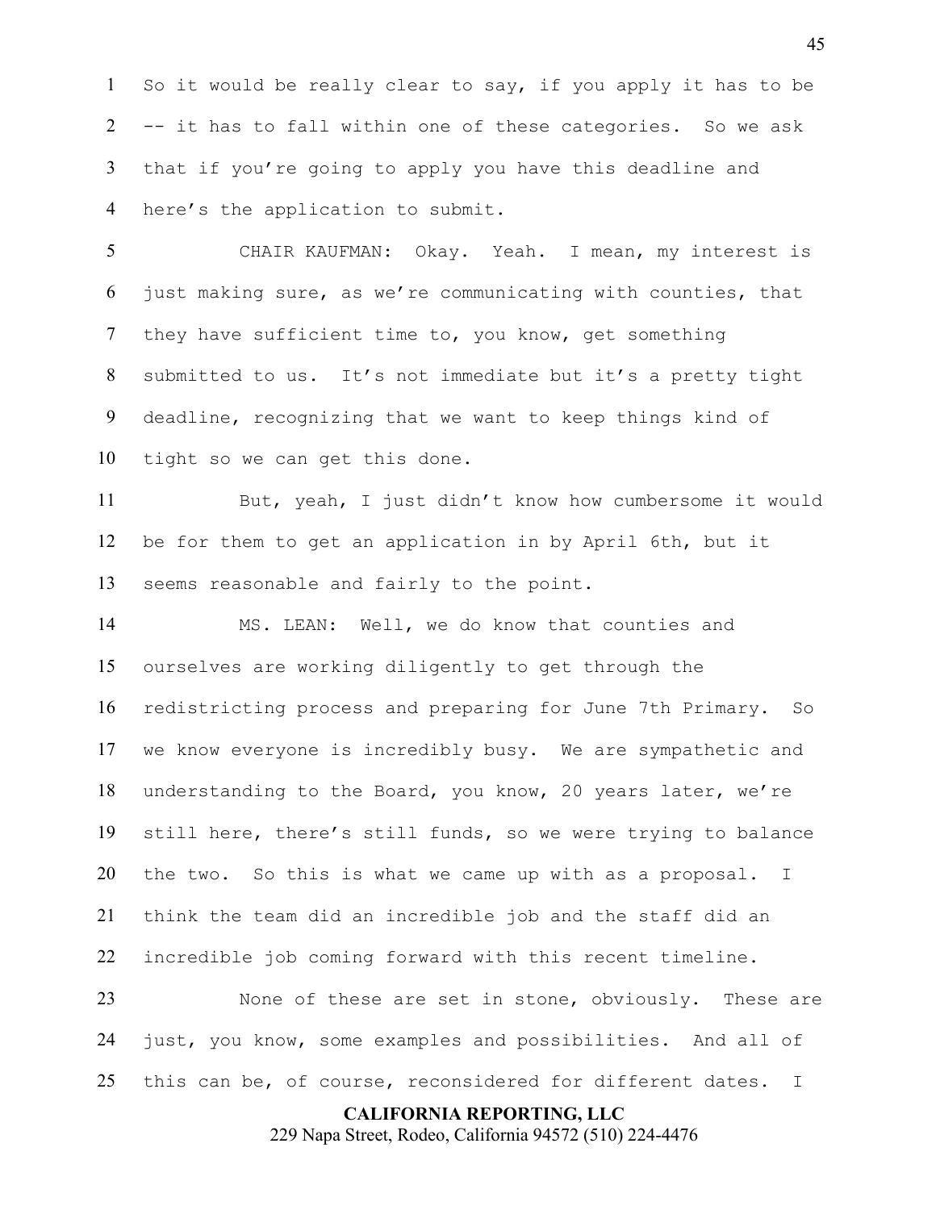So it would be really clear to say, if you apply it has to be -- it has to fall within one of these categories. So we ask that if you're going to apply you have this deadline and here's the application to submit.

CHAIR KAUFMAN: Okay. Yeah. I mean, my interest is just making sure, as we're communicating with counties, that they have sufficient time to, you know, get something submitted to us. It's not immediate but it's a pretty tight deadline, recognizing that we want to keep things kind of tight so we can get this done.

But, yeah, I just didn't know how cumbersome it would be for them to get an application in by April 6th, but it seems reasonable and fairly to the point.

MS. LEAN: Well, we do know that counties and ourselves are working diligently to get through the redistricting process and preparing for June 7th Primary. So we know everyone is incredibly busy. We are sympathetic and understanding to the Board, you know, 20 years later, we're still here, there's still funds, so we were trying to balance the two. So this is what we came up with as a proposal. I think the team did an incredible job and the staff did an incredible job coming forward with this recent timeline.

None of these are set in stone, obviously. These are just, you know, some examples and possibilities. And all of this can be, of course, reconsidered for different dates. I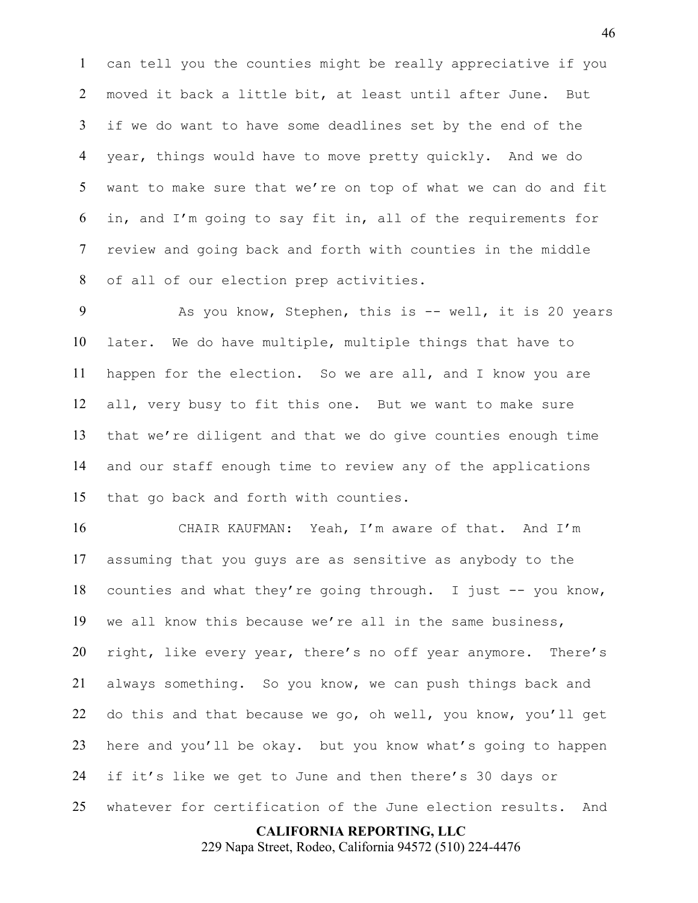can tell you the counties might be really appreciative if you moved it back a little bit, at least until after June. But if we do want to have some deadlines set by the end of the year, things would have to move pretty quickly. And we do want to make sure that we're on top of what we can do and fit in, and I'm going to say fit in, all of the requirements for review and going back and forth with counties in the middle of all of our election prep activities.

As you know, Stephen, this is -- well, it is 20 years later. We do have multiple, multiple things that have to happen for the election. So we are all, and I know you are all, very busy to fit this one. But we want to make sure that we're diligent and that we do give counties enough time and our staff enough time to review any of the applications that go back and forth with counties.

CHAIR KAUFMAN: Yeah, I'm aware of that. And I'm assuming that you guys are as sensitive as anybody to the counties and what they're going through. I just -- you know, we all know this because we're all in the same business, right, like every year, there's no off year anymore. There's always something. So you know, we can push things back and do this and that because we go, oh well, you know, you'll get here and you'll be okay. but you know what's going to happen if it's like we get to June and then there's 30 days or whatever for certification of the June election results. And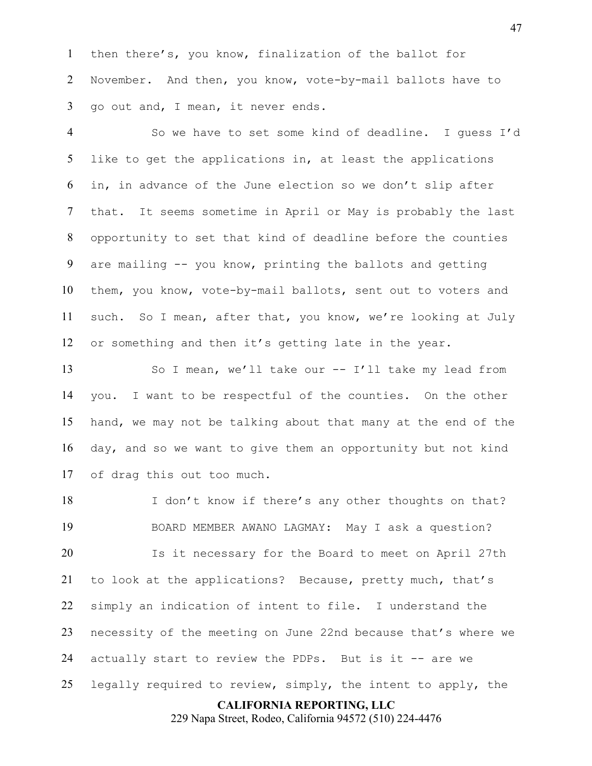then there's, you know, finalization of the ballot for November. And then, you know, vote-by-mail ballots have to go out and, I mean, it never ends.

So we have to set some kind of deadline. I guess I'd like to get the applications in, at least the applications in, in advance of the June election so we don't slip after that. It seems sometime in April or May is probably the last opportunity to set that kind of deadline before the counties are mailing -- you know, printing the ballots and getting them, you know, vote-by-mail ballots, sent out to voters and such. So I mean, after that, you know, we're looking at July or something and then it's getting late in the year.

So I mean, we'll take our -- I'll take my lead from you. I want to be respectful of the counties. On the other hand, we may not be talking about that many at the end of the day, and so we want to give them an opportunity but not kind of drag this out too much.

I don't know if there's any other thoughts on that?

BOARD MEMBER AWANO LAGMAY: May I ask a question?

Is it necessary for the Board to meet on April 27th to look at the applications? Because, pretty much, that's simply an indication of intent to file. I understand the necessity of the meeting on June 22nd because that's where we actually start to review the PDPs. But is it -- are we legally required to review, simply, the intent to apply, the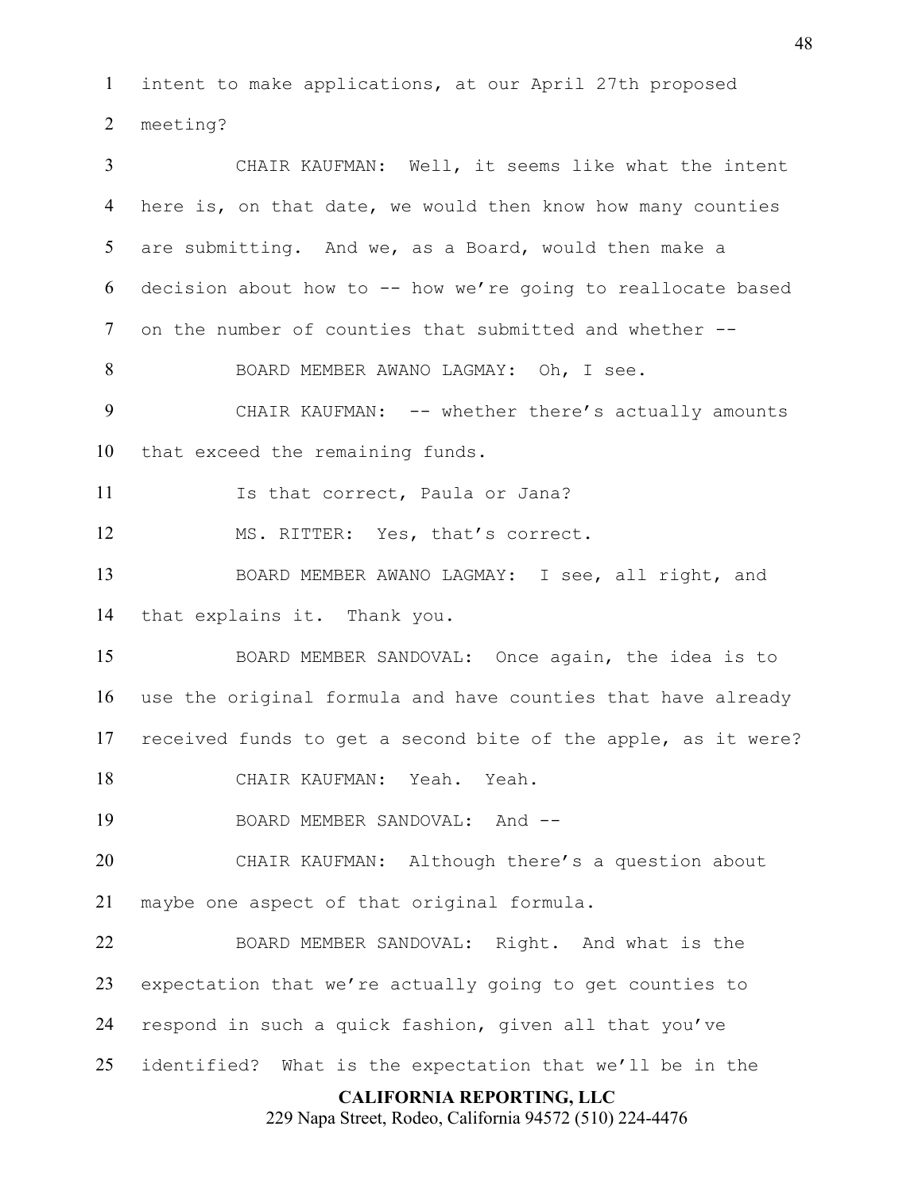intent to make applications, at our April 27th proposed meeting?

CHAIR KAUFMAN: Well, it seems like what the intent here is, on that date, we would then know how many counties are submitting. And we, as a Board, would then make a decision about how to -- how we're going to reallocate based on the number of counties that submitted and whether --

BOARD MEMBER AWANO LAGMAY: Oh, I see.

CHAIR KAUFMAN: -- whether there's actually amounts that exceed the remaining funds.

Is that correct, Paula or Jana?

MS. RITTER: Yes, that's correct.

BOARD MEMBER AWANO LAGMAY: I see, all right, and that explains it. Thank you.

BOARD MEMBER SANDOVAL: Once again, the idea is to use the original formula and have counties that have already received funds to get a second bite of the apple, as it were?

CHAIR KAUFMAN: Yeah. Yeah.

BOARD MEMBER SANDOVAL: And --

CHAIR KAUFMAN: Although there's a question about maybe one aspect of that original formula.

BOARD MEMBER SANDOVAL: Right. And what is the expectation that we're actually going to get counties to respond in such a quick fashion, given all that you've identified? What is the expectation that we'll be in the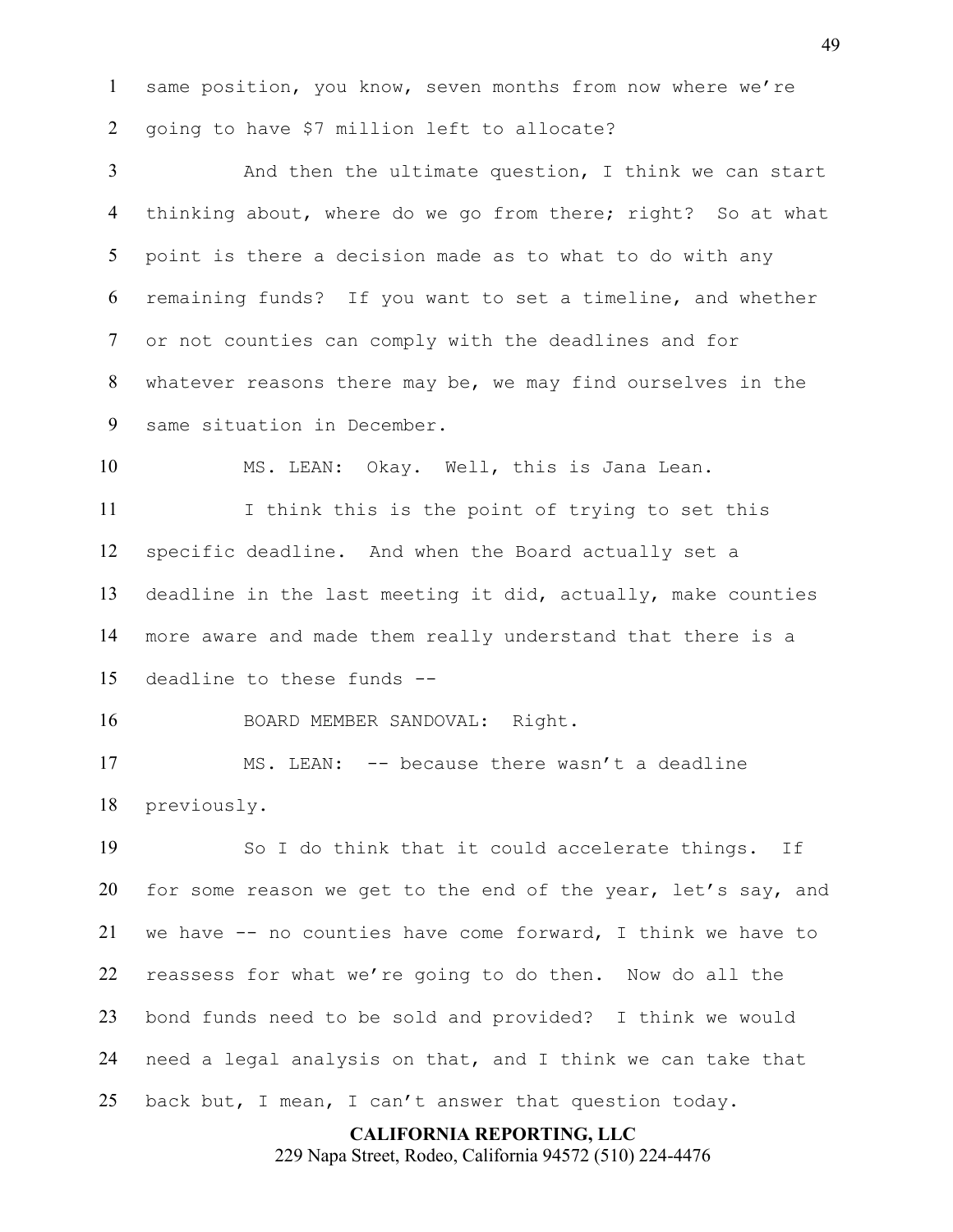same position, you know, seven months from now where we're going to have $7 million left to allocate?

And then the ultimate question, I think we can start thinking about, where do we go from there; right? So at what point is there a decision made as to what to do with any remaining funds? If you want to set a timeline, and whether or not counties can comply with the deadlines and for whatever reasons there may be, we may find ourselves in the same situation in December.

MS. LEAN: Okay. Well, this is Jana Lean.

I think this is the point of trying to set this specific deadline. And when the Board actually set a deadline in the last meeting it did, actually, make counties more aware and made them really understand that there is a deadline to these funds --

BOARD MEMBER SANDOVAL: Right.

MS. LEAN: -- because there wasn't a deadline previously.

So I do think that it could accelerate things. If for some reason we get to the end of the year, let's say, and we have -- no counties have come forward, I think we have to reassess for what we're going to do then. Now do all the bond funds need to be sold and provided? I think we would need a legal analysis on that, and I think we can take that back but, I mean, I can't answer that question today.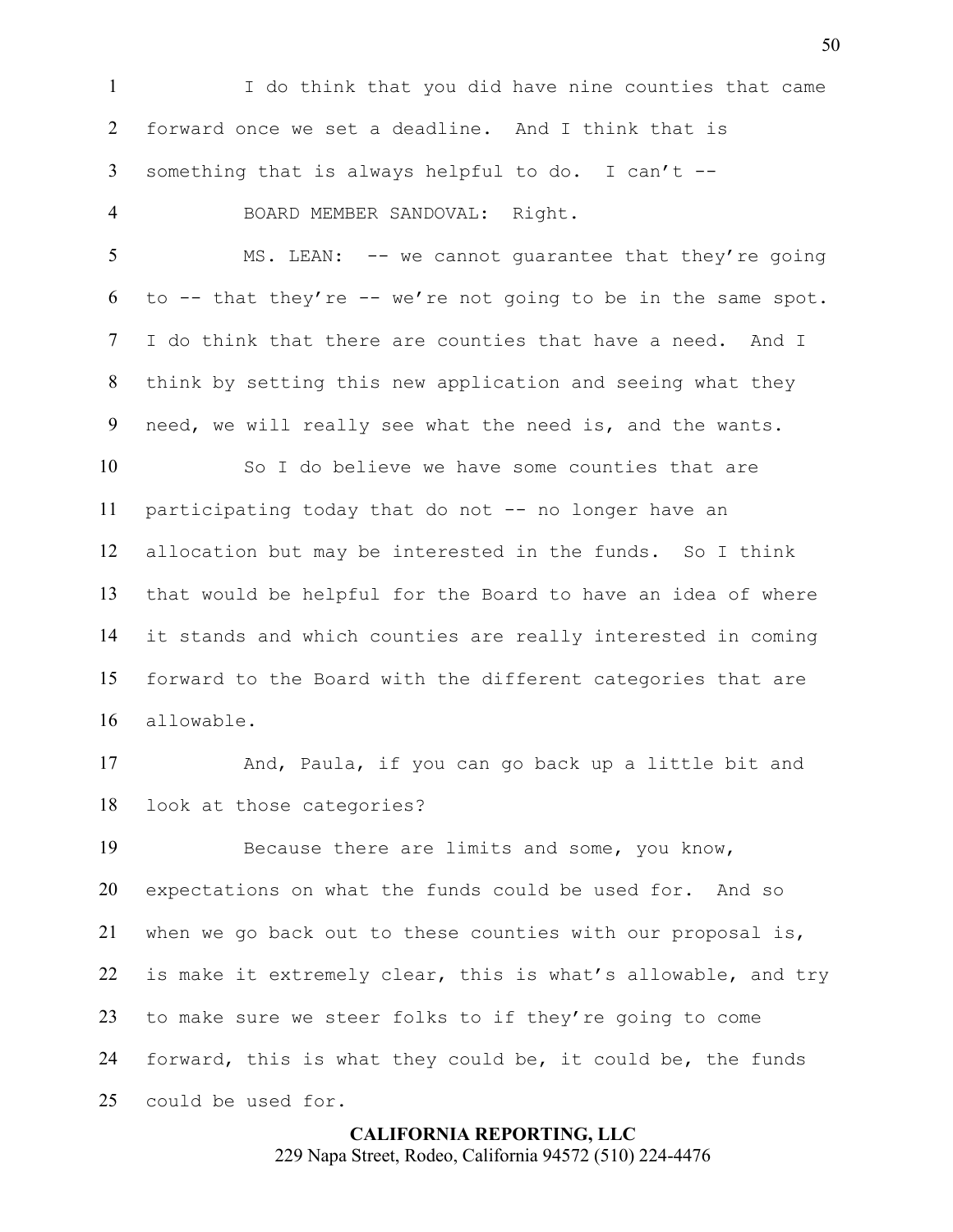I do think that you did have nine counties that came forward once we set a deadline. And I think that is something that is always helpful to do. I can't --

BOARD MEMBER SANDOVAL: Right.

MS. LEAN: -- we cannot guarantee that they're going to -- that they're -- we're not going to be in the same spot. I do think that there are counties that have a need. And I think by setting this new application and seeing what they need, we will really see what the need is, and the wants.

So I do believe we have some counties that are participating today that do not -- no longer have an allocation but may be interested in the funds. So I think that would be helpful for the Board to have an idea of where it stands and which counties are really interested in coming forward to the Board with the different categories that are allowable.

And, Paula, if you can go back up a little bit and look at those categories?

Because there are limits and some, you know, expectations on what the funds could be used for. And so when we go back out to these counties with our proposal is, is make it extremely clear, this is what's allowable, and try to make sure we steer folks to if they're going to come forward, this is what they could be, it could be, the funds could be used for.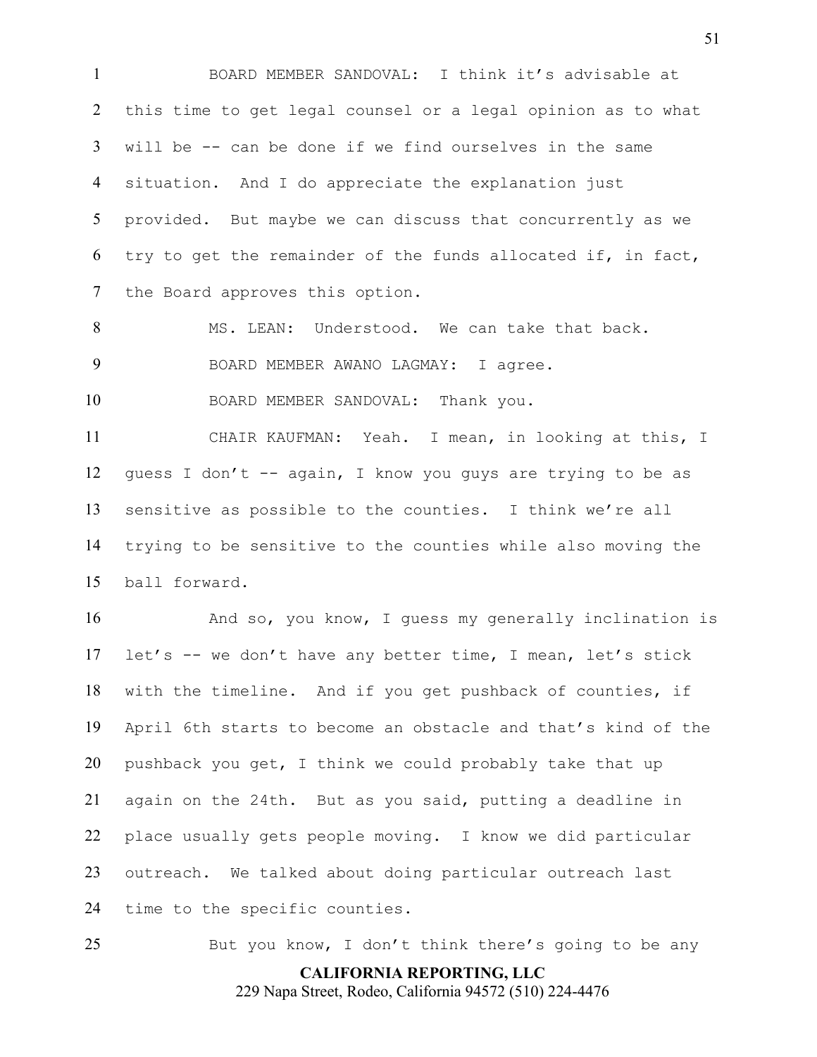BOARD MEMBER SANDOVAL: I think it's advisable at this time to get legal counsel or a legal opinion as to what will be -- can be done if we find ourselves in the same situation. And I do appreciate the explanation just provided. But maybe we can discuss that concurrently as we try to get the remainder of the funds allocated if, in fact, the Board approves this option.

MS. LEAN: Understood. We can take that back.

BOARD MEMBER AWANO LAGMAY: I agree.

BOARD MEMBER SANDOVAL: Thank you.

CHAIR KAUFMAN: Yeah. I mean, in looking at this, I guess I don't -- again, I know you guys are trying to be as sensitive as possible to the counties. I think we're all trying to be sensitive to the counties while also moving the ball forward.

And so, you know, I guess my generally inclination is let's -- we don't have any better time, I mean, let's stick with the timeline. And if you get pushback of counties, if April 6th starts to become an obstacle and that's kind of the pushback you get, I think we could probably take that up again on the 24th. But as you said, putting a deadline in place usually gets people moving. I know we did particular outreach. We talked about doing particular outreach last time to the specific counties.

But you know, I don't think there's going to be any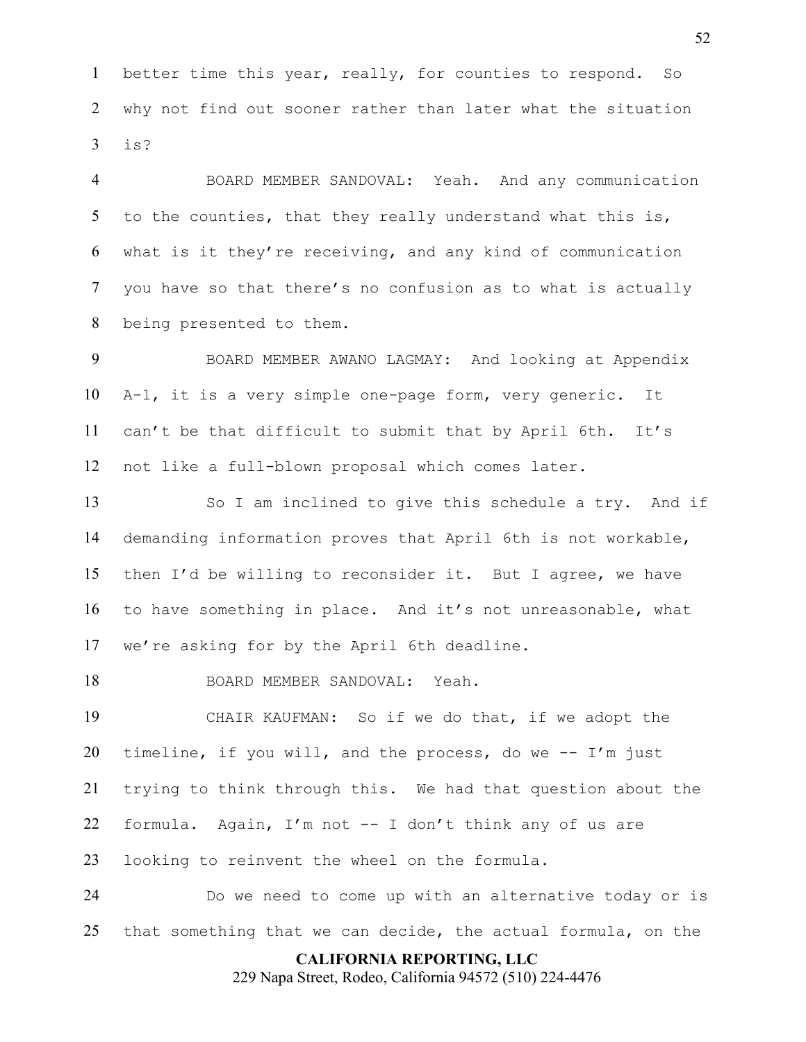better time this year, really, for counties to respond. So why not find out sooner rather than later what the situation is?

BOARD MEMBER SANDOVAL: Yeah. And any communication to the counties, that they really understand what this is, what is it they're receiving, and any kind of communication you have so that there's no confusion as to what is actually being presented to them.

BOARD MEMBER AWANO LAGMAY: And looking at Appendix A-1, it is a very simple one-page form, very generic. It can't be that difficult to submit that by April 6th. It's not like a full-blown proposal which comes later.

So I am inclined to give this schedule a try. And if demanding information proves that April 6th is not workable, then I'd be willing to reconsider it. But I agree, we have to have something in place. And it's not unreasonable, what we're asking for by the April 6th deadline.

BOARD MEMBER SANDOVAL: Yeah.

CHAIR KAUFMAN: So if we do that, if we adopt the timeline, if you will, and the process, do we -- I'm just trying to think through this. We had that question about the formula. Again, I'm not -- I don't think any of us are looking to reinvent the wheel on the formula.

Do we need to come up with an alternative today or is that something that we can decide, the actual formula, on the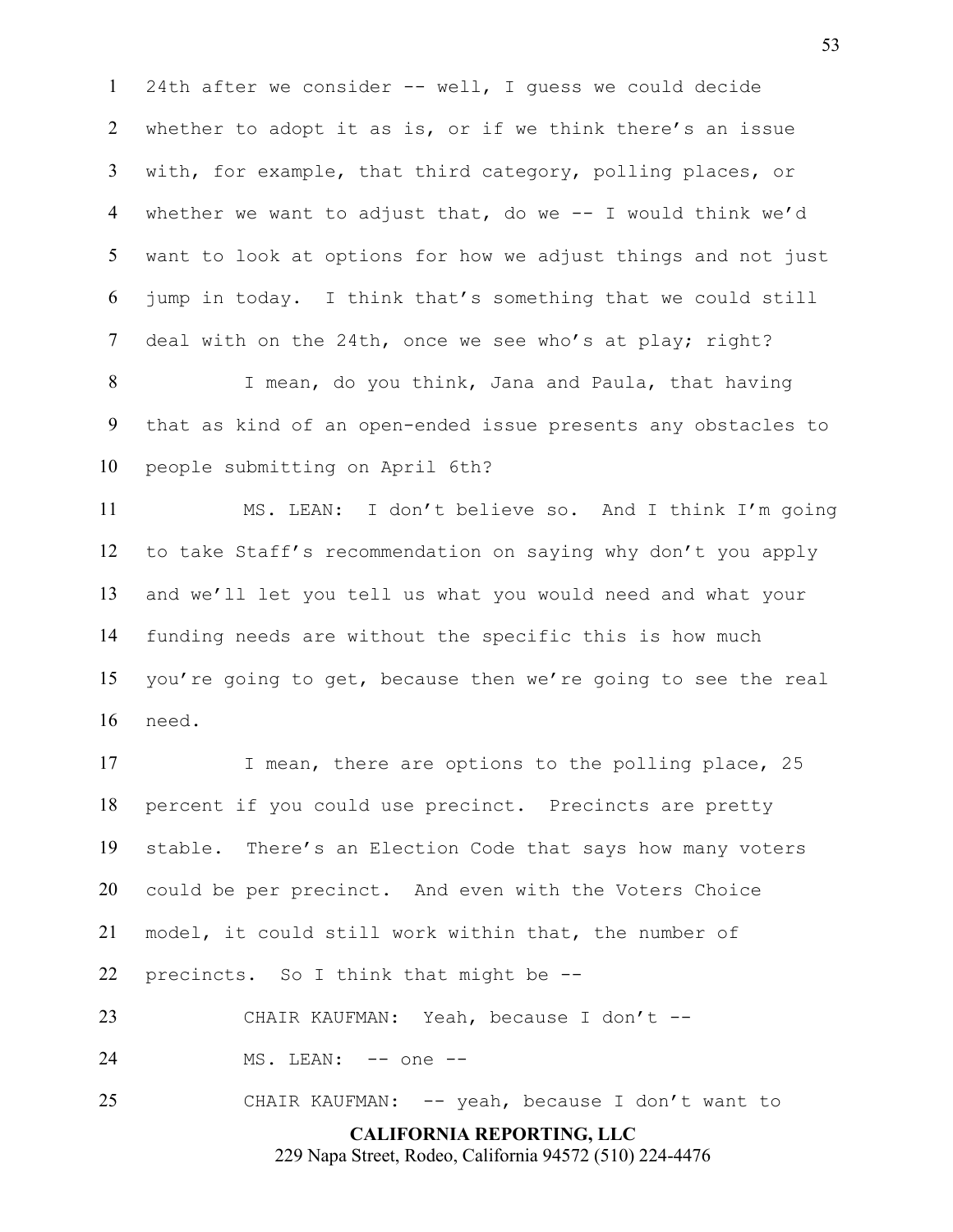24th after we consider -- well, I guess we could decide whether to adopt it as is, or if we think there's an issue with, for example, that third category, polling places, or whether we want to adjust that, do we -- I would think we'd want to look at options for how we adjust things and not just jump in today. I think that's something that we could still deal with on the 24th, once we see who's at play; right?

I mean, do you think, Jana and Paula, that having that as kind of an open-ended issue presents any obstacles to people submitting on April 6th?

MS. LEAN: I don't believe so. And I think I'm going to take Staff's recommendation on saying why don't you apply and we'll let you tell us what you would need and what your funding needs are without the specific this is how much you're going to get, because then we're going to see the real need.

I mean, there are options to the polling place, 25 percent if you could use precinct. Precincts are pretty stable. There's an Election Code that says how many voters could be per precinct. And even with the Voters Choice model, it could still work within that, the number of precincts. So I think that might be --

CHAIR KAUFMAN: Yeah, because I don't --

MS. LEAN: -- one --

CHAIR KAUFMAN: -- yeah, because I don't want to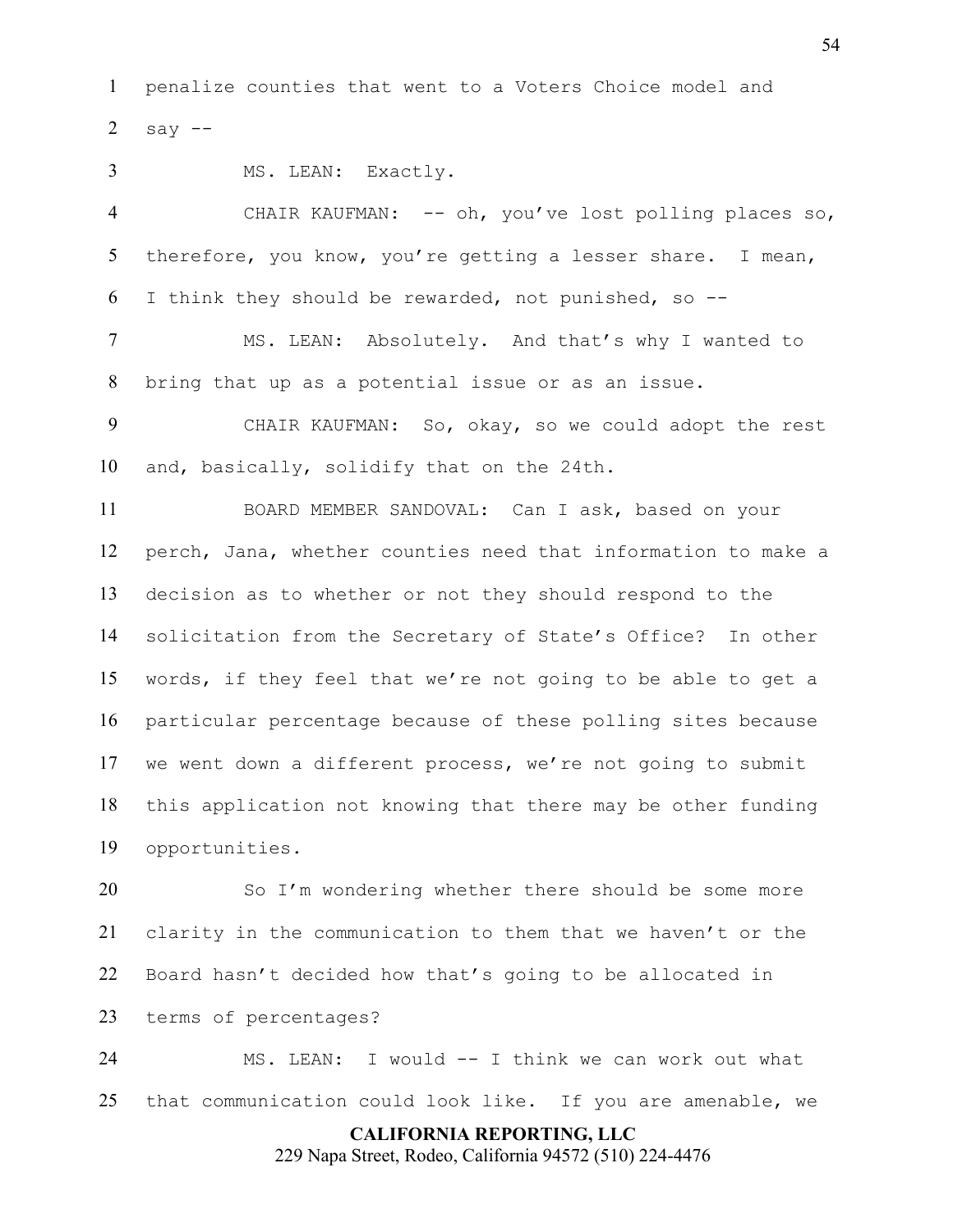penalize counties that went to a Voters Choice model and say --

MS. LEAN: Exactly.

CHAIR KAUFMAN: -- oh, you've lost polling places so, therefore, you know, you're getting a lesser share. I mean, I think they should be rewarded, not punished, so --

MS. LEAN: Absolutely. And that's why I wanted to bring that up as a potential issue or as an issue.

CHAIR KAUFMAN: So, okay, so we could adopt the rest and, basically, solidify that on the 24th.

BOARD MEMBER SANDOVAL: Can I ask, based on your perch, Jana, whether counties need that information to make a decision as to whether or not they should respond to the solicitation from the Secretary of State's Office? In other words, if they feel that we're not going to be able to get a particular percentage because of these polling sites because we went down a different process, we're not going to submit this application not knowing that there may be other funding opportunities.

So I'm wondering whether there should be some more clarity in the communication to them that we haven't or the Board hasn't decided how that's going to be allocated in terms of percentages?

MS. LEAN: I would -- I think we can work out what that communication could look like. If you are amenable, we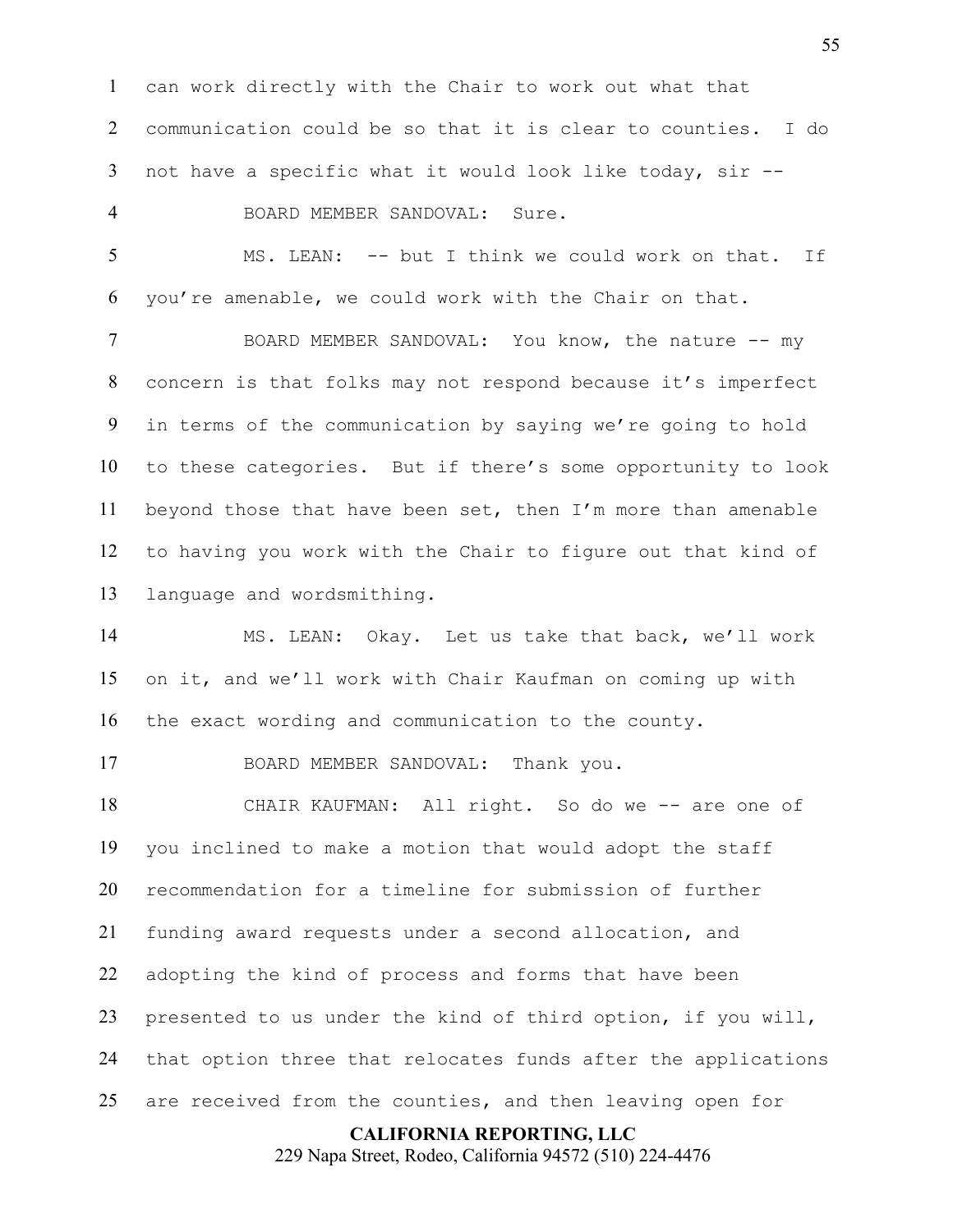can work directly with the Chair to work out what that communication could be so that it is clear to counties. I do not have a specific what it would look like today, sir --

BOARD MEMBER SANDOVAL: Sure.

MS. LEAN: -- but I think we could work on that. If you're amenable, we could work with the Chair on that.

BOARD MEMBER SANDOVAL: You know, the nature -- my concern is that folks may not respond because it's imperfect in terms of the communication by saying we're going to hold to these categories. But if there's some opportunity to look beyond those that have been set, then I'm more than amenable to having you work with the Chair to figure out that kind of language and wordsmithing.

MS. LEAN: Okay. Let us take that back, we'll work on it, and we'll work with Chair Kaufman on coming up with the exact wording and communication to the county.

BOARD MEMBER SANDOVAL: Thank you.

CHAIR KAUFMAN: All right. So do we -- are one of you inclined to make a motion that would adopt the staff recommendation for a timeline for submission of further funding award requests under a second allocation, and adopting the kind of process and forms that have been presented to us under the kind of third option, if you will, that option three that relocates funds after the applications are received from the counties, and then leaving open for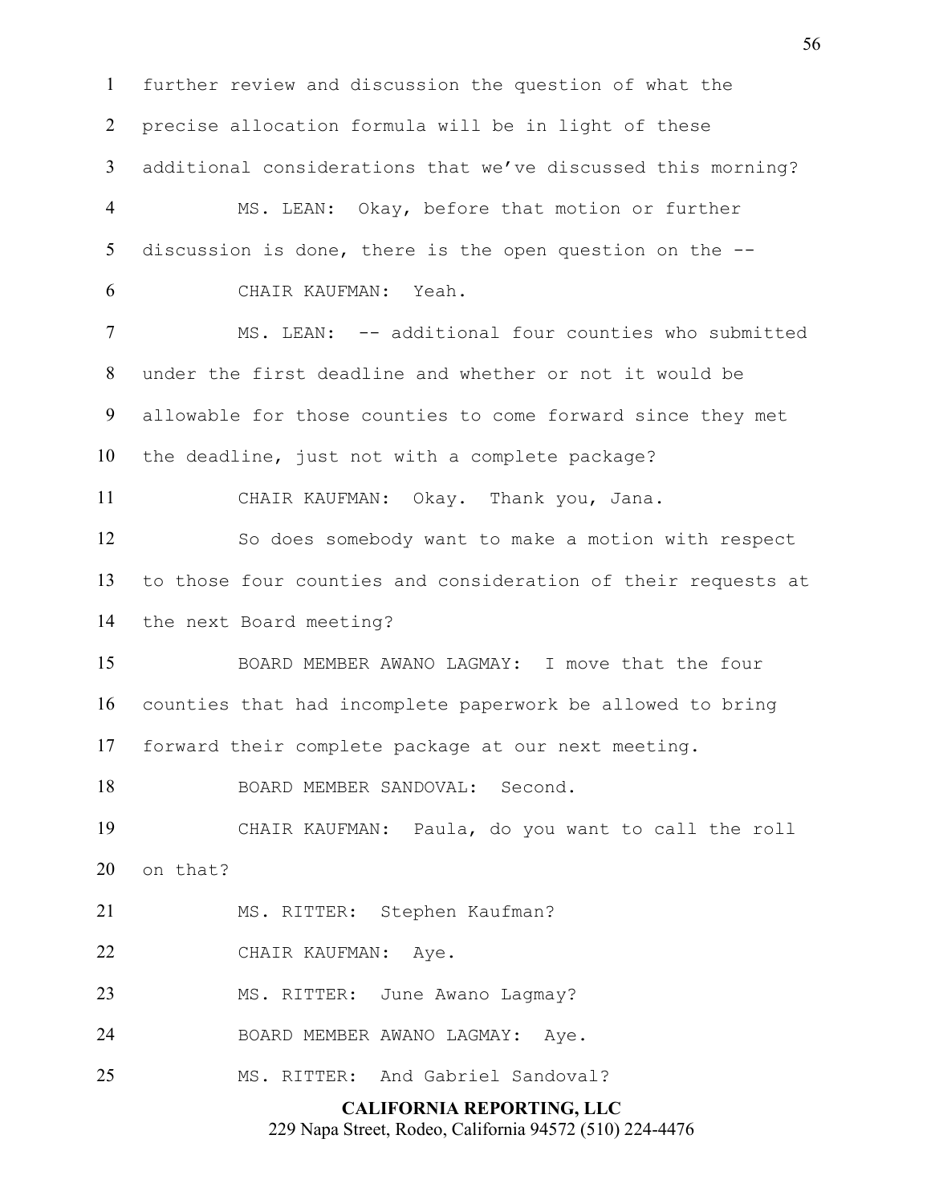further review and discussion the question of what the precise allocation formula will be in light of these additional considerations that we've discussed this morning?

MS. LEAN: Okay, before that motion or further discussion is done, there is the open question on the --

CHAIR KAUFMAN: Yeah.

MS. LEAN: -- additional four counties who submitted under the first deadline and whether or not it would be allowable for those counties to come forward since they met the deadline, just not with a complete package?

CHAIR KAUFMAN: Okay. Thank you, Jana.

So does somebody want to make a motion with respect to those four counties and consideration of their requests at the next Board meeting?

BOARD MEMBER AWANO LAGMAY: I move that the four counties that had incomplete paperwork be allowed to bring forward their complete package at our next meeting.

BOARD MEMBER SANDOVAL: Second.

CHAIR KAUFMAN: Paula, do you want to call the roll on that?

MS. RITTER: Stephen Kaufman?

CHAIR KAUFMAN: Aye.

MS. RITTER: June Awano Lagmay?

BOARD MEMBER AWANO LAGMAY: Aye.

MS. RITTER: And Gabriel Sandoval?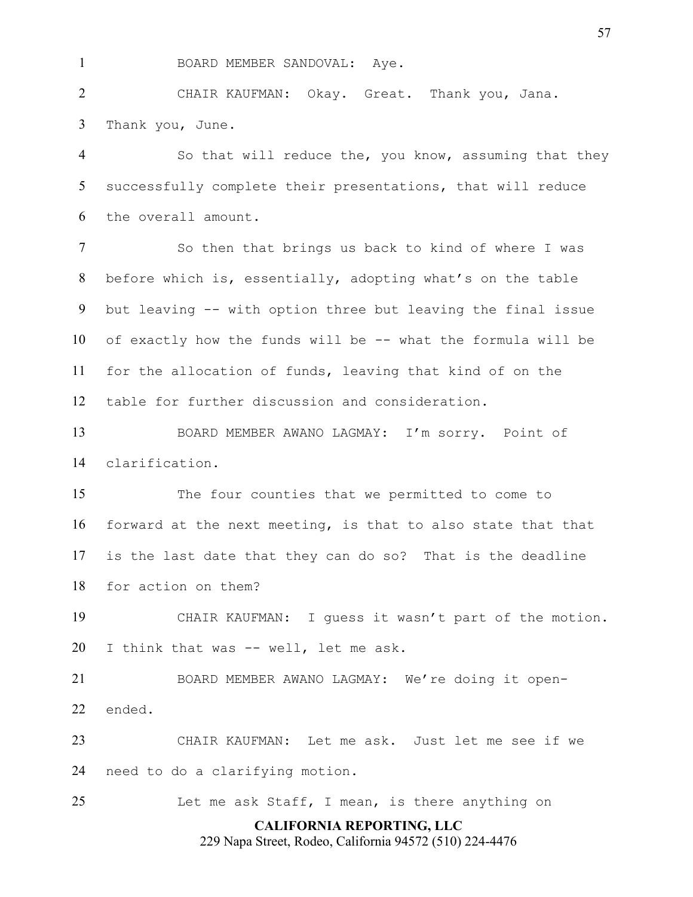BOARD MEMBER SANDOVAL: Aye.

CHAIR KAUFMAN: Okay. Great. Thank you, Jana. Thank you, June.

So that will reduce the, you know, assuming that they successfully complete their presentations, that will reduce the overall amount.

So then that brings us back to kind of where I was before which is, essentially, adopting what's on the table but leaving -- with option three but leaving the final issue of exactly how the funds will be -- what the formula will be for the allocation of funds, leaving that kind of on the table for further discussion and consideration.

BOARD MEMBER AWANO LAGMAY: I'm sorry. Point of clarification.

The four counties that we permitted to come to forward at the next meeting, is that to also state that that is the last date that they can do so? That is the deadline for action on them?

CHAIR KAUFMAN: I guess it wasn't part of the motion. I think that was -- well, let me ask.

BOARD MEMBER AWANO LAGMAY: We're doing it open-ended.

CHAIR KAUFMAN: Let me ask. Just let me see if we need to do a clarifying motion.

Let me ask Staff, I mean, is there anything on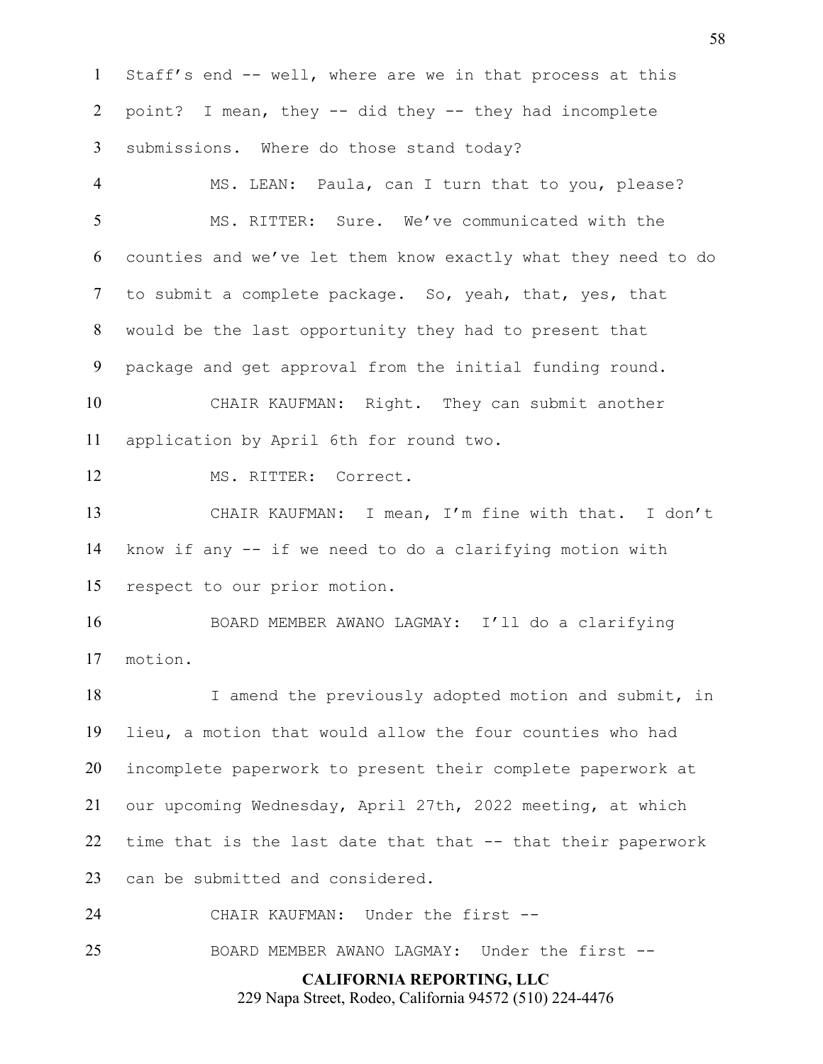Staff's end -- well, where are we in that process at this point? I mean, they -- did they -- they had incomplete submissions. Where do those stand today?

MS. LEAN: Paula, can I turn that to you, please?

MS. RITTER: Sure. We've communicated with the counties and we've let them know exactly what they need to do to submit a complete package. So, yeah, that, yes, that would be the last opportunity they had to present that package and get approval from the initial funding round.

CHAIR KAUFMAN: Right. They can submit another application by April 6th for round two.

MS. RITTER: Correct.

CHAIR KAUFMAN: I mean, I'm fine with that. I don't know if any -- if we need to do a clarifying motion with respect to our prior motion.

BOARD MEMBER AWANO LAGMAY: I'll do a clarifying motion.

I amend the previously adopted motion and submit, in lieu, a motion that would allow the four counties who had incomplete paperwork to present their complete paperwork at our upcoming Wednesday, April 27th, 2022 meeting, at which time that is the last date that that -- that their paperwork can be submitted and considered.

CHAIR KAUFMAN: Under the first --

BOARD MEMBER AWANO LAGMAY: Under the first --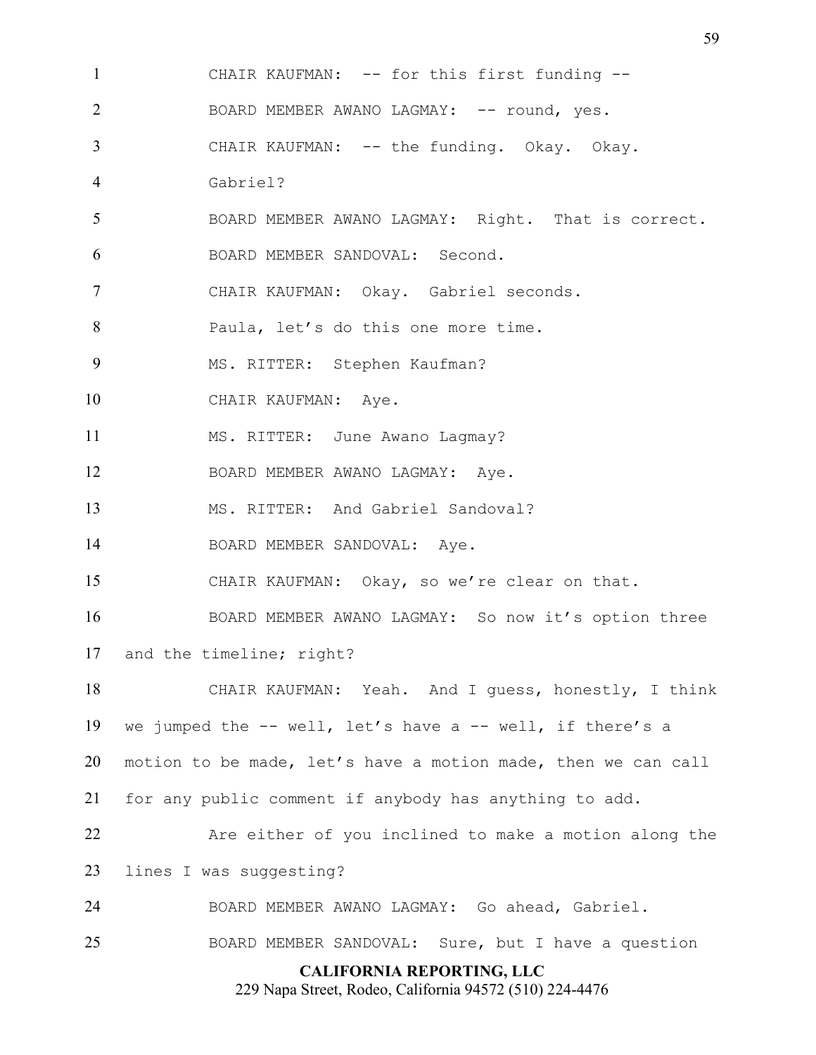CHAIR KAUFMAN: -- for this first funding --

BOARD MEMBER AWANO LAGMAY: -- round, yes.

CHAIR KAUFMAN: -- the funding. Okay. Okay. Gabriel?

BOARD MEMBER AWANO LAGMAY: Right. That is correct.

BOARD MEMBER SANDOVAL: Second.

CHAIR KAUFMAN: Okay. Gabriel seconds.

Paula, let's do this one more time.

MS. RITTER: Stephen Kaufman?

CHAIR KAUFMAN: Aye.

MS. RITTER: June Awano Lagmay?

BOARD MEMBER AWANO LAGMAY: Aye.

MS. RITTER: And Gabriel Sandoval?

BOARD MEMBER SANDOVAL: Aye.

CHAIR KAUFMAN: Okay, so we're clear on that.

BOARD MEMBER AWANO LAGMAY: So now it's option three and the timeline; right?

CHAIR KAUFMAN: Yeah. And I guess, honestly, I think we jumped the -- well, let's have a -- well, if there's a motion to be made, let's have a motion made, then we can call for any public comment if anybody has anything to add.

Are either of you inclined to make a motion along the lines I was suggesting?

BOARD MEMBER AWANO LAGMAY: Go ahead, Gabriel.

BOARD MEMBER SANDOVAL: Sure, but I have a question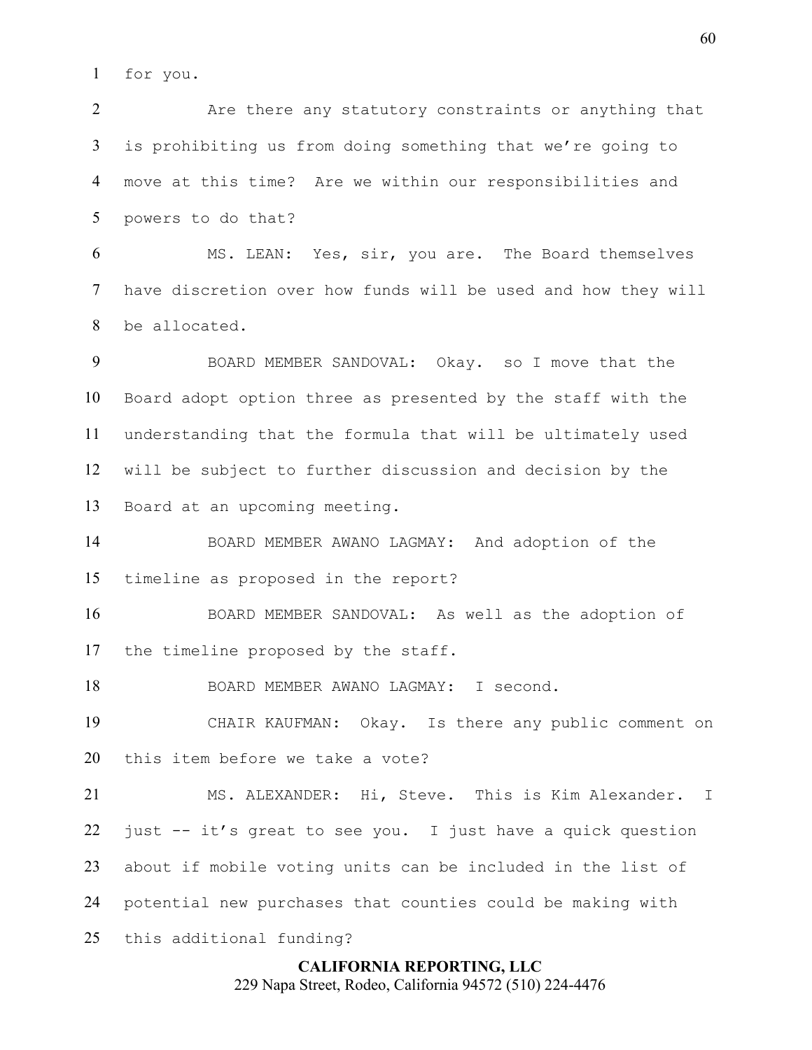for you.

Are there any statutory constraints or anything that is prohibiting us from doing something that we're going to move at this time? Are we within our responsibilities and powers to do that?

MS. LEAN: Yes, sir, you are. The Board themselves have discretion over how funds will be used and how they will be allocated.

BOARD MEMBER SANDOVAL: Okay. so I move that the Board adopt option three as presented by the staff with the understanding that the formula that will be ultimately used will be subject to further discussion and decision by the Board at an upcoming meeting.

BOARD MEMBER AWANO LAGMAY: And adoption of the timeline as proposed in the report?

BOARD MEMBER SANDOVAL: As well as the adoption of the timeline proposed by the staff.

BOARD MEMBER AWANO LAGMAY: I second.

CHAIR KAUFMAN: Okay. Is there any public comment on this item before we take a vote?

MS. ALEXANDER: Hi, Steve. This is Kim Alexander. I just -- it's great to see you. I just have a quick question about if mobile voting units can be included in the list of potential new purchases that counties could be making with this additional funding?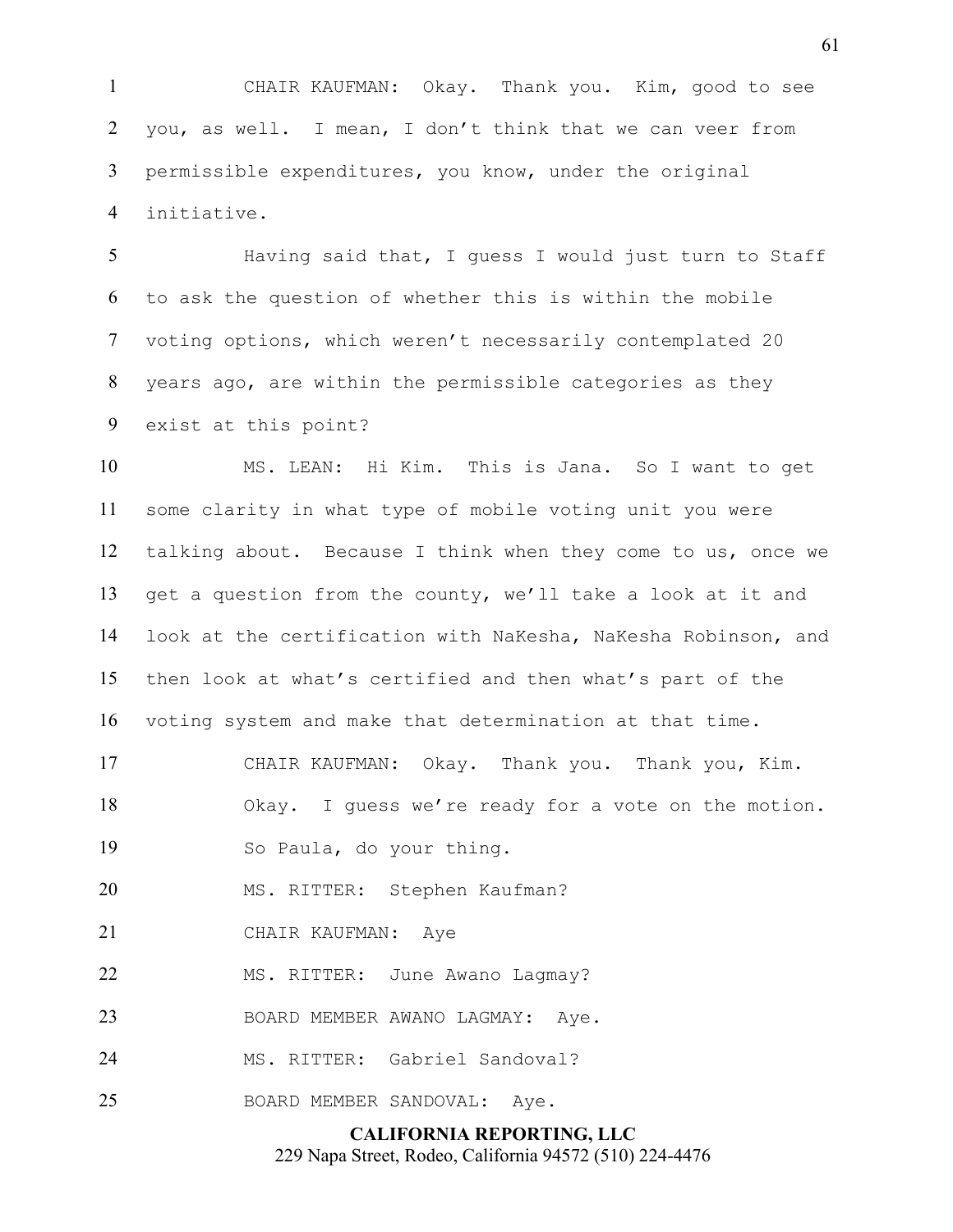CHAIR KAUFMAN: Okay. Thank you. Kim, good to see you, as well. I mean, I don't think that we can veer from permissible expenditures, you know, under the original initiative.

Having said that, I guess I would just turn to Staff to ask the question of whether this is within the mobile voting options, which weren't necessarily contemplated 20 years ago, are within the permissible categories as they exist at this point?

MS. LEAN: Hi Kim. This is Jana. So I want to get some clarity in what type of mobile voting unit you were talking about. Because I think when they come to us, once we get a question from the county, we'll take a look at it and look at the certification with NaKesha, NaKesha Robinson, and then look at what's certified and then what's part of the voting system and make that determination at that time.

CHAIR KAUFMAN: Okay. Thank you. Thank you, Kim.

Okay. I guess we're ready for a vote on the motion.

So Paula, do your thing.

MS. RITTER: Stephen Kaufman?

CHAIR KAUFMAN: Aye

MS. RITTER: June Awano Lagmay?

BOARD MEMBER AWANO LAGMAY: Aye.

MS. RITTER: Gabriel Sandoval?

BOARD MEMBER SANDOVAL: Aye.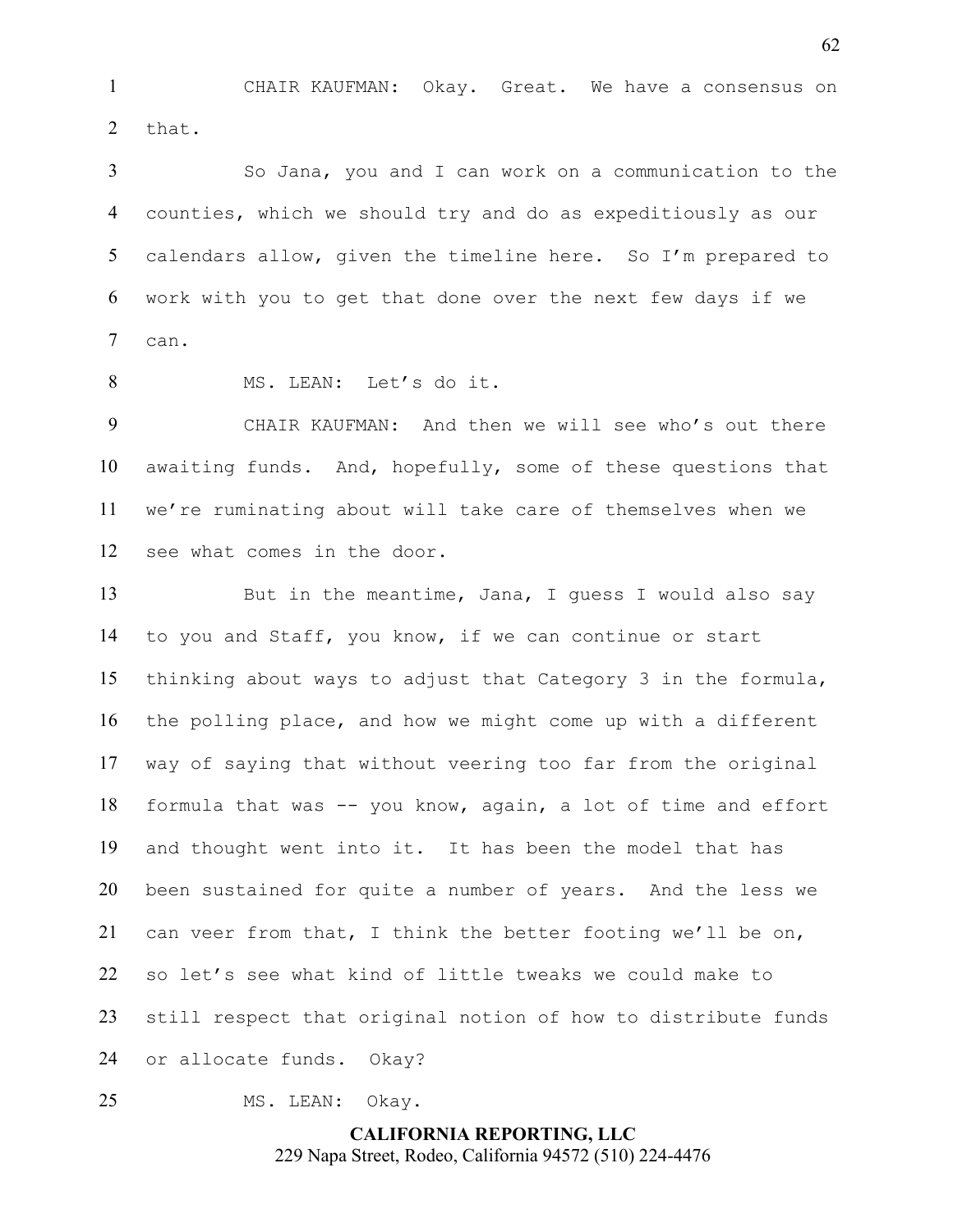CHAIR KAUFMAN: Okay. Great. We have a consensus on that.

So Jana, you and I can work on a communication to the counties, which we should try and do as expeditiously as our calendars allow, given the timeline here. So I'm prepared to work with you to get that done over the next few days if we can.

MS. LEAN: Let's do it.

CHAIR KAUFMAN: And then we will see who's out there awaiting funds. And, hopefully, some of these questions that we're ruminating about will take care of themselves when we see what comes in the door.

But in the meantime, Jana, I guess I would also say to you and Staff, you know, if we can continue or start thinking about ways to adjust that Category 3 in the formula, the polling place, and how we might come up with a different way of saying that without veering too far from the original formula that was -- you know, again, a lot of time and effort and thought went into it. It has been the model that has been sustained for quite a number of years. And the less we can veer from that, I think the better footing we'll be on, so let's see what kind of little tweaks we could make to still respect that original notion of how to distribute funds or allocate funds. Okay?

MS. LEAN: Okay.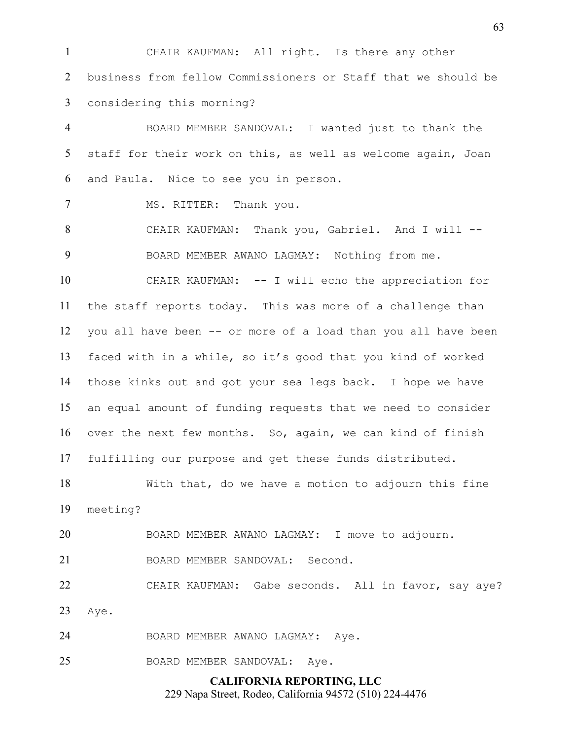CHAIR KAUFMAN: All right. Is there any other business from fellow Commissioners or Staff that we should be considering this morning?

BOARD MEMBER SANDOVAL: I wanted just to thank the staff for their work on this, as well as welcome again, Joan and Paula. Nice to see you in person.

MS. RITTER: Thank you.

CHAIR KAUFMAN: Thank you, Gabriel. And I will --

BOARD MEMBER AWANO LAGMAY: Nothing from me.

CHAIR KAUFMAN: -- I will echo the appreciation for the staff reports today. This was more of a challenge than you all have been -- or more of a load than you all have been faced with in a while, so it's good that you kind of worked those kinks out and got your sea legs back. I hope we have an equal amount of funding requests that we need to consider over the next few months. So, again, we can kind of finish fulfilling our purpose and get these funds distributed.

With that, do we have a motion to adjourn this fine meeting?

BOARD MEMBER AWANO LAGMAY: I move to adjourn.

BOARD MEMBER SANDOVAL: Second.

CHAIR KAUFMAN: Gabe seconds. All in favor, say aye? Aye.

BOARD MEMBER AWANO LAGMAY: Aye.

BOARD MEMBER SANDOVAL: Aye.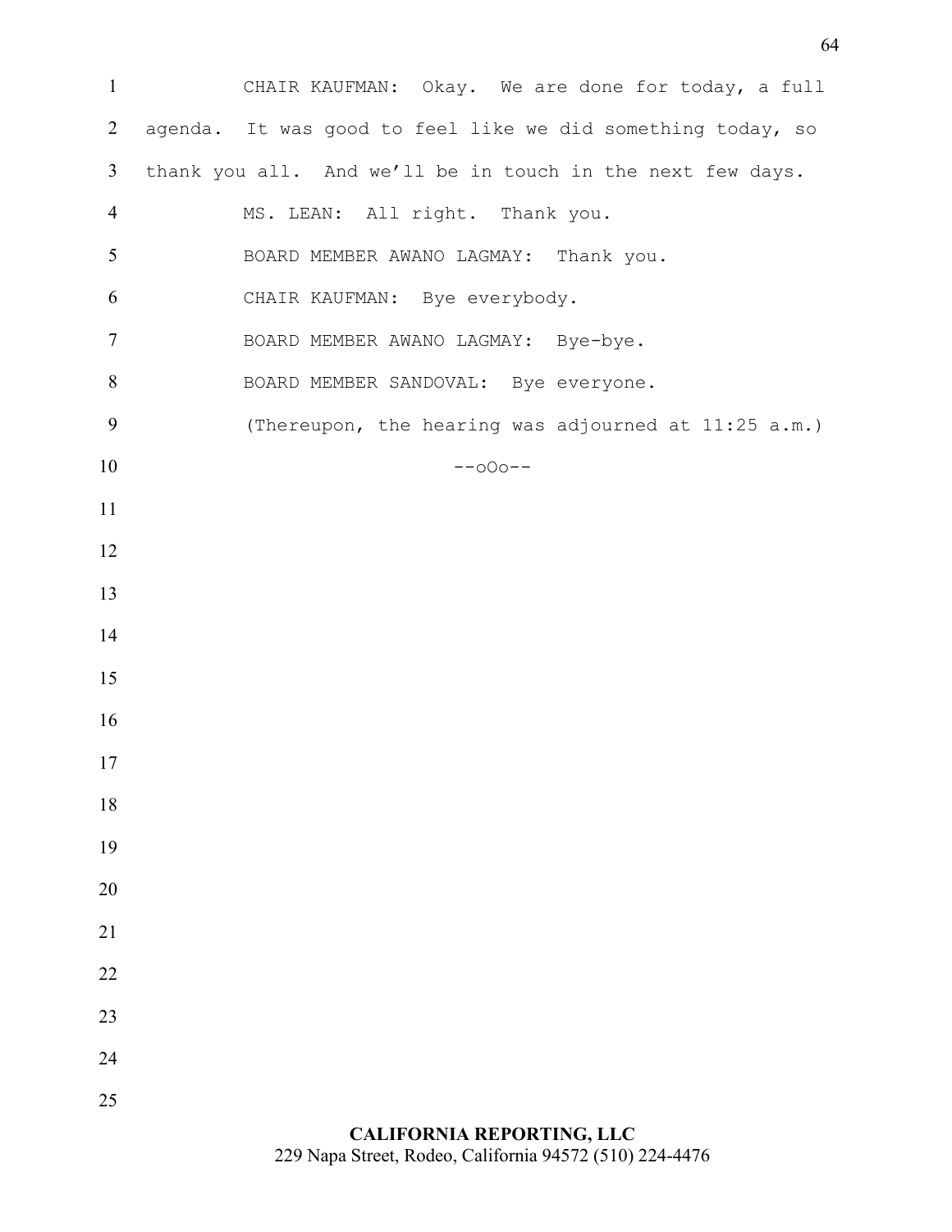CHAIR KAUFMAN: Okay. We are done for today, a full agenda. It was good to feel like we did something today, so thank you all. And we'll be in touch in the next few days.

MS. LEAN: All right. Thank you.

BOARD MEMBER AWANO LAGMAY: Thank you.

CHAIR KAUFMAN: Bye everybody.

BOARD MEMBER AWANO LAGMAY: Bye-bye.

BOARD MEMBER SANDOVAL: Bye everyone.

(Thereupon, the hearing was adjourned at 11:25 a.m.)

--oOo--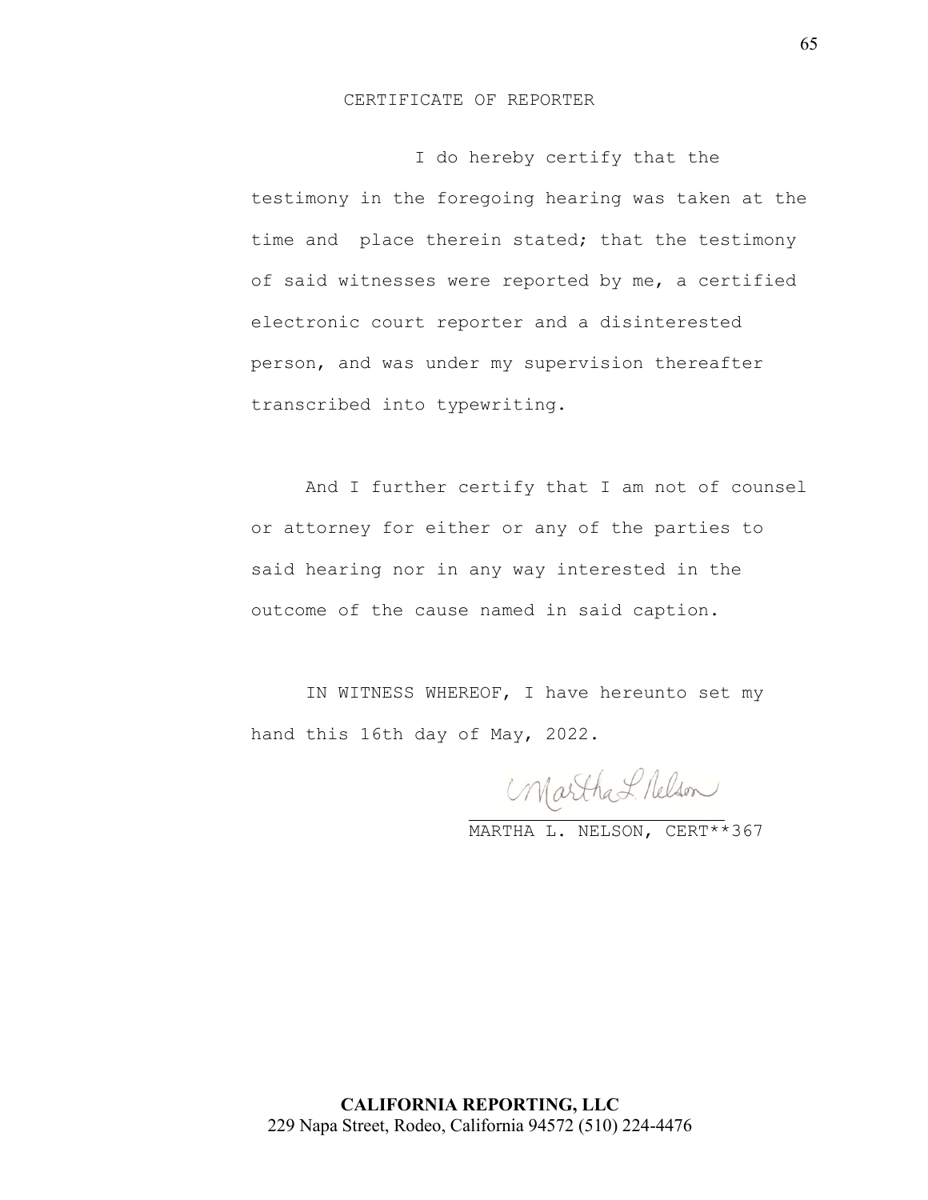# CERTIFICATE OF REPORTER

I do hereby certify that the testimony in the foregoing hearing was taken at the time and place therein stated; that the testimony of said witnesses were reported by me, a certified electronic court reporter and a disinterested person, and was under my supervision thereafter transcribed into typewriting.

And I further certify that I am not of counsel or attorney for either or any of the parties to said hearing nor in any way interested in the outcome of the cause named in said caption.

IN WITNESS WHEREOF, I have hereunto set my hand this 16th day of May, 2022.

Martha L. Nelson

MARTHA L. NELSON, CERT**367

**CALIFORNIA REPORTING, LLC**
229 Napa Street, Rodeo, California 94572 (510) 224-4476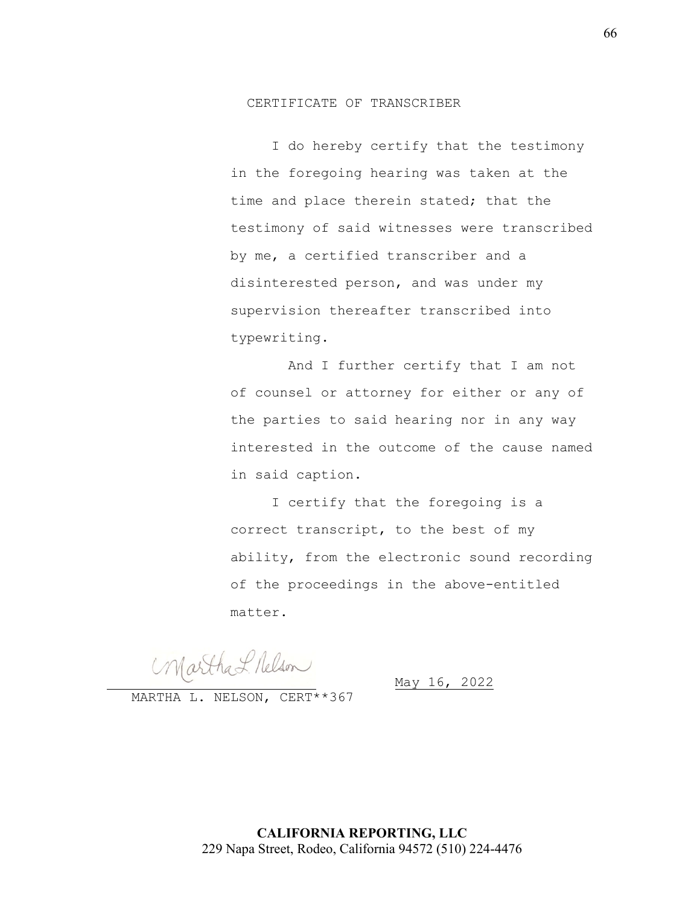# CERTIFICATE OF TRANSCRIBER

I do hereby certify that the testimony in the foregoing hearing was taken at the time and place therein stated; that the testimony of said witnesses were transcribed by me, a certified transcriber and a disinterested person, and was under my supervision thereafter transcribed into typewriting.

And I further certify that I am not of counsel or attorney for either or any of the parties to said hearing nor in any way interested in the outcome of the cause named in said caption.

I certify that the foregoing is a correct transcript, to the best of my ability, from the electronic sound recording of the proceedings in the above-entitled matter.

Martha L. Nelson

MARTHA L. NELSON, CERT**367

May 16, 2022

**CALIFORNIA REPORTING, LLC**
229 Napa Street, Rodeo, California 94572 (510) 224-4476